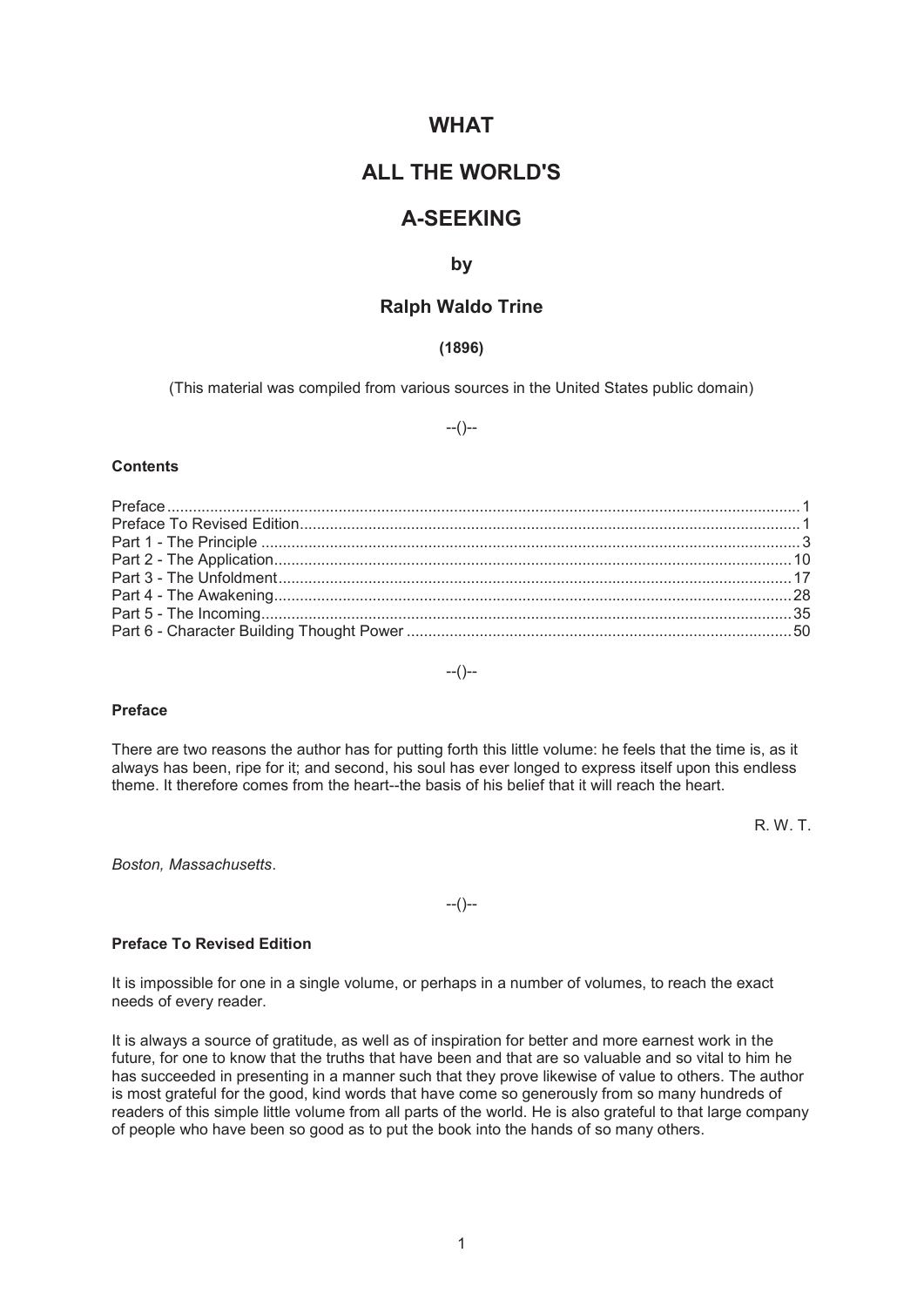# WHAT

# ALL THE WORLD'S

# A-SEEKING

### by

### Ralph Waldo Trine

**(1896)**

(This material was compiled from various sources in the United States public domain)

--()--

**Contents**

Preface .......... 1
Preface To Revised Edition .......... 1
Part 1 - The Principle .......... 3
Part 2 - The Application .......... 10
Part 3 - The Unfoldment .......... 17
Part 4 - The Awakening .......... 28
Part 5 - The Incoming .......... 35
Part 6 - Character Building Thought Power .......... 50

--()--

**Preface**

There are two reasons the author has for putting forth this little volume: he feels that the time is, as it always has been, ripe for it; and second, his soul has ever longed to express itself upon this endless theme. It therefore comes from the heart--the basis of his belief that it will reach the heart.

R. W. T.

*Boston, Massachusetts*.

--()--

**Preface To Revised Edition**

It is impossible for one in a single volume, or perhaps in a number of volumes, to reach the exact needs of every reader.

It is always a source of gratitude, as well as of inspiration for better and more earnest work in the future, for one to know that the truths that have been and that are so valuable and so vital to him he has succeeded in presenting in a manner such that they prove likewise of value to others. The author is most grateful for the good, kind words that have come so generously from so many hundreds of readers of this simple little volume from all parts of the world. He is also grateful to that large company of people who have been so good as to put the book into the hands of so many others.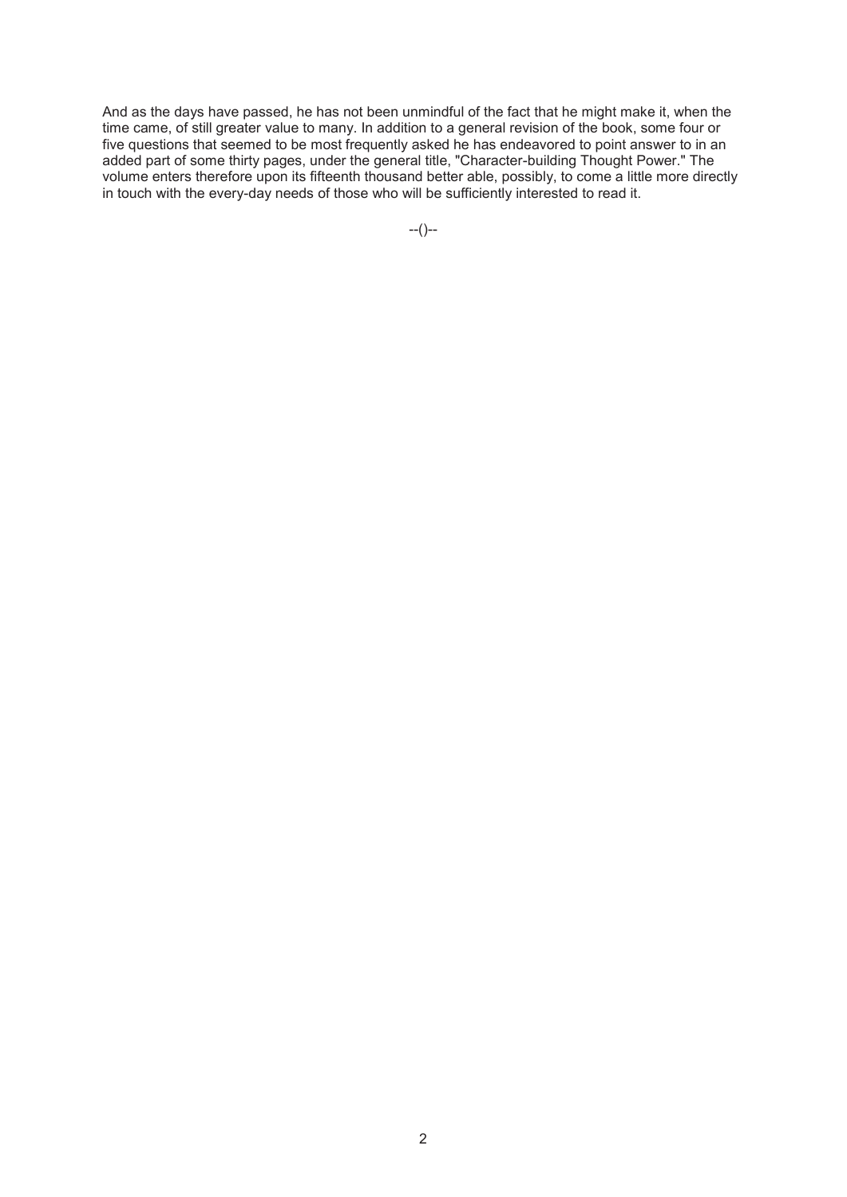And as the days have passed, he has not been unmindful of the fact that he might make it, when the time came, of still greater value to many. In addition to a general revision of the book, some four or five questions that seemed to be most frequently asked he has endeavored to point answer to in an added part of some thirty pages, under the general title, "Character-building Thought Power." The volume enters therefore upon its fifteenth thousand better able, possibly, to come a little more directly in touch with the every-day needs of those who will be sufficiently interested to read it.

--()--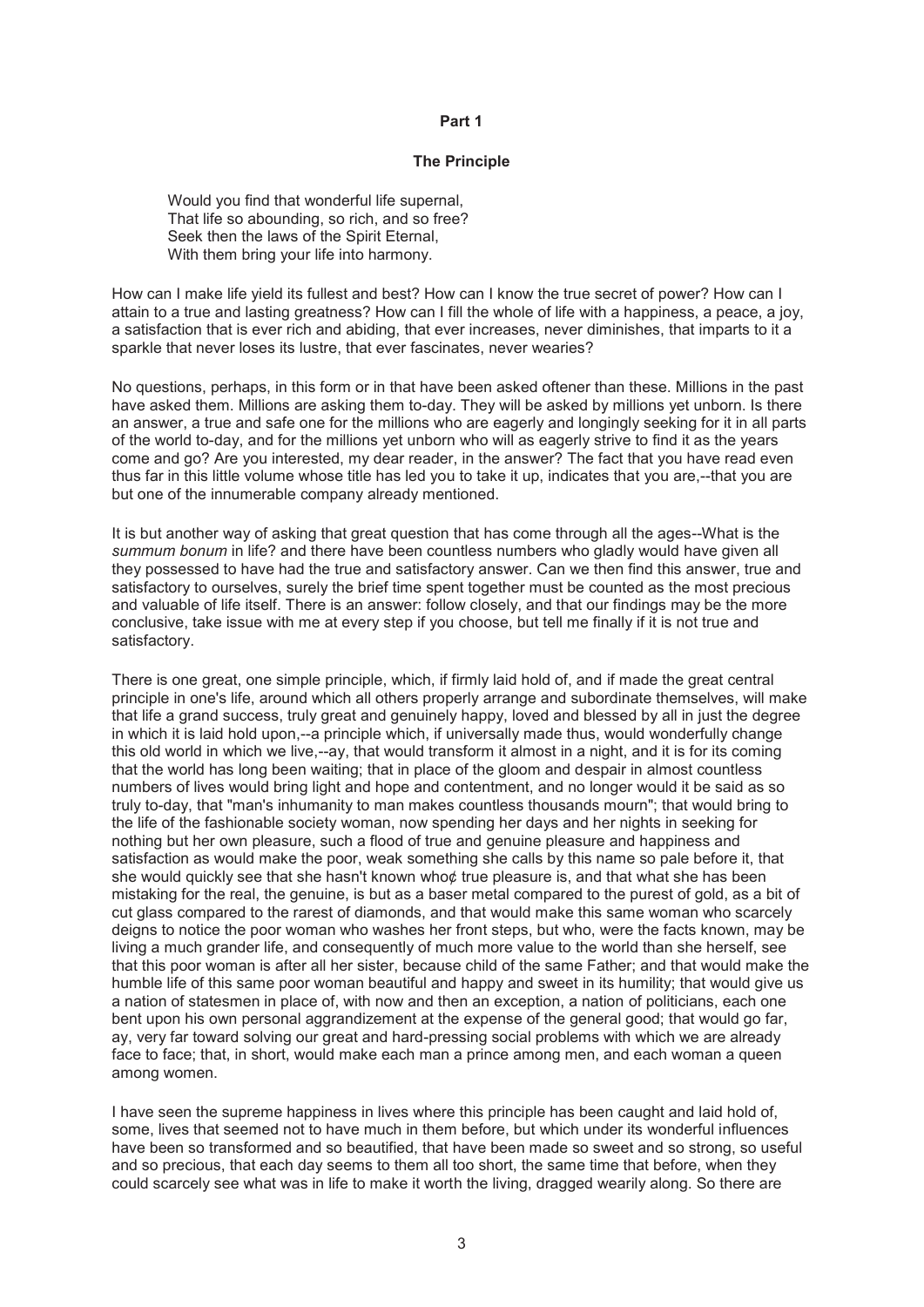## Part 1

### The Principle

> Would you find that wonderful life supernal,
> That life so abounding, so rich, and so free?
> Seek then the laws of the Spirit Eternal,
> With them bring your life into harmony.

How can I make life yield its fullest and best? How can I know the true secret of power? How can I attain to a true and lasting greatness? How can I fill the whole of life with a happiness, a peace, a joy, a satisfaction that is ever rich and abiding, that ever increases, never diminishes, that imparts to it a sparkle that never loses its lustre, that ever fascinates, never wearies?

No questions, perhaps, in this form or in that have been asked oftener than these. Millions in the past have asked them. Millions are asking them to-day. They will be asked by millions yet unborn. Is there an answer, a true and safe one for the millions who are eagerly and longingly seeking for it in all parts of the world to-day, and for the millions yet unborn who will as eagerly strive to find it as the years come and go? Are you interested, my dear reader, in the answer? The fact that you have read even thus far in this little volume whose title has led you to take it up, indicates that you are,--that you are but one of the innumerable company already mentioned.

It is but another way of asking that great question that has come through all the ages--What is the *summum bonum* in life? and there have been countless numbers who gladly would have given all they possessed to have had the true and satisfactory answer. Can we then find this answer, true and satisfactory to ourselves, surely the brief time spent together must be counted as the most precious and valuable of life itself. There is an answer: follow closely, and that our findings may be the more conclusive, take issue with me at every step if you choose, but tell me finally if it is not true and satisfactory.

There is one great, one simple principle, which, if firmly laid hold of, and if made the great central principle in one's life, around which all others properly arrange and subordinate themselves, will make that life a grand success, truly great and genuinely happy, loved and blessed by all in just the degree in which it is laid hold upon,--a principle which, if universally made thus, would wonderfully change this old world in which we live,--ay, that would transform it almost in a night, and it is for its coming that the world has long been waiting; that in place of the gloom and despair in almost countless numbers of lives would bring light and hope and contentment, and no longer would it be said as so truly to-day, that "man's inhumanity to man makes countless thousands mourn"; that would bring to the life of the fashionable society woman, now spending her days and her nights in seeking for nothing but her own pleasure, such a flood of true and genuine pleasure and happiness and satisfaction as would make the poor, weak something she calls by this name so pale before it, that she would quickly see that she hasn't known who¢ true pleasure is, and that what she has been mistaking for the real, the genuine, is but as a baser metal compared to the purest of gold, as a bit of cut glass compared to the rarest of diamonds, and that would make this same woman who scarcely deigns to notice the poor woman who washes her front steps, but who, were the facts known, may be living a much grander life, and consequently of much more value to the world than she herself, see that this poor woman is after all her sister, because child of the same Father; and that would make the humble life of this same poor woman beautiful and happy and sweet in its humility; that would give us a nation of statesmen in place of, with now and then an exception, a nation of politicians, each one bent upon his own personal aggrandizement at the expense of the general good; that would go far, ay, very far toward solving our great and hard-pressing social problems with which we are already face to face; that, in short, would make each man a prince among men, and each woman a queen among women.

I have seen the supreme happiness in lives where this principle has been caught and laid hold of, some, lives that seemed not to have much in them before, but which under its wonderful influences have been so transformed and so beautified, that have been made so sweet and so strong, so useful and so precious, that each day seems to them all too short, the same time that before, when they could scarcely see what was in life to make it worth the living, dragged wearily along. So there are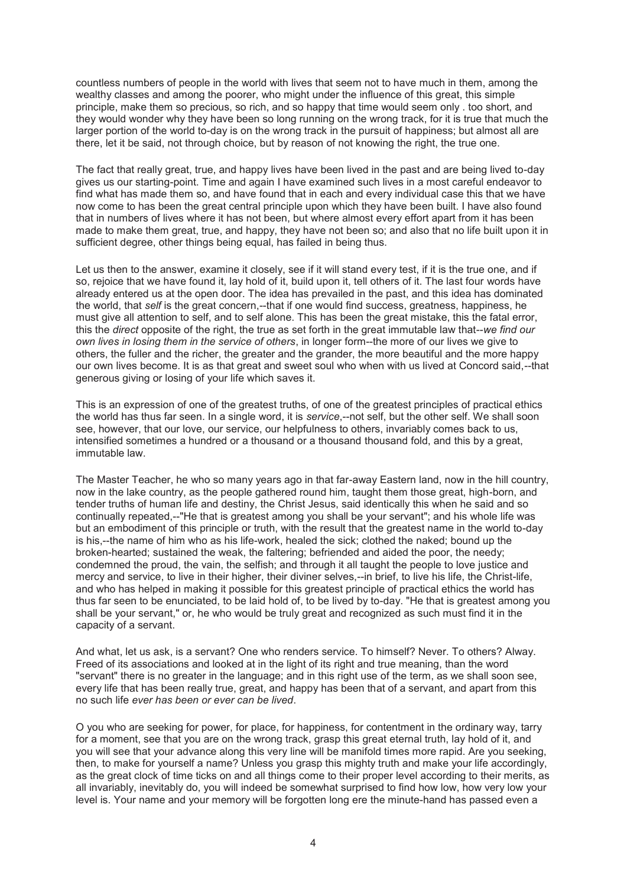countless numbers of people in the world with lives that seem not to have much in them, among the wealthy classes and among the poorer, who might under the influence of this great, this simple principle, make them so precious, so rich, and so happy that time would seem only . too short, and they would wonder why they have been so long running on the wrong track, for it is true that much the larger portion of the world to-day is on the wrong track in the pursuit of happiness; but almost all are there, let it be said, not through choice, but by reason of not knowing the right, the true one.

The fact that really great, true, and happy lives have been lived in the past and are being lived to-day gives us our starting-point. Time and again I have examined such lives in a most careful endeavor to find what has made them so, and have found that in each and every individual case this that we have now come to has been the great central principle upon which they have been built. I have also found that in numbers of lives where it has not been, but where almost every effort apart from it has been made to make them great, true, and happy, they have not been so; and also that no life built upon it in sufficient degree, other things being equal, has failed in being thus.

Let us then to the answer, examine it closely, see if it will stand every test, if it is the true one, and if so, rejoice that we have found it, lay hold of it, build upon it, tell others of it. The last four words have already entered us at the open door. The idea has prevailed in the past, and this idea has dominated the world, that *self* is the great concern,--that if one would find success, greatness, happiness, he must give all attention to self, and to self alone. This has been the great mistake, this the fatal error, this the *direct* opposite of the right, the true as set forth in the great immutable law that--*we find our own lives in losing them in the service of others*, in longer form--the more of our lives we give to others, the fuller and the richer, the greater and the grander, the more beautiful and the more happy our own lives become. It is as that great and sweet soul who when with us lived at Concord said,--that generous giving or losing of your life which saves it.

This is an expression of one of the greatest truths, of one of the greatest principles of practical ethics the world has thus far seen. In a single word, it is *service*,--not self, but the other self. We shall soon see, however, that our love, our service, our helpfulness to others, invariably comes back to us, intensified sometimes a hundred or a thousand or a thousand thousand fold, and this by a great, immutable law.

The Master Teacher, he who so many years ago in that far-away Eastern land, now in the hill country, now in the lake country, as the people gathered round him, taught them those great, high-born, and tender truths of human life and destiny, the Christ Jesus, said identically this when he said and so continually repeated,--"He that is greatest among you shall be your servant"; and his whole life was but an embodiment of this principle or truth, with the result that the greatest name in the world to-day is his,--the name of him who as his life-work, healed the sick; clothed the naked; bound up the broken-hearted; sustained the weak, the faltering; befriended and aided the poor, the needy; condemned the proud, the vain, the selfish; and through it all taught the people to love justice and mercy and service, to live in their higher, their diviner selves,--in brief, to live his life, the Christ-life, and who has helped in making it possible for this greatest principle of practical ethics the world has thus far seen to be enunciated, to be laid hold of, to be lived by to-day. "He that is greatest among you shall be your servant," or, he who would be truly great and recognized as such must find it in the capacity of a servant.

And what, let us ask, is a servant? One who renders service. To himself? Never. To others? Alway. Freed of its associations and looked at in the light of its right and true meaning, than the word "servant" there is no greater in the language; and in this right use of the term, as we shall soon see, every life that has been really true, great, and happy has been that of a servant, and apart from this no such life *ever has been or ever can be lived*.

O you who are seeking for power, for place, for happiness, for contentment in the ordinary way, tarry for a moment, see that you are on the wrong track, grasp this great eternal truth, lay hold of it, and you will see that your advance along this very line will be manifold times more rapid. Are you seeking, then, to make for yourself a name? Unless you grasp this mighty truth and make your life accordingly, as the great clock of time ticks on and all things come to their proper level according to their merits, as all invariably, inevitably do, you will indeed be somewhat surprised to find how low, how very low your level is. Your name and your memory will be forgotten long ere the minute-hand has passed even a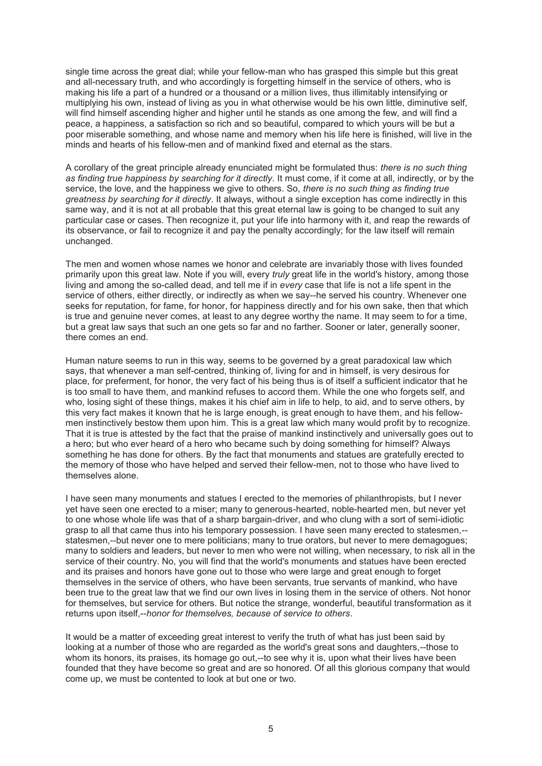single time across the great dial; while your fellow-man who has grasped this simple but this great and all-necessary truth, and who accordingly is forgetting himself in the service of others, who is making his life a part of a hundred or a thousand or a million lives, thus illimitably intensifying or multiplying his own, instead of living as you in what otherwise would be his own little, diminutive self, will find himself ascending higher and higher until he stands as one among the few, and will find a peace, a happiness, a satisfaction so rich and so beautiful, compared to which yours will be but a poor miserable something, and whose name and memory when his life here is finished, will live in the minds and hearts of his fellow-men and of mankind fixed and eternal as the stars.

A corollary of the great principle already enunciated might be formulated thus: *there is no such thing as finding true happiness by searching for it directly*. It must come, if it come at all, indirectly, or by the service, the love, and the happiness we give to others. So, *there is no such thing as finding true greatness by searching for it directly*. It always, without a single exception has come indirectly in this same way, and it is not at all probable that this great eternal law is going to be changed to suit any particular case or cases. Then recognize it, put your life into harmony with it, and reap the rewards of its observance, or fail to recognize it and pay the penalty accordingly; for the law itself will remain unchanged.

The men and women whose names we honor and celebrate are invariably those with lives founded primarily upon this great law. Note if you will, every *truly* great life in the world's history, among those living and among the so-called dead, and tell me if in *every* case that life is not a life spent in the service of others, either directly, or indirectly as when we say--he served his country. Whenever one seeks for reputation, for fame, for honor, for happiness directly and for his own sake, then that which is true and genuine never comes, at least to any degree worthy the name. It may seem to for a time, but a great law says that such an one gets so far and no farther. Sooner or later, generally sooner, there comes an end.

Human nature seems to run in this way, seems to be governed by a great paradoxical law which says, that whenever a man self-centred, thinking of, living for and in himself, is very desirous for place, for preferment, for honor, the very fact of his being thus is of itself a sufficient indicator that he is too small to have them, and mankind refuses to accord them. While the one who forgets self, and who, losing sight of these things, makes it his chief aim in life to help, to aid, and to serve others, by this very fact makes it known that he is large enough, is great enough to have them, and his fellow-men instinctively bestow them upon him. This is a great law which many would profit by to recognize. That it is true is attested by the fact that the praise of mankind instinctively and universally goes out to a hero; but who ever heard of a hero who became such by doing something for himself? Always something he has done for others. By the fact that monuments and statues are gratefully erected to the memory of those who have helped and served their fellow-men, not to those who have lived to themselves alone.

I have seen many monuments and statues I erected to the memories of philanthropists, but I never yet have seen one erected to a miser; many to generous-hearted, noble-hearted men, but never yet to one whose whole life was that of a sharp bargain-driver, and who clung with a sort of semi-idiotic grasp to all that came thus into his temporary possession. I have seen many erected to statesmen,--statesmen,--but never one to mere politicians; many to true orators, but never to mere demagogues; many to soldiers and leaders, but never to men who were not willing, when necessary, to risk all in the service of their country. No, you will find that the world's monuments and statues have been erected and its praises and honors have gone out to those who were large and great enough to forget themselves in the service of others, who have been servants, true servants of mankind, who have been true to the great law that we find our own lives in losing them in the service of others. Not honor for themselves, but service for others. But notice the strange, wonderful, beautiful transformation as it returns upon itself,--*honor for themselves, because of service to others*.

It would be a matter of exceeding great interest to verify the truth of what has just been said by looking at a number of those who are regarded as the world's great sons and daughters,--those to whom its honors, its praises, its homage go out,--to see why it is, upon what their lives have been founded that they have become so great and are so honored. Of all this glorious company that would come up, we must be contented to look at but one or two.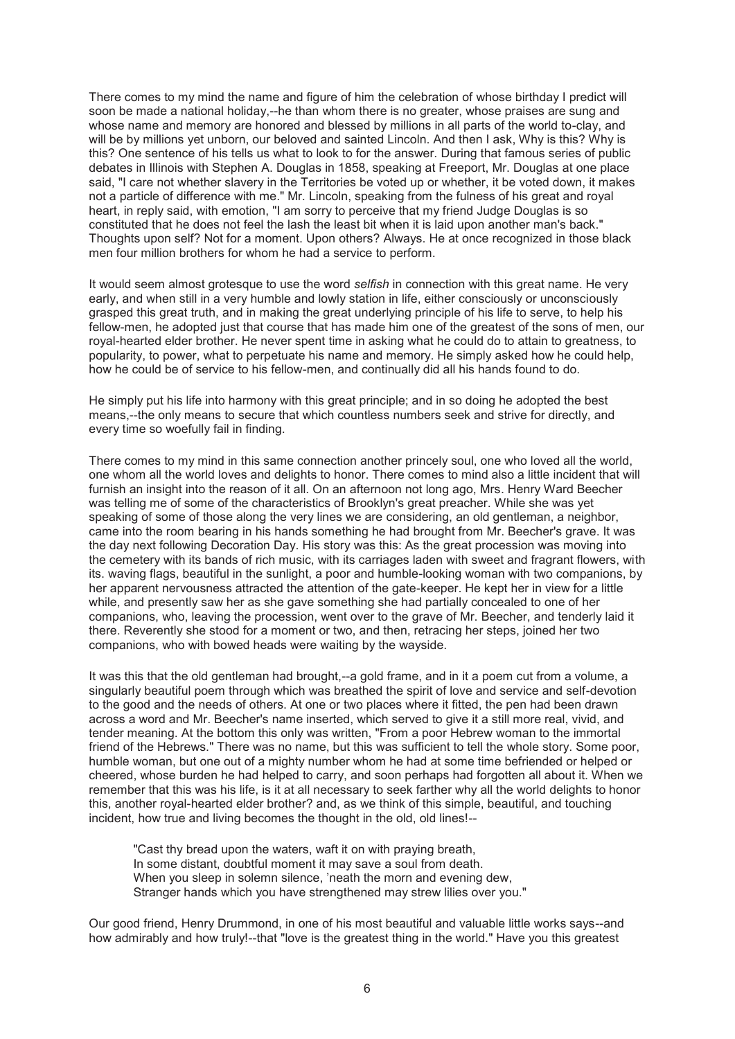There comes to my mind the name and figure of him the celebration of whose birthday I predict will soon be made a national holiday,--he than whom there is no greater, whose praises are sung and whose name and memory are honored and blessed by millions in all parts of the world to-clay, and will be by millions yet unborn, our beloved and sainted Lincoln. And then I ask, Why is this? Why is this? One sentence of his tells us what to look to for the answer. During that famous series of public debates in Illinois with Stephen A. Douglas in 1858, speaking at Freeport, Mr. Douglas at one place said, "I care not whether slavery in the Territories be voted up or whether, it be voted down, it makes not a particle of difference with me." Mr. Lincoln, speaking from the fulness of his great and royal heart, in reply said, with emotion, "I am sorry to perceive that my friend Judge Douglas is so constituted that he does not feel the lash the least bit when it is laid upon another man's back." Thoughts upon self? Not for a moment. Upon others? Always. He at once recognized in those black men four million brothers for whom he had a service to perform.

It would seem almost grotesque to use the word *selfish* in connection with this great name. He very early, and when still in a very humble and lowly station in life, either consciously or unconsciously grasped this great truth, and in making the great underlying principle of his life to serve, to help his fellow-men, he adopted just that course that has made him one of the greatest of the sons of men, our royal-hearted elder brother. He never spent time in asking what he could do to attain to greatness, to popularity, to power, what to perpetuate his name and memory. He simply asked how he could help, how he could be of service to his fellow-men, and continually did all his hands found to do.

He simply put his life into harmony with this great principle; and in so doing he adopted the best means,--the only means to secure that which countless numbers seek and strive for directly, and every time so woefully fail in finding.

There comes to my mind in this same connection another princely soul, one who loved all the world, one whom all the world loves and delights to honor. There comes to mind also a little incident that will furnish an insight into the reason of it all. On an afternoon not long ago, Mrs. Henry Ward Beecher was telling me of some of the characteristics of Brooklyn's great preacher. While she was yet speaking of some of those along the very lines we are considering, an old gentleman, a neighbor, came into the room bearing in his hands something he had brought from Mr. Beecher's grave. It was the day next following Decoration Day. His story was this: As the great procession was moving into the cemetery with its bands of rich music, with its carriages laden with sweet and fragrant flowers, with its. waving flags, beautiful in the sunlight, a poor and humble-looking woman with two companions, by her apparent nervousness attracted the attention of the gate-keeper. He kept her in view for a little while, and presently saw her as she gave something she had partially concealed to one of her companions, who, leaving the procession, went over to the grave of Mr. Beecher, and tenderly laid it there. Reverently she stood for a moment or two, and then, retracing her steps, joined her two companions, who with bowed heads were waiting by the wayside.

It was this that the old gentleman had brought,--a gold frame, and in it a poem cut from a volume, a singularly beautiful poem through which was breathed the spirit of love and service and self-devotion to the good and the needs of others. At one or two places where it fitted, the pen had been drawn across a word and Mr. Beecher's name inserted, which served to give it a still more real, vivid, and tender meaning. At the bottom this only was written, "From a poor Hebrew woman to the immortal friend of the Hebrews." There was no name, but this was sufficient to tell the whole story. Some poor, humble woman, but one out of a mighty number whom he had at some time befriended or helped or cheered, whose burden he had helped to carry, and soon perhaps had forgotten all about it. When we remember that this was his life, is it at all necessary to seek farther why all the world delights to honor this, another royal-hearted elder brother? and, as we think of this simple, beautiful, and touching incident, how true and living becomes the thought in the old, old lines!--

> "Cast thy bread upon the waters, waft it on with praying breath,
> In some distant, doubtful moment it may save a soul from death.
> When you sleep in solemn silence, 'neath the morn and evening dew,
> Stranger hands which you have strengthened may strew lilies over you."

Our good friend, Henry Drummond, in one of his most beautiful and valuable little works says--and how admirably and how truly!--that "love is the greatest thing in the world." Have you this greatest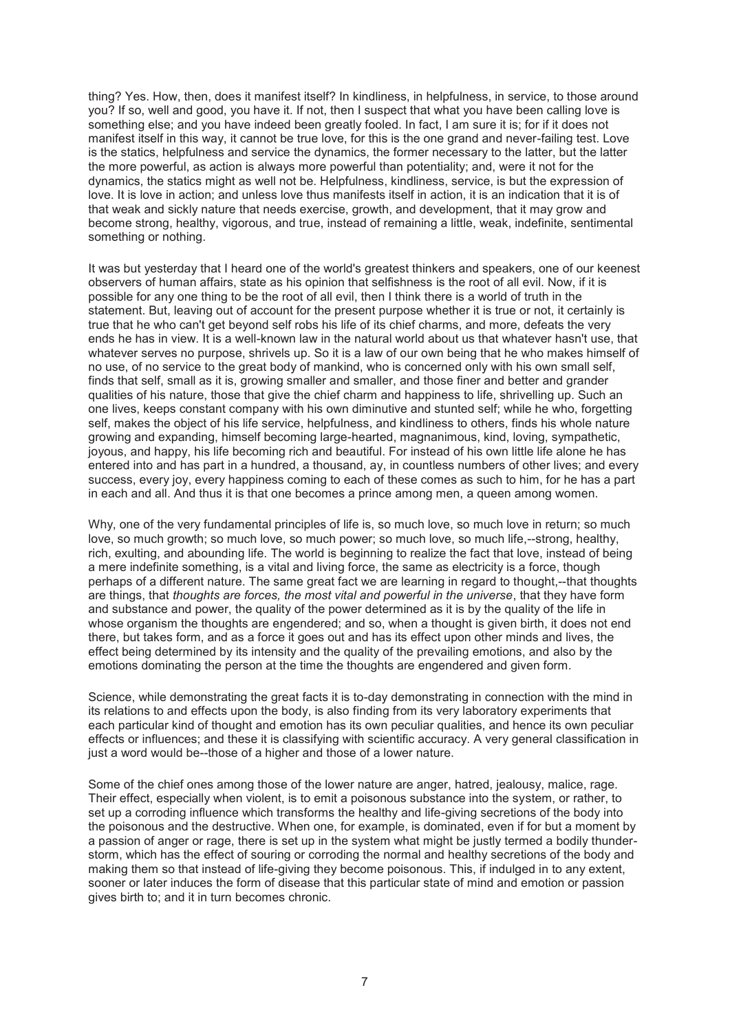thing? Yes. How, then, does it manifest itself? In kindliness, in helpfulness, in service, to those around you? If so, well and good, you have it. If not, then I suspect that what you have been calling love is something else; and you have indeed been greatly fooled. In fact, I am sure it is; for if it does not manifest itself in this way, it cannot be true love, for this is the one grand and never-failing test. Love is the statics, helpfulness and service the dynamics, the former necessary to the latter, but the latter the more powerful, as action is always more powerful than potentiality; and, were it not for the dynamics, the statics might as well not be. Helpfulness, kindliness, service, is but the expression of love. It is love in action; and unless love thus manifests itself in action, it is an indication that it is of that weak and sickly nature that needs exercise, growth, and development, that it may grow and become strong, healthy, vigorous, and true, instead of remaining a little, weak, indefinite, sentimental something or nothing.

It was but yesterday that I heard one of the world's greatest thinkers and speakers, one of our keenest observers of human affairs, state as his opinion that selfishness is the root of all evil. Now, if it is possible for any one thing to be the root of all evil, then I think there is a world of truth in the statement. But, leaving out of account for the present purpose whether it is true or not, it certainly is true that he who can't get beyond self robs his life of its chief charms, and more, defeats the very ends he has in view. It is a well-known law in the natural world about us that whatever hasn't use, that whatever serves no purpose, shrivels up. So it is a law of our own being that he who makes himself of no use, of no service to the great body of mankind, who is concerned only with his own small self, finds that self, small as it is, growing smaller and smaller, and those finer and better and grander qualities of his nature, those that give the chief charm and happiness to life, shrivelling up. Such an one lives, keeps constant company with his own diminutive and stunted self; while he who, forgetting self, makes the object of his life service, helpfulness, and kindliness to others, finds his whole nature growing and expanding, himself becoming large-hearted, magnanimous, kind, loving, sympathetic, joyous, and happy, his life becoming rich and beautiful. For instead of his own little life alone he has entered into and has part in a hundred, a thousand, ay, in countless numbers of other lives; and every success, every joy, every happiness coming to each of these comes as such to him, for he has a part in each and all. And thus it is that one becomes a prince among men, a queen among women.

Why, one of the very fundamental principles of life is, so much love, so much love in return; so much love, so much growth; so much love, so much power; so much love, so much life,--strong, healthy, rich, exulting, and abounding life. The world is beginning to realize the fact that love, instead of being a mere indefinite something, is a vital and living force, the same as electricity is a force, though perhaps of a different nature. The same great fact we are learning in regard to thought,--that thoughts are things, that *thoughts are forces, the most vital and powerful in the universe*, that they have form and substance and power, the quality of the power determined as it is by the quality of the life in whose organism the thoughts are engendered; and so, when a thought is given birth, it does not end there, but takes form, and as a force it goes out and has its effect upon other minds and lives, the effect being determined by its intensity and the quality of the prevailing emotions, and also by the emotions dominating the person at the time the thoughts are engendered and given form.

Science, while demonstrating the great facts it is to-day demonstrating in connection with the mind in its relations to and effects upon the body, is also finding from its very laboratory experiments that each particular kind of thought and emotion has its own peculiar qualities, and hence its own peculiar effects or influences; and these it is classifying with scientific accuracy. A very general classification in just a word would be--those of a higher and those of a lower nature.

Some of the chief ones among those of the lower nature are anger, hatred, jealousy, malice, rage. Their effect, especially when violent, is to emit a poisonous substance into the system, or rather, to set up a corroding influence which transforms the healthy and life-giving secretions of the body into the poisonous and the destructive. When one, for example, is dominated, even if for but a moment by a passion of anger or rage, there is set up in the system what might be justly termed a bodily thunder-storm, which has the effect of souring or corroding the normal and healthy secretions of the body and making them so that instead of life-giving they become poisonous. This, if indulged in to any extent, sooner or later induces the form of disease that this particular state of mind and emotion or passion gives birth to; and it in turn becomes chronic.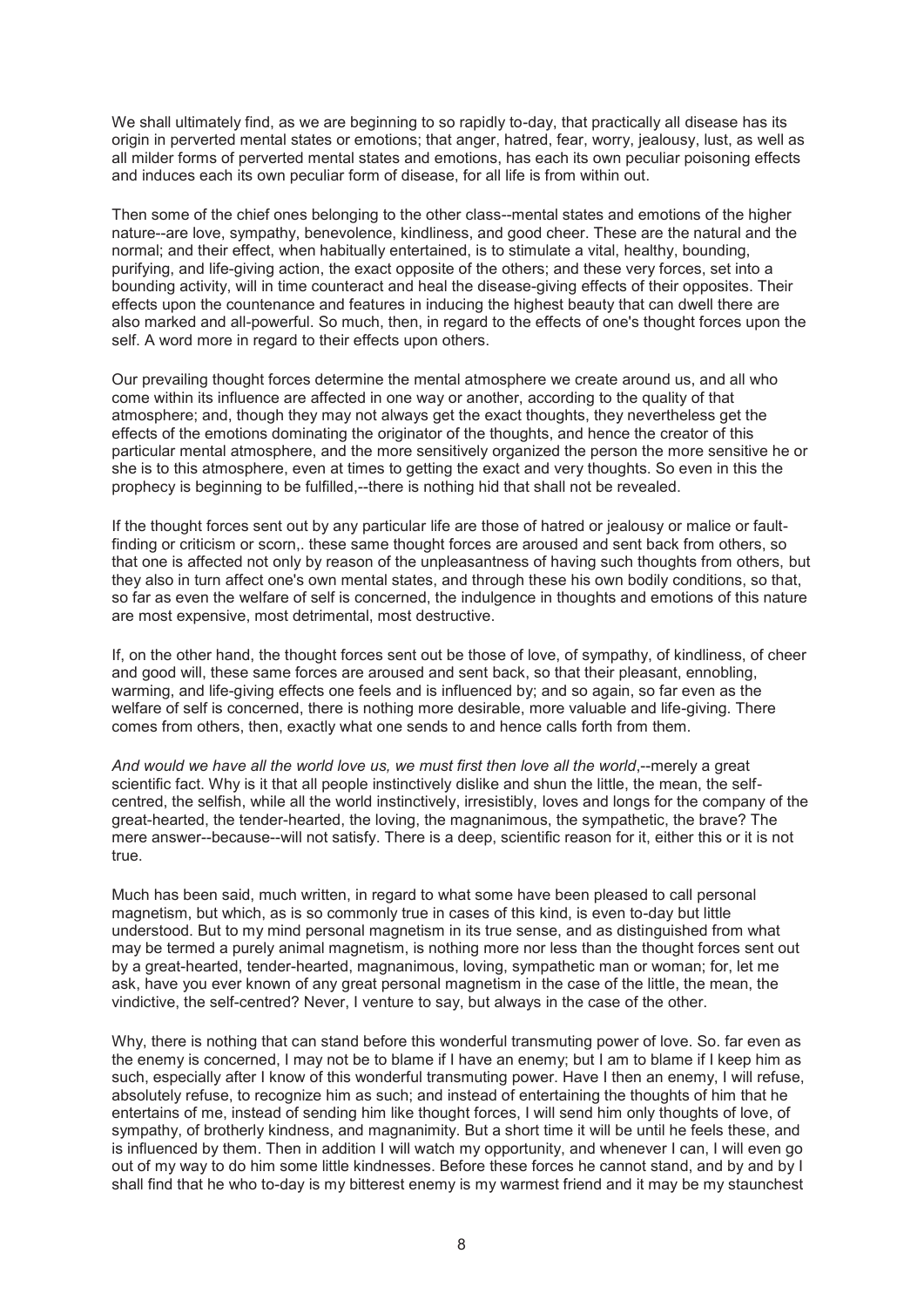We shall ultimately find, as we are beginning to so rapidly to-day, that practically all disease has its origin in perverted mental states or emotions; that anger, hatred, fear, worry, jealousy, lust, as well as all milder forms of perverted mental states and emotions, has each its own peculiar poisoning effects and induces each its own peculiar form of disease, for all life is from within out.

Then some of the chief ones belonging to the other class--mental states and emotions of the higher nature--are love, sympathy, benevolence, kindliness, and good cheer. These are the natural and the normal; and their effect, when habitually entertained, is to stimulate a vital, healthy, bounding, purifying, and life-giving action, the exact opposite of the others; and these very forces, set into a bounding activity, will in time counteract and heal the disease-giving effects of their opposites. Their effects upon the countenance and features in inducing the highest beauty that can dwell there are also marked and all-powerful. So much, then, in regard to the effects of one's thought forces upon the self. A word more in regard to their effects upon others.

Our prevailing thought forces determine the mental atmosphere we create around us, and all who come within its influence are affected in one way or another, according to the quality of that atmosphere; and, though they may not always get the exact thoughts, they nevertheless get the effects of the emotions dominating the originator of the thoughts, and hence the creator of this particular mental atmosphere, and the more sensitively organized the person the more sensitive he or she is to this atmosphere, even at times to getting the exact and very thoughts. So even in this the prophecy is beginning to be fulfilled,--there is nothing hid that shall not be revealed.

If the thought forces sent out by any particular life are those of hatred or jealousy or malice or fault-finding or criticism or scorn,. these same thought forces are aroused and sent back from others, so that one is affected not only by reason of the unpleasantness of having such thoughts from others, but they also in turn affect one's own mental states, and through these his own bodily conditions, so that, so far as even the welfare of self is concerned, the indulgence in thoughts and emotions of this nature are most expensive, most detrimental, most destructive.

If, on the other hand, the thought forces sent out be those of love, of sympathy, of kindliness, of cheer and good will, these same forces are aroused and sent back, so that their pleasant, ennobling, warming, and life-giving effects one feels and is influenced by; and so again, so far even as the welfare of self is concerned, there is nothing more desirable, more valuable and life-giving. There comes from others, then, exactly what one sends to and hence calls forth from them.

*And would we have all the world love us, we must first then love all the world*,--merely a great scientific fact. Why is it that all people instinctively dislike and shun the little, the mean, the self-centred, the selfish, while all the world instinctively, irresistibly, loves and longs for the company of the great-hearted, the tender-hearted, the loving, the magnanimous, the sympathetic, the brave? The mere answer--because--will not satisfy. There is a deep, scientific reason for it, either this or it is not true.

Much has been said, much written, in regard to what some have been pleased to call personal magnetism, but which, as is so commonly true in cases of this kind, is even to-day but little understood. But to my mind personal magnetism in its true sense, and as distinguished from what may be termed a purely animal magnetism, is nothing more nor less than the thought forces sent out by a great-hearted, tender-hearted, magnanimous, loving, sympathetic man or woman; for, let me ask, have you ever known of any great personal magnetism in the case of the little, the mean, the vindictive, the self-centred? Never, I venture to say, but always in the case of the other.

Why, there is nothing that can stand before this wonderful transmuting power of love. So. far even as the enemy is concerned, I may not be to blame if I have an enemy; but I am to blame if I keep him as such, especially after I know of this wonderful transmuting power. Have I then an enemy, I will refuse, absolutely refuse, to recognize him as such; and instead of entertaining the thoughts of him that he entertains of me, instead of sending him like thought forces, I will send him only thoughts of love, of sympathy, of brotherly kindness, and magnanimity. But a short time it will be until he feels these, and is influenced by them. Then in addition I will watch my opportunity, and whenever I can, I will even go out of my way to do him some little kindnesses. Before these forces he cannot stand, and by and by I shall find that he who to-day is my bitterest enemy is my warmest friend and it may be my staunchest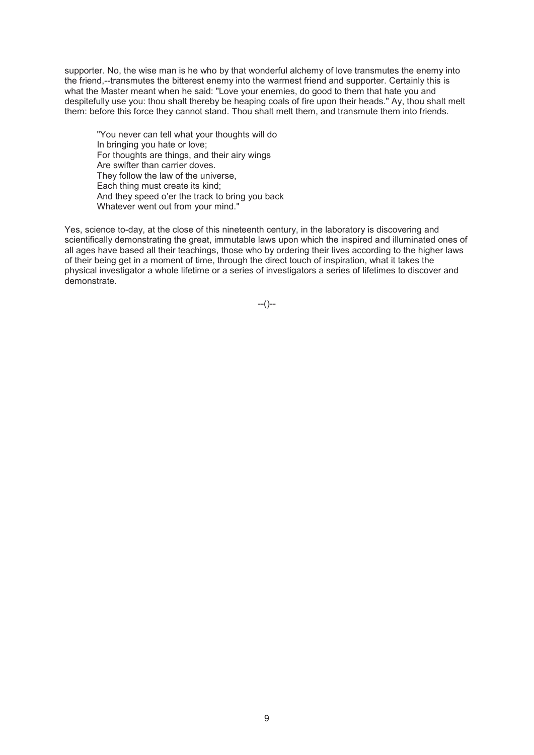supporter. No, the wise man is he who by that wonderful alchemy of love transmutes the enemy into the friend,--transmutes the bitterest enemy into the warmest friend and supporter. Certainly this is what the Master meant when he said: "Love your enemies, do good to them that hate you and despitefully use you: thou shalt thereby be heaping coals of fire upon their heads." Ay, thou shalt melt them: before this force they cannot stand. Thou shalt melt them, and transmute them into friends.

> "You never can tell what your thoughts will do
> In bringing you hate or love;
> For thoughts are things, and their airy wings
> Are swifter than carrier doves.
> They follow the law of the universe,
> Each thing must create its kind;
> And they speed o'er the track to bring you back
> Whatever went out from your mind."

Yes, science to-day, at the close of this nineteenth century, in the laboratory is discovering and scientifically demonstrating the great, immutable laws upon which the inspired and illuminated ones of all ages have based all their teachings, those who by ordering their lives according to the higher laws of their being get in a moment of time, through the direct touch of inspiration, what it takes the physical investigator a whole lifetime or a series of investigators a series of lifetimes to discover and demonstrate.

--()--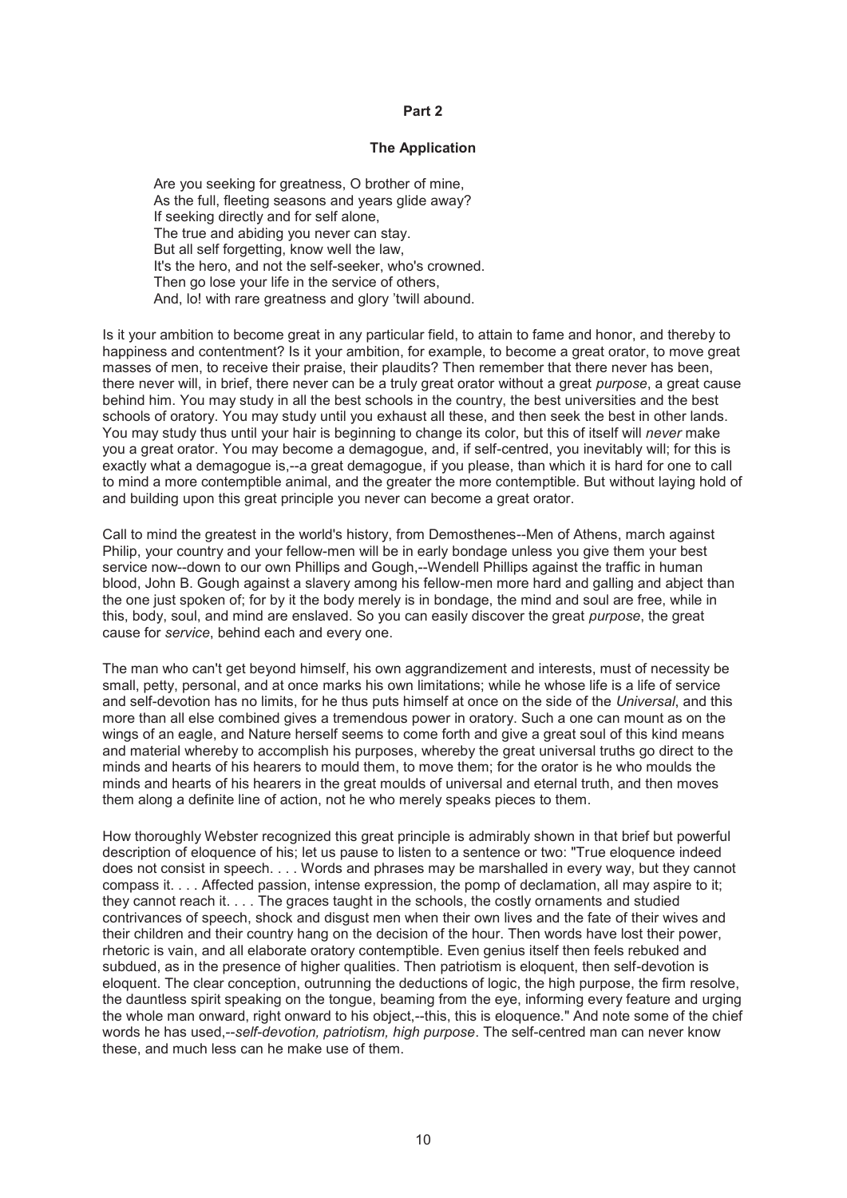## Part 2

### The Application

> Are you seeking for greatness, O brother of mine,
> As the full, fleeting seasons and years glide away?
> If seeking directly and for self alone,
> The true and abiding you never can stay.
> But all self forgetting, know well the law,
> It's the hero, and not the self-seeker, who's crowned.
> Then go lose your life in the service of others,
> And, lo! with rare greatness and glory 'twill abound.

Is it your ambition to become great in any particular field, to attain to fame and honor, and thereby to happiness and contentment? Is it your ambition, for example, to become a great orator, to move great masses of men, to receive their praise, their plaudits? Then remember that there never has been, there never will, in brief, there never can be a truly great orator without a great *purpose*, a great cause behind him. You may study in all the best schools in the country, the best universities and the best schools of oratory. You may study until you exhaust all these, and then seek the best in other lands. You may study thus until your hair is beginning to change its color, but this of itself will *never* make you a great orator. You may become a demagogue, and, if self-centred, you inevitably will; for this is exactly what a demagogue is,--a great demagogue, if you please, than which it is hard for one to call to mind a more contemptible animal, and the greater the more contemptible. But without laying hold of and building upon this great principle you never can become a great orator.

Call to mind the greatest in the world's history, from Demosthenes--Men of Athens, march against Philip, your country and your fellow-men will be in early bondage unless you give them your best service now--down to our own Phillips and Gough,--Wendell Phillips against the traffic in human blood, John B. Gough against a slavery among his fellow-men more hard and galling and abject than the one just spoken of; for by it the body merely is in bondage, the mind and soul are free, while in this, body, soul, and mind are enslaved. So you can easily discover the great *purpose*, the great cause for *service*, behind each and every one.

The man who can't get beyond himself, his own aggrandizement and interests, must of necessity be small, petty, personal, and at once marks his own limitations; while he whose life is a life of service and self-devotion has no limits, for he thus puts himself at once on the side of the *Universal*, and this more than all else combined gives a tremendous power in oratory. Such a one can mount as on the wings of an eagle, and Nature herself seems to come forth and give a great soul of this kind means and material whereby to accomplish his purposes, whereby the great universal truths go direct to the minds and hearts of his hearers to mould them, to move them; for the orator is he who moulds the minds and hearts of his hearers in the great moulds of universal and eternal truth, and then moves them along a definite line of action, not he who merely speaks pieces to them.

How thoroughly Webster recognized this great principle is admirably shown in that brief but powerful description of eloquence of his; let us pause to listen to a sentence or two: "True eloquence indeed does not consist in speech. . . . Words and phrases may be marshalled in every way, but they cannot compass it. . . . Affected passion, intense expression, the pomp of declamation, all may aspire to it; they cannot reach it. . . . The graces taught in the schools, the costly ornaments and studied contrivances of speech, shock and disgust men when their own lives and the fate of their wives and their children and their country hang on the decision of the hour. Then words have lost their power, rhetoric is vain, and all elaborate oratory contemptible. Even genius itself then feels rebuked and subdued, as in the presence of higher qualities. Then patriotism is eloquent, then self-devotion is eloquent. The clear conception, outrunning the deductions of logic, the high purpose, the firm resolve, the dauntless spirit speaking on the tongue, beaming from the eye, informing every feature and urging the whole man onward, right onward to his object,--this, this is eloquence." And note some of the chief words he has used,--*self-devotion, patriotism, high purpose*. The self-centred man can never know these, and much less can he make use of them.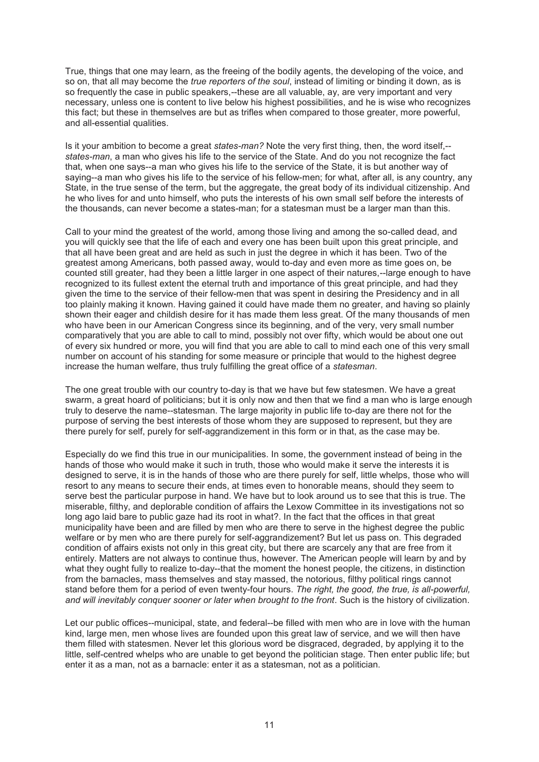True, things that one may learn, as the freeing of the bodily agents, the developing of the voice, and so on, that all may become the *true reporters of the soul*, instead of limiting or binding it down, as is so frequently the case in public speakers,--these are all valuable, ay, are very important and very necessary, unless one is content to live below his highest possibilities, and he is wise who recognizes this fact; but these in themselves are but as trifles when compared to those greater, more powerful, and all-essential qualities.

Is it your ambition to become a great *states-man?* Note the very first thing, then, the word itself,--*states-man*, a man who gives his life to the service of the State. And do you not recognize the fact that, when one says--a man who gives his life to the service of the State, it is but another way of saying--a man who gives his life to the service of his fellow-men; for what, after all, is any country, any State, in the true sense of the term, but the aggregate, the great body of its individual citizenship. And he who lives for and unto himself, who puts the interests of his own small self before the interests of the thousands, can never become a states-man; for a statesman must be a larger man than this.

Call to your mind the greatest of the world, among those living and among the so-called dead, and you will quickly see that the life of each and every one has been built upon this great principle, and that all have been great and are held as such in just the degree in which it has been. Two of the greatest among Americans, both passed away, would to-day and even more as time goes on, be counted still greater, had they been a little larger in one aspect of their natures,--large enough to have recognized to its fullest extent the eternal truth and importance of this great principle, and had they given the time to the service of their fellow-men that was spent in desiring the Presidency and in all too plainly making it known. Having gained it could have made them no greater, and having so plainly shown their eager and childish desire for it has made them less great. Of the many thousands of men who have been in our American Congress since its beginning, and of the very, very small number comparatively that you are able to call to mind, possibly not over fifty, which would be about one out of every six hundred or more, you will find that you are able to call to mind each one of this very small number on account of his standing for some measure or principle that would to the highest degree increase the human welfare, thus truly fulfilling the great office of a *statesman*.

The one great trouble with our country to-day is that we have but few statesmen. We have a great swarm, a great hoard of politicians; but it is only now and then that we find a man who is large enough truly to deserve the name--statesman. The large majority in public life to-day are there not for the purpose of serving the best interests of those whom they are supposed to represent, but they are there purely for self, purely for self-aggrandizement in this form or in that, as the case may be.

Especially do we find this true in our municipalities. In some, the government instead of being in the hands of those who would make it such in truth, those who would make it serve the interests it is designed to serve, it is in the hands of those who are there purely for self, little whelps, those who will resort to any means to secure their ends, at times even to honorable means, should they seem to serve best the particular purpose in hand. We have but to look around us to see that this is true. The miserable, filthy, and deplorable condition of affairs the Lexow Committee in its investigations not so long ago laid bare to public gaze had its root in what?. In the fact that the offices in that great municipality have been and are filled by men who are there to serve in the highest degree the public welfare or by men who are there purely for self-aggrandizement? But let us pass on. This degraded condition of affairs exists not only in this great city, but there are scarcely any that are free from it entirely. Matters are not always to continue thus, however. The American people will learn by and by what they ought fully to realize to-day--that the moment the honest people, the citizens, in distinction from the barnacles, mass themselves and stay massed, the notorious, filthy political rings cannot stand before them for a period of even twenty-four hours. *The right, the good, the true, is all-powerful, and will inevitably conquer sooner or later when brought to the front*. Such is the history of civilization.

Let our public offices--municipal, state, and federal--be filled with men who are in love with the human kind, large men, men whose lives are founded upon this great law of service, and we will then have them filled with statesmen. Never let this glorious word be disgraced, degraded, by applying it to the little, self-centred whelps who are unable to get beyond the politician stage. Then enter public life; but enter it as a man, not as a barnacle: enter it as a statesman, not as a politician.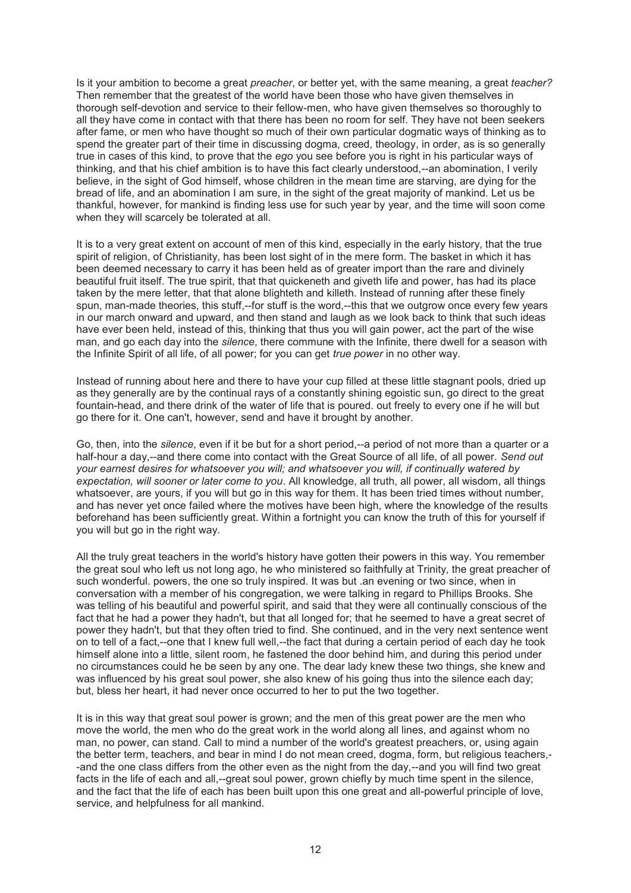Is it your ambition to become a great *preacher*, or better yet, with the same meaning, a great *teacher?* Then remember that the greatest of the world have been those who have given themselves in thorough self-devotion and service to their fellow-men, who have given themselves so thoroughly to all they have come in contact with that there has been no room for self. They have not been seekers after fame, or men who have thought so much of their own particular dogmatic ways of thinking as to spend the greater part of their time in discussing dogma, creed, theology, in order, as is so generally true in cases of this kind, to prove that the *ego* you see before you is right in his particular ways of thinking, and that his chief ambition is to have this fact clearly understood,--an abomination, I verily believe, in the sight of God himself, whose children in the mean time are starving, are dying for the bread of life, and an abomination I am sure, in the sight of the great majority of mankind. Let us be thankful, however, for mankind is finding less use for such year by year, and the time will soon come when they will scarcely be tolerated at all.

It is to a very great extent on account of men of this kind, especially in the early history, that the true spirit of religion, of Christianity, has been lost sight of in the mere form. The basket in which it has been deemed necessary to carry it has been held as of greater import than the rare and divinely beautiful fruit itself. The true spirit, that that quickeneth and giveth life and power, has had its place taken by the mere letter, that that alone blighteth and killeth. Instead of running after these finely spun, man-made theories, this stuff,--for stuff is the word,--this that we outgrow once every few years in our march onward and upward, and then stand and laugh as we look back to think that such ideas have ever been held, instead of this, thinking that thus you will gain power, act the part of the wise man, and go each day into the *silence*, there commune with the Infinite, there dwell for a season with the Infinite Spirit of all life, of all power; for you can get *true power* in no other way.

Instead of running about here and there to have your cup filled at these little stagnant pools, dried up as they generally are by the continual rays of a constantly shining egoistic sun, go direct to the great fountain-head, and there drink of the water of life that is poured. out freely to every one if he will but go there for it. One can't, however, send and have it brought by another.

Go, then, into the *silence*, even if it be but for a short period,--a period of not more than a quarter or a half-hour a day,--and there come into contact with the Great Source of all life, of all power. *Send out your earnest desires for whatsoever you will; and whatsoever you will, if continually watered by expectation, will sooner or later come to you*. All knowledge, all truth, all power, all wisdom, all things whatsoever, are yours, if you will but go in this way for them. It has been tried times without number, and has never yet once failed where the motives have been high, where the knowledge of the results beforehand has been sufficiently great. Within a fortnight you can know the truth of this for yourself if you will but go in the right way.

All the truly great teachers in the world's history have gotten their powers in this way. You remember the great soul who left us not long ago, he who ministered so faithfully at Trinity, the great preacher of such wonderful. powers, the one so truly inspired. It was but .an evening or two since, when in conversation with a member of his congregation, we were talking in regard to Phillips Brooks. She was telling of his beautiful and powerful spirit, and said that they were all continually conscious of the fact that he had a power they hadn't, but that all longed for; that he seemed to have a great secret of power they hadn't, but that they often tried to find. She continued, and in the very next sentence went on to tell of a fact,--one that I knew full well,--the fact that during a certain period of each day he took himself alone into a little, silent room, he fastened the door behind him, and during this period under no circumstances could he be seen by any one. The dear lady knew these two things, she knew and was influenced by his great soul power, she also knew of his going thus into the silence each day; but, bless her heart, it had never once occurred to her to put the two together.

It is in this way that great soul power is grown; and the men of this great power are the men who move the world, the men who do the great work in the world along all lines, and against whom no man, no power, can stand. Call to mind a number of the world's greatest preachers, or, using again the better term, teachers, and bear in mind I do not mean creed, dogma, form, but religious teachers,--and the one class differs from the other even as the night from the day,--and you will find two great facts in the life of each and all,--great soul power, grown chiefly by much time spent in the silence, and the fact that the life of each has been built upon this one great and all-powerful principle of love, service, and helpfulness for all mankind.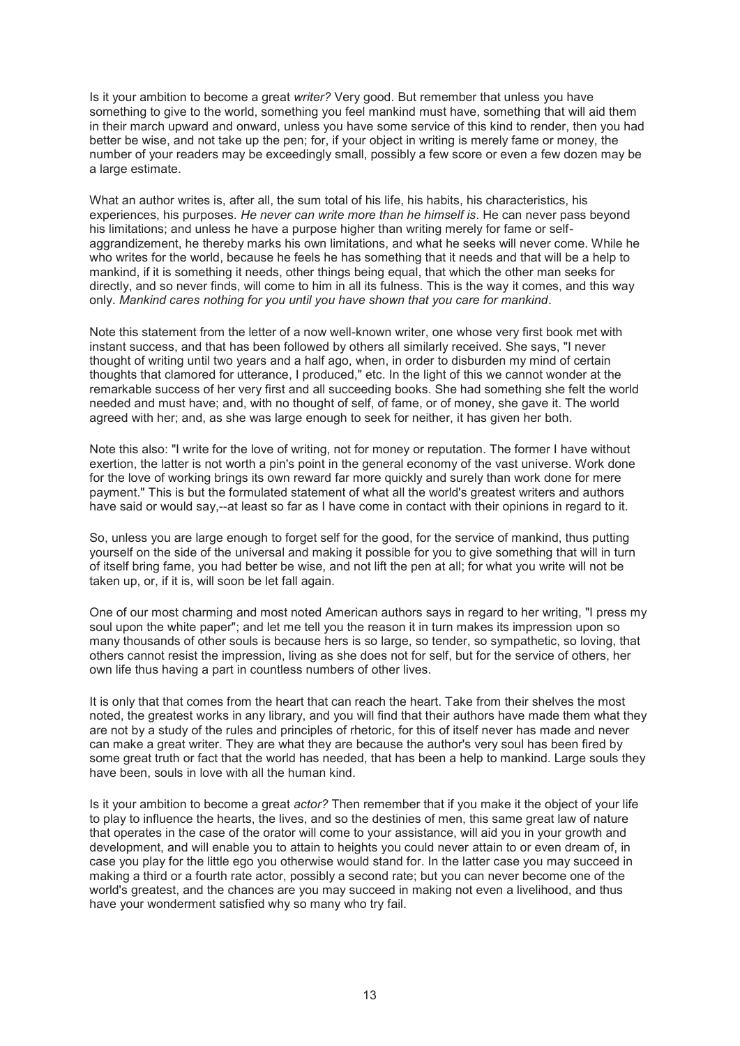Is it your ambition to become a great *writer?* Very good. But remember that unless you have something to give to the world, something you feel mankind must have, something that will aid them in their march upward and onward, unless you have some service of this kind to render, then you had better be wise, and not take up the pen; for, if your object in writing is merely fame or money, the number of your readers may be exceedingly small, possibly a few score or even a few dozen may be a large estimate.

What an author writes is, after all, the sum total of his life, his habits, his characteristics, his experiences, his purposes. *He never can write more than he himself is*. He can never pass beyond his limitations; and unless he have a purpose higher than writing merely for fame or self-aggrandizement, he thereby marks his own limitations, and what he seeks will never come. While he who writes for the world, because he feels he has something that it needs and that will be a help to mankind, if it is something it needs, other things being equal, that which the other man seeks for directly, and so never finds, will come to him in all its fulness. This is the way it comes, and this way only. *Mankind cares nothing for you until you have shown that you care for mankind*.

Note this statement from the letter of a now well-known writer, one whose very first book met with instant success, and that has been followed by others all similarly received. She says, "I never thought of writing until two years and a half ago, when, in order to disburden my mind of certain thoughts that clamored for utterance, I produced," etc. In the light of this we cannot wonder at the remarkable success of her very first and all succeeding books. She had something she felt the world needed and must have; and, with no thought of self, of fame, or of money, she gave it. The world agreed with her; and, as she was large enough to seek for neither, it has given her both.

Note this also: "I write for the love of writing, not for money or reputation. The former I have without exertion, the latter is not worth a pin's point in the general economy of the vast universe. Work done for the love of working brings its own reward far more quickly and surely than work done for mere payment." This is but the formulated statement of what all the world's greatest writers and authors have said or would say,--at least so far as I have come in contact with their opinions in regard to it.

So, unless you are large enough to forget self for the good, for the service of mankind, thus putting yourself on the side of the universal and making it possible for you to give something that will in turn of itself bring fame, you had better be wise, and not lift the pen at all; for what you write will not be taken up, or, if it is, will soon be let fall again.

One of our most charming and most noted American authors says in regard to her writing, "I press my soul upon the white paper"; and let me tell you the reason it in turn makes its impression upon so many thousands of other souls is because hers is so large, so tender, so sympathetic, so loving, that others cannot resist the impression, living as she does not for self, but for the service of others, her own life thus having a part in countless numbers of other lives.

It is only that that comes from the heart that can reach the heart. Take from their shelves the most noted, the greatest works in any library, and you will find that their authors have made them what they are not by a study of the rules and principles of rhetoric, for this of itself never has made and never can make a great writer. They are what they are because the author's very soul has been fired by some great truth or fact that the world has needed, that has been a help to mankind. Large souls they have been, souls in love with all the human kind.

Is it your ambition to become a great *actor?* Then remember that if you make it the object of your life to play to influence the hearts, the lives, and so the destinies of men, this same great law of nature that operates in the case of the orator will come to your assistance, will aid you in your growth and development, and will enable you to attain to heights you could never attain to or even dream of, in case you play for the little ego you otherwise would stand for. In the latter case you may succeed in making a third or a fourth rate actor, possibly a second rate; but you can never become one of the world's greatest, and the chances are you may succeed in making not even a livelihood, and thus have your wonderment satisfied why so many who try fail.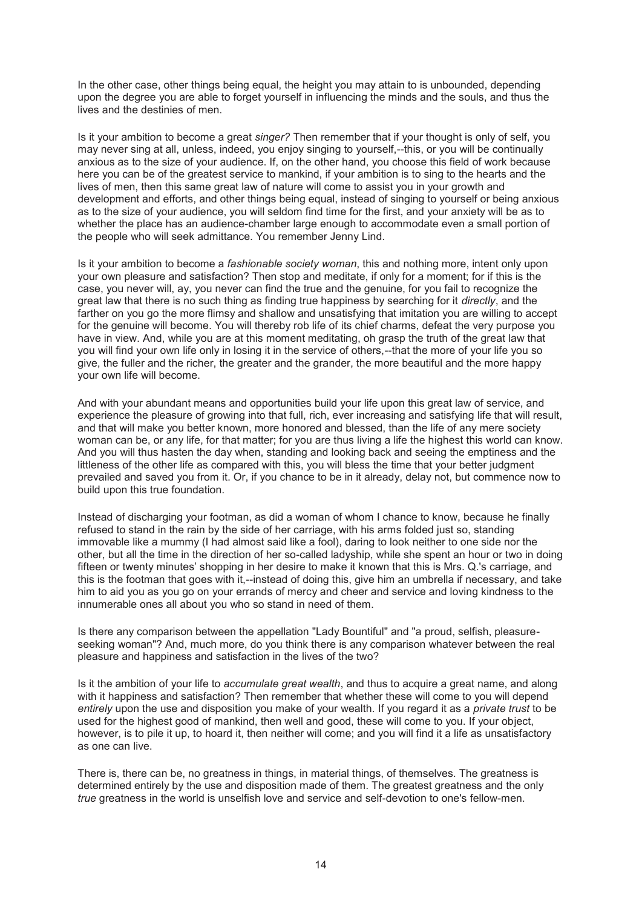In the other case, other things being equal, the height you may attain to is unbounded, depending upon the degree you are able to forget yourself in influencing the minds and the souls, and thus the lives and the destinies of men.

Is it your ambition to become a great *singer?* Then remember that if your thought is only of self, you may never sing at all, unless, indeed, you enjoy singing to yourself,--this, or you will be continually anxious as to the size of your audience. If, on the other hand, you choose this field of work because here you can be of the greatest service to mankind, if your ambition is to sing to the hearts and the lives of men, then this same great law of nature will come to assist you in your growth and development and efforts, and other things being equal, instead of singing to yourself or being anxious as to the size of your audience, you will seldom find time for the first, and your anxiety will be as to whether the place has an audience-chamber large enough to accommodate even a small portion of the people who will seek admittance. You remember Jenny Lind.

Is it your ambition to become a *fashionable society woman*, this and nothing more, intent only upon your own pleasure and satisfaction? Then stop and meditate, if only for a moment; for if this is the case, you never will, ay, you never can find the true and the genuine, for you fail to recognize the great law that there is no such thing as finding true happiness by searching for it *directly*, and the farther on you go the more flimsy and shallow and unsatisfying that imitation you are willing to accept for the genuine will become. You will thereby rob life of its chief charms, defeat the very purpose you have in view. And, while you are at this moment meditating, oh grasp the truth of the great law that you will find your own life only in losing it in the service of others,--that the more of your life you so give, the fuller and the richer, the greater and the grander, the more beautiful and the more happy your own life will become.

And with your abundant means and opportunities build your life upon this great law of service, and experience the pleasure of growing into that full, rich, ever increasing and satisfying life that will result, and that will make you better known, more honored and blessed, than the life of any mere society woman can be, or any life, for that matter; for you are thus living a life the highest this world can know. And you will thus hasten the day when, standing and looking back and seeing the emptiness and the littleness of the other life as compared with this, you will bless the time that your better judgment prevailed and saved you from it. Or, if you chance to be in it already, delay not, but commence now to build upon this true foundation.

Instead of discharging your footman, as did a woman of whom I chance to know, because he finally refused to stand in the rain by the side of her carriage, with his arms folded just so, standing immovable like a mummy (I had almost said like a fool), daring to look neither to one side nor the other, but all the time in the direction of her so-called ladyship, while she spent an hour or two in doing fifteen or twenty minutes' shopping in her desire to make it known that this is Mrs. Q.'s carriage, and this is the footman that goes with it,--instead of doing this, give him an umbrella if necessary, and take him to aid you as you go on your errands of mercy and cheer and service and loving kindness to the innumerable ones all about you who so stand in need of them.

Is there any comparison between the appellation "Lady Bountiful" and "a proud, selfish, pleasure-seeking woman"? And, much more, do you think there is any comparison whatever between the real pleasure and happiness and satisfaction in the lives of the two?

Is it the ambition of your life to *accumulate great wealth*, and thus to acquire a great name, and along with it happiness and satisfaction? Then remember that whether these will come to you will depend *entirely* upon the use and disposition you make of your wealth. If you regard it as a *private trust* to be used for the highest good of mankind, then well and good, these will come to you. If your object, however, is to pile it up, to hoard it, then neither will come; and you will find it a life as unsatisfactory as one can live.

There is, there can be, no greatness in things, in material things, of themselves. The greatness is determined entirely by the use and disposition made of them. The greatest greatness and the only *true* greatness in the world is unselfish love and service and self-devotion to one's fellow-men.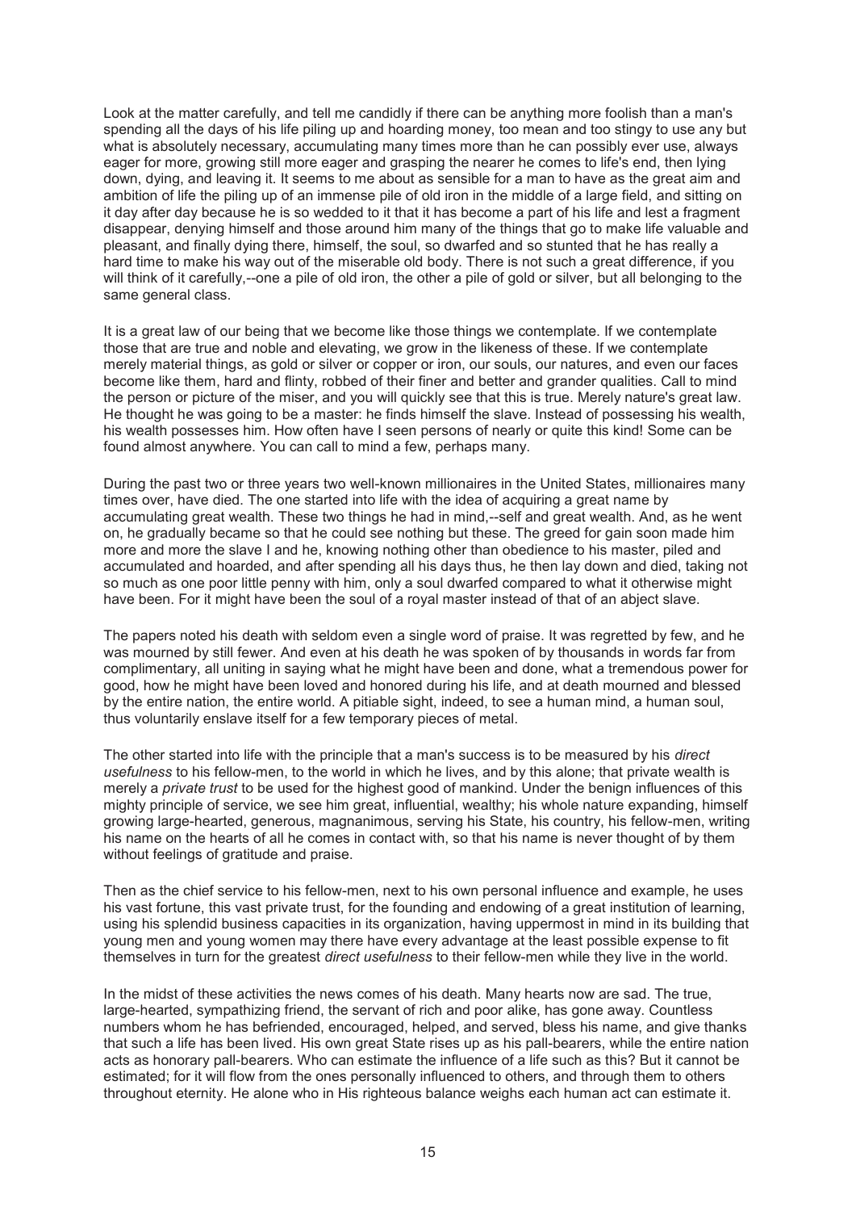Look at the matter carefully, and tell me candidly if there can be anything more foolish than a man's spending all the days of his life piling up and hoarding money, too mean and too stingy to use any but what is absolutely necessary, accumulating many times more than he can possibly ever use, always eager for more, growing still more eager and grasping the nearer he comes to life's end, then lying down, dying, and leaving it. It seems to me about as sensible for a man to have as the great aim and ambition of life the piling up of an immense pile of old iron in the middle of a large field, and sitting on it day after day because he is so wedded to it that it has become a part of his life and lest a fragment disappear, denying himself and those around him many of the things that go to make life valuable and pleasant, and finally dying there, himself, the soul, so dwarfed and so stunted that he has really a hard time to make his way out of the miserable old body. There is not such a great difference, if you will think of it carefully,--one a pile of old iron, the other a pile of gold or silver, but all belonging to the same general class.

It is a great law of our being that we become like those things we contemplate. If we contemplate those that are true and noble and elevating, we grow in the likeness of these. If we contemplate merely material things, as gold or silver or copper or iron, our souls, our natures, and even our faces become like them, hard and flinty, robbed of their finer and better and grander qualities. Call to mind the person or picture of the miser, and you will quickly see that this is true. Merely nature's great law. He thought he was going to be a master: he finds himself the slave. Instead of possessing his wealth, his wealth possesses him. How often have I seen persons of nearly or quite this kind! Some can be found almost anywhere. You can call to mind a few, perhaps many.

During the past two or three years two well-known millionaires in the United States, millionaires many times over, have died. The one started into life with the idea of acquiring a great name by accumulating great wealth. These two things he had in mind,--self and great wealth. And, as he went on, he gradually became so that he could see nothing but these. The greed for gain soon made him more and more the slave I and he, knowing nothing other than obedience to his master, piled and accumulated and hoarded, and after spending all his days thus, he then lay down and died, taking not so much as one poor little penny with him, only a soul dwarfed compared to what it otherwise might have been. For it might have been the soul of a royal master instead of that of an abject slave.

The papers noted his death with seldom even a single word of praise. It was regretted by few, and he was mourned by still fewer. And even at his death he was spoken of by thousands in words far from complimentary, all uniting in saying what he might have been and done, what a tremendous power for good, how he might have been loved and honored during his life, and at death mourned and blessed by the entire nation, the entire world. A pitiable sight, indeed, to see a human mind, a human soul, thus voluntarily enslave itself for a few temporary pieces of metal.

The other started into life with the principle that a man's success is to be measured by his *direct usefulness* to his fellow-men, to the world in which he lives, and by this alone; that private wealth is merely a *private trust* to be used for the highest good of mankind. Under the benign influences of this mighty principle of service, we see him great, influential, wealthy; his whole nature expanding, himself growing large-hearted, generous, magnanimous, serving his State, his country, his fellow-men, writing his name on the hearts of all he comes in contact with, so that his name is never thought of by them without feelings of gratitude and praise.

Then as the chief service to his fellow-men, next to his own personal influence and example, he uses his vast fortune, this vast private trust, for the founding and endowing of a great institution of learning, using his splendid business capacities in its organization, having uppermost in mind in its building that young men and young women may there have every advantage at the least possible expense to fit themselves in turn for the greatest *direct usefulness* to their fellow-men while they live in the world.

In the midst of these activities the news comes of his death. Many hearts now are sad. The true, large-hearted, sympathizing friend, the servant of rich and poor alike, has gone away. Countless numbers whom he has befriended, encouraged, helped, and served, bless his name, and give thanks that such a life has been lived. His own great State rises up as his pall-bearers, while the entire nation acts as honorary pall-bearers. Who can estimate the influence of a life such as this? But it cannot be estimated; for it will flow from the ones personally influenced to others, and through them to others throughout eternity. He alone who in His righteous balance weighs each human act can estimate it.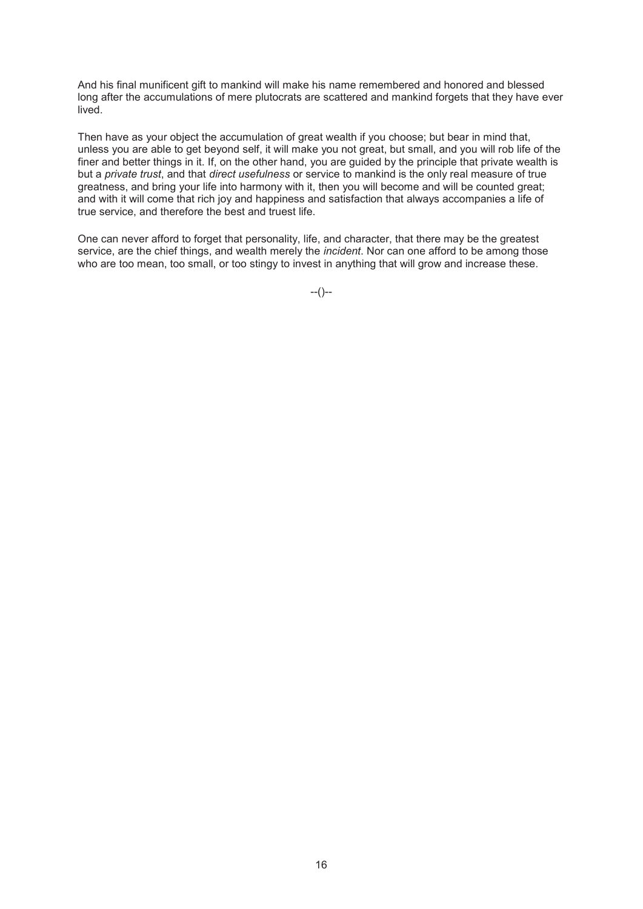And his final munificent gift to mankind will make his name remembered and honored and blessed long after the accumulations of mere plutocrats are scattered and mankind forgets that they have ever lived.

Then have as your object the accumulation of great wealth if you choose; but bear in mind that, unless you are able to get beyond self, it will make you not great, but small, and you will rob life of the finer and better things in it. If, on the other hand, you are guided by the principle that private wealth is but a *private trust*, and that *direct usefulness* or service to mankind is the only real measure of true greatness, and bring your life into harmony with it, then you will become and will be counted great; and with it will come that rich joy and happiness and satisfaction that always accompanies a life of true service, and therefore the best and truest life.

One can never afford to forget that personality, life, and character, that there may be the greatest service, are the chief things, and wealth merely the *incident*. Nor can one afford to be among those who are too mean, too small, or too stingy to invest in anything that will grow and increase these.

--()--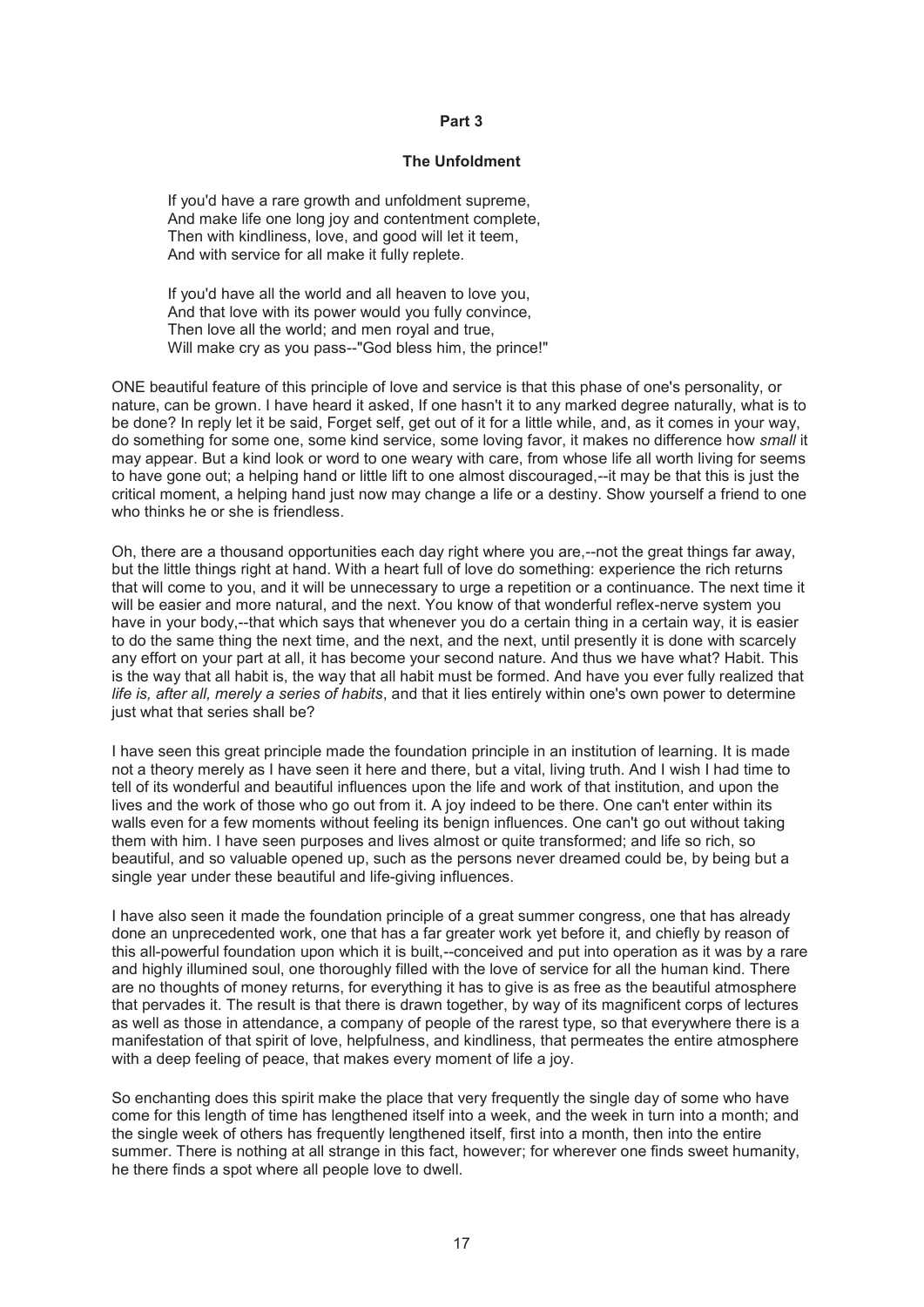## Part 3

### The Unfoldment

> If you'd have a rare growth and unfoldment supreme,
> And make life one long joy and contentment complete,
> Then with kindliness, love, and good will let it teem,
> And with service for all make it fully replete.
>
> If you'd have all the world and all heaven to love you,
> And that love with its power would you fully convince,
> Then love all the world; and men royal and true,
> Will make cry as you pass--"God bless him, the prince!"

ONE beautiful feature of this principle of love and service is that this phase of one's personality, or nature, can be grown. I have heard it asked, If one hasn't it to any marked degree naturally, what is to be done? In reply let it be said, Forget self, get out of it for a little while, and, as it comes in your way, do something for some one, some kind service, some loving favor, it makes no difference how *small* it may appear. But a kind look or word to one weary with care, from whose life all worth living for seems to have gone out; a helping hand or little lift to one almost discouraged,--it may be that this is just the critical moment, a helping hand just now may change a life or a destiny. Show yourself a friend to one who thinks he or she is friendless.

Oh, there are a thousand opportunities each day right where you are,--not the great things far away, but the little things right at hand. With a heart full of love do something: experience the rich returns that will come to you, and it will be unnecessary to urge a repetition or a continuance. The next time it will be easier and more natural, and the next. You know of that wonderful reflex-nerve system you have in your body,--that which says that whenever you do a certain thing in a certain way, it is easier to do the same thing the next time, and the next, and the next, until presently it is done with scarcely any effort on your part at all, it has become your second nature. And thus we have what? Habit. This is the way that all habit is, the way that all habit must be formed. And have you ever fully realized that *life is, after all, merely a series of habits*, and that it lies entirely within one's own power to determine just what that series shall be?

I have seen this great principle made the foundation principle in an institution of learning. It is made not a theory merely as I have seen it here and there, but a vital, living truth. And I wish I had time to tell of its wonderful and beautiful influences upon the life and work of that institution, and upon the lives and the work of those who go out from it. A joy indeed to be there. One can't enter within its walls even for a few moments without feeling its benign influences. One can't go out without taking them with him. I have seen purposes and lives almost or quite transformed; and life so rich, so beautiful, and so valuable opened up, such as the persons never dreamed could be, by being but a single year under these beautiful and life-giving influences.

I have also seen it made the foundation principle of a great summer congress, one that has already done an unprecedented work, one that has a far greater work yet before it, and chiefly by reason of this all-powerful foundation upon which it is built,--conceived and put into operation as it was by a rare and highly illumined soul, one thoroughly filled with the love of service for all the human kind. There are no thoughts of money returns, for everything it has to give is as free as the beautiful atmosphere that pervades it. The result is that there is drawn together, by way of its magnificent corps of lectures as well as those in attendance, a company of people of the rarest type, so that everywhere there is a manifestation of that spirit of love, helpfulness, and kindliness, that permeates the entire atmosphere with a deep feeling of peace, that makes every moment of life a joy.

So enchanting does this spirit make the place that very frequently the single day of some who have come for this length of time has lengthened itself into a week, and the week in turn into a month; and the single week of others has frequently lengthened itself, first into a month, then into the entire summer. There is nothing at all strange in this fact, however; for wherever one finds sweet humanity, he there finds a spot where all people love to dwell.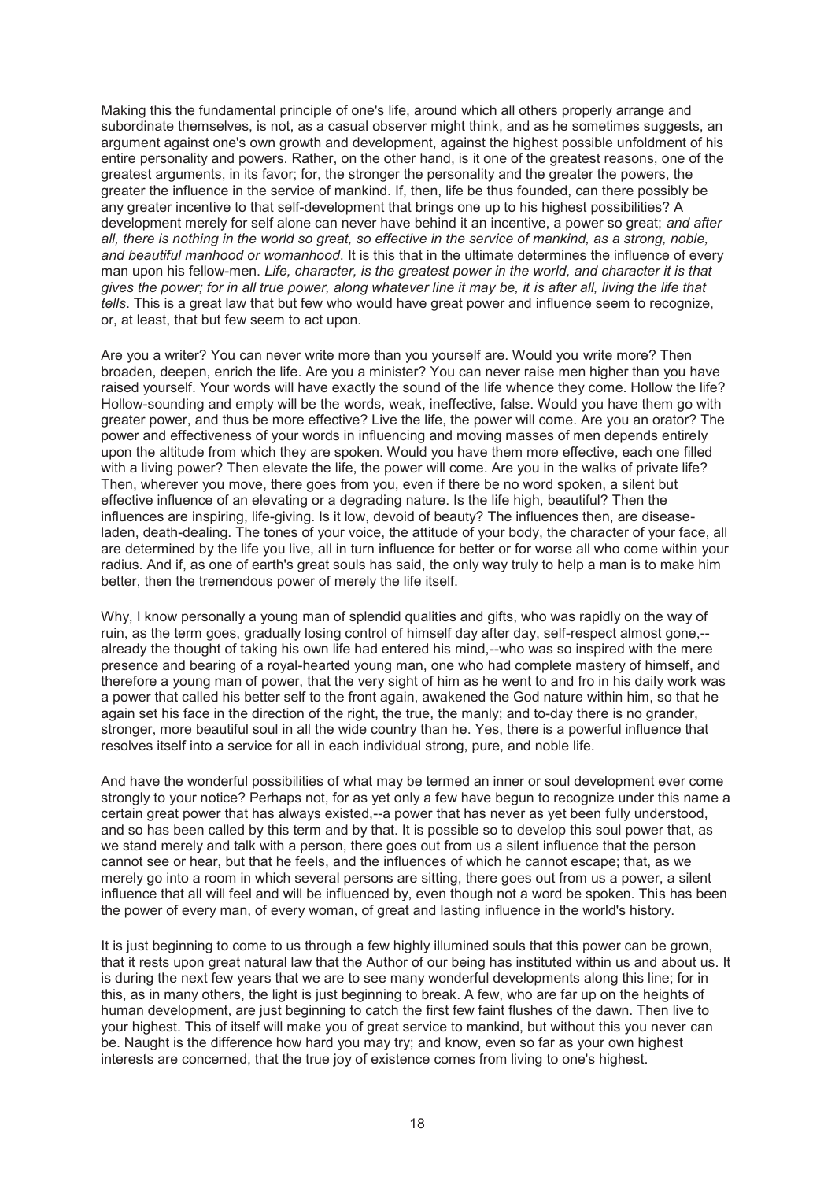Making this the fundamental principle of one's life, around which all others properly arrange and subordinate themselves, is not, as a casual observer might think, and as he sometimes suggests, an argument against one's own growth and development, against the highest possible unfoldment of his entire personality and powers. Rather, on the other hand, is it one of the greatest reasons, one of the greatest arguments, in its favor; for, the stronger the personality and the greater the powers, the greater the influence in the service of mankind. If, then, life be thus founded, can there possibly be any greater incentive to that self-development that brings one up to his highest possibilities? A development merely for self alone can never have behind it an incentive, a power so great; *and after all, there is nothing in the world so great, so effective in the service of mankind, as a strong, noble, and beautiful manhood or womanhood.* It is this that in the ultimate determines the influence of every man upon his fellow-men. *Life, character, is the greatest power in the world, and character it is that gives the power; for in all true power, along whatever line it may be, it is after all, living the life that tells.* This is a great law that but few who would have great power and influence seem to recognize, or, at least, that but few seem to act upon.

Are you a writer? You can never write more than you yourself are. Would you write more? Then broaden, deepen, enrich the life. Are you a minister? You can never raise men higher than you have raised yourself. Your words will have exactly the sound of the life whence they come. Hollow the life? Hollow-sounding and empty will be the words, weak, ineffective, false. Would you have them go with greater power, and thus be more effective? Live the life, the power will come. Are you an orator? The power and effectiveness of your words in influencing and moving masses of men depends entirely upon the altitude from which they are spoken. Would you have them more effective, each one filled with a living power? Then elevate the life, the power will come. Are you in the walks of private life? Then, wherever you move, there goes from you, even if there be no word spoken, a silent but effective influence of an elevating or a degrading nature. Is the life high, beautiful? Then the influences are inspiring, life-giving. Is it low, devoid of beauty? The influences then, are disease-laden, death-dealing. The tones of your voice, the attitude of your body, the character of your face, all are determined by the life you live, all in turn influence for better or for worse all who come within your radius. And if, as one of earth's great souls has said, the only way truly to help a man is to make him better, then the tremendous power of merely the life itself.

Why, I know personally a young man of splendid qualities and gifts, who was rapidly on the way of ruin, as the term goes, gradually losing control of himself day after day, self-respect almost gone,--already the thought of taking his own life had entered his mind,--who was so inspired with the mere presence and bearing of a royal-hearted young man, one who had complete mastery of himself, and therefore a young man of power, that the very sight of him as he went to and fro in his daily work was a power that called his better self to the front again, awakened the God nature within him, so that he again set his face in the direction of the right, the true, the manly; and to-day there is no grander, stronger, more beautiful soul in all the wide country than he. Yes, there is a powerful influence that resolves itself into a service for all in each individual strong, pure, and noble life.

And have the wonderful possibilities of what may be termed an inner or soul development ever come strongly to your notice? Perhaps not, for as yet only a few have begun to recognize under this name a certain great power that has always existed,--a power that has never as yet been fully understood, and so has been called by this term and by that. It is possible so to develop this soul power that, as we stand merely and talk with a person, there goes out from us a silent influence that the person cannot see or hear, but that he feels, and the influences of which he cannot escape; that, as we merely go into a room in which several persons are sitting, there goes out from us a power, a silent influence that all will feel and will be influenced by, even though not a word be spoken. This has been the power of every man, of every woman, of great and lasting influence in the world's history.

It is just beginning to come to us through a few highly illumined souls that this power can be grown, that it rests upon great natural law that the Author of our being has instituted within us and about us. It is during the next few years that we are to see many wonderful developments along this line; for in this, as in many others, the light is just beginning to break. A few, who are far up on the heights of human development, are just beginning to catch the first few faint flushes of the dawn. Then live to your highest. This of itself will make you of great service to mankind, but without this you never can be. Naught is the difference how hard you may try; and know, even so far as your own highest interests are concerned, that the true joy of existence comes from living to one's highest.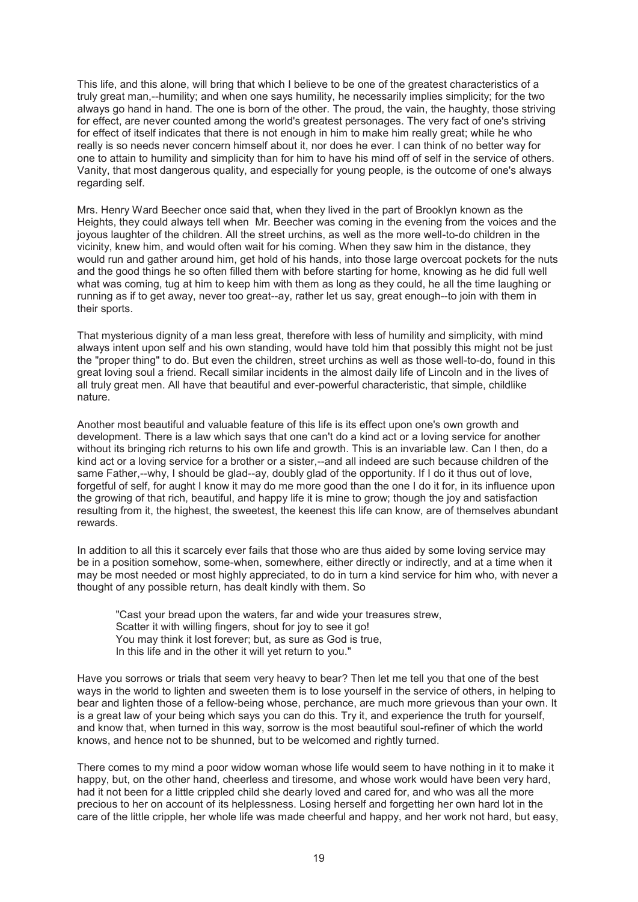This life, and this alone, will bring that which I believe to be one of the greatest characteristics of a truly great man,--humility; and when one says humility, he necessarily implies simplicity; for the two always go hand in hand. The one is born of the other. The proud, the vain, the haughty, those striving for effect, are never counted among the world's greatest personages. The very fact of one's striving for effect of itself indicates that there is not enough in him to make him really great; while he who really is so needs never concern himself about it, nor does he ever. I can think of no better way for one to attain to humility and simplicity than for him to have his mind off of self in the service of others. Vanity, that most dangerous quality, and especially for young people, is the outcome of one's always regarding self.

Mrs. Henry Ward Beecher once said that, when they lived in the part of Brooklyn known as the Heights, they could always tell when Mr. Beecher was coming in the evening from the voices and the joyous laughter of the children. All the street urchins, as well as the more well-to-do children in the vicinity, knew him, and would often wait for his coming. When they saw him in the distance, they would run and gather around him, get hold of his hands, into those large overcoat pockets for the nuts and the good things he so often filled them with before starting for home, knowing as he did full well what was coming, tug at him to keep him with them as long as they could, he all the time laughing or running as if to get away, never too great--ay, rather let us say, great enough--to join with them in their sports.

That mysterious dignity of a man less great, therefore with less of humility and simplicity, with mind always intent upon self and his own standing, would have told him that possibly this might not be just the "proper thing" to do. But even the children, street urchins as well as those well-to-do, found in this great loving soul a friend. Recall similar incidents in the almost daily life of Lincoln and in the lives of all truly great men. All have that beautiful and ever-powerful characteristic, that simple, childlike nature.

Another most beautiful and valuable feature of this life is its effect upon one's own growth and development. There is a law which says that one can't do a kind act or a loving service for another without its bringing rich returns to his own life and growth. This is an invariable law. Can I then, do a kind act or a loving service for a brother or a sister,--and all indeed are such because children of the same Father,--why, I should be glad--ay, doubly glad of the opportunity. If I do it thus out of love, forgetful of self, for aught I know it may do me more good than the one I do it for, in its influence upon the growing of that rich, beautiful, and happy life it is mine to grow; though the joy and satisfaction resulting from it, the highest, the sweetest, the keenest this life can know, are of themselves abundant rewards.

In addition to all this it scarcely ever fails that those who are thus aided by some loving service may be in a position somehow, some-when, somewhere, either directly or indirectly, and at a time when it may be most needed or most highly appreciated, to do in turn a kind service for him who, with never a thought of any possible return, has dealt kindly with them. So

> "Cast your bread upon the waters, far and wide your treasures strew,
> Scatter it with willing fingers, shout for joy to see it go!
> You may think it lost forever; but, as sure as God is true,
> In this life and in the other it will yet return to you."

Have you sorrows or trials that seem very heavy to bear? Then let me tell you that one of the best ways in the world to lighten and sweeten them is to lose yourself in the service of others, in helping to bear and lighten those of a fellow-being whose, perchance, are much more grievous than your own. It is a great law of your being which says you can do this. Try it, and experience the truth for yourself, and know that, when turned in this way, sorrow is the most beautiful soul-refiner of which the world knows, and hence not to be shunned, but to be welcomed and rightly turned.

There comes to my mind a poor widow woman whose life would seem to have nothing in it to make it happy, but, on the other hand, cheerless and tiresome, and whose work would have been very hard, had it not been for a little crippled child she dearly loved and cared for, and who was all the more precious to her on account of its helplessness. Losing herself and forgetting her own hard lot in the care of the little cripple, her whole life was made cheerful and happy, and her work not hard, but easy,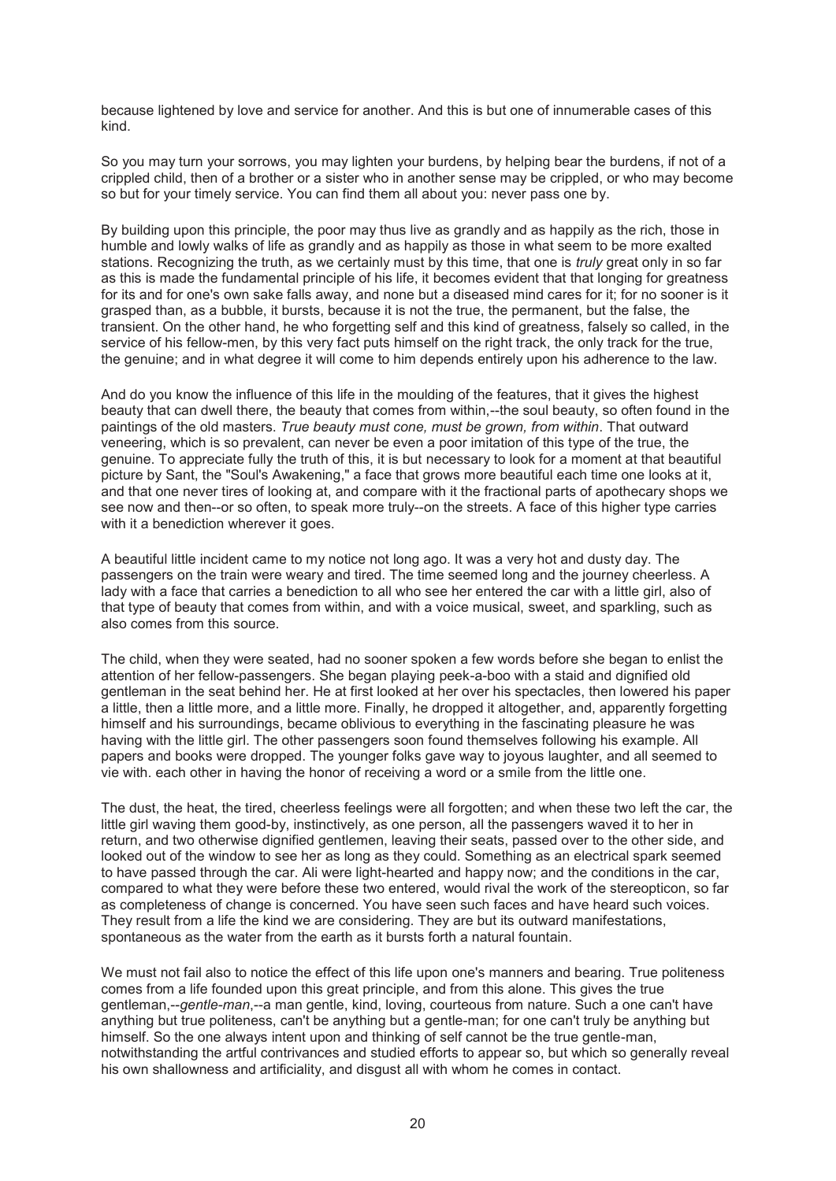because lightened by love and service for another. And this is but one of innumerable cases of this kind.

So you may turn your sorrows, you may lighten your burdens, by helping bear the burdens, if not of a crippled child, then of a brother or a sister who in another sense may be crippled, or who may become so but for your timely service. You can find them all about you: never pass one by.

By building upon this principle, the poor may thus live as grandly and as happily as the rich, those in humble and lowly walks of life as grandly and as happily as those in what seem to be more exalted stations. Recognizing the truth, as we certainly must by this time, that one is *truly* great only in so far as this is made the fundamental principle of his life, it becomes evident that that longing for greatness for its and for one's own sake falls away, and none but a diseased mind cares for it; for no sooner is it grasped than, as a bubble, it bursts, because it is not the true, the permanent, but the false, the transient. On the other hand, he who forgetting self and this kind of greatness, falsely so called, in the service of his fellow-men, by this very fact puts himself on the right track, the only track for the true, the genuine; and in what degree it will come to him depends entirely upon his adherence to the law.

And do you know the influence of this life in the moulding of the features, that it gives the highest beauty that can dwell there, the beauty that comes from within,--the soul beauty, so often found in the paintings of the old masters. *True beauty must cone, must be grown, from within*. That outward veneering, which is so prevalent, can never be even a poor imitation of this type of the true, the genuine. To appreciate fully the truth of this, it is but necessary to look for a moment at that beautiful picture by Sant, the "Soul's Awakening," a face that grows more beautiful each time one looks at it, and that one never tires of looking at, and compare with it the fractional parts of apothecary shops we see now and then--or so often, to speak more truly--on the streets. A face of this higher type carries with it a benediction wherever it goes.

A beautiful little incident came to my notice not long ago. It was a very hot and dusty day. The passengers on the train were weary and tired. The time seemed long and the journey cheerless. A lady with a face that carries a benediction to all who see her entered the car with a little girl, also of that type of beauty that comes from within, and with a voice musical, sweet, and sparkling, such as also comes from this source.

The child, when they were seated, had no sooner spoken a few words before she began to enlist the attention of her fellow-passengers. She began playing peek-a-boo with a staid and dignified old gentleman in the seat behind her. He at first looked at her over his spectacles, then lowered his paper a little, then a little more, and a little more. Finally, he dropped it altogether, and, apparently forgetting himself and his surroundings, became oblivious to everything in the fascinating pleasure he was having with the little girl. The other passengers soon found themselves following his example. All papers and books were dropped. The younger folks gave way to joyous laughter, and all seemed to vie with. each other in having the honor of receiving a word or a smile from the little one.

The dust, the heat, the tired, cheerless feelings were all forgotten; and when these two left the car, the little girl waving them good-by, instinctively, as one person, all the passengers waved it to her in return, and two otherwise dignified gentlemen, leaving their seats, passed over to the other side, and looked out of the window to see her as long as they could. Something as an electrical spark seemed to have passed through the car. Ali were light-hearted and happy now; and the conditions in the car, compared to what they were before these two entered, would rival the work of the stereopticon, so far as completeness of change is concerned. You have seen such faces and have heard such voices. They result from a life the kind we are considering. They are but its outward manifestations, spontaneous as the water from the earth as it bursts forth a natural fountain.

We must not fail also to notice the effect of this life upon one's manners and bearing. True politeness comes from a life founded upon this great principle, and from this alone. This gives the true gentleman,--*gentle-man*,--a man gentle, kind, loving, courteous from nature. Such a one can't have anything but true politeness, can't be anything but a gentle-man; for one can't truly be anything but himself. So the one always intent upon and thinking of self cannot be the true gentle-man, notwithstanding the artful contrivances and studied efforts to appear so, but which so generally reveal his own shallowness and artificiality, and disgust all with whom he comes in contact.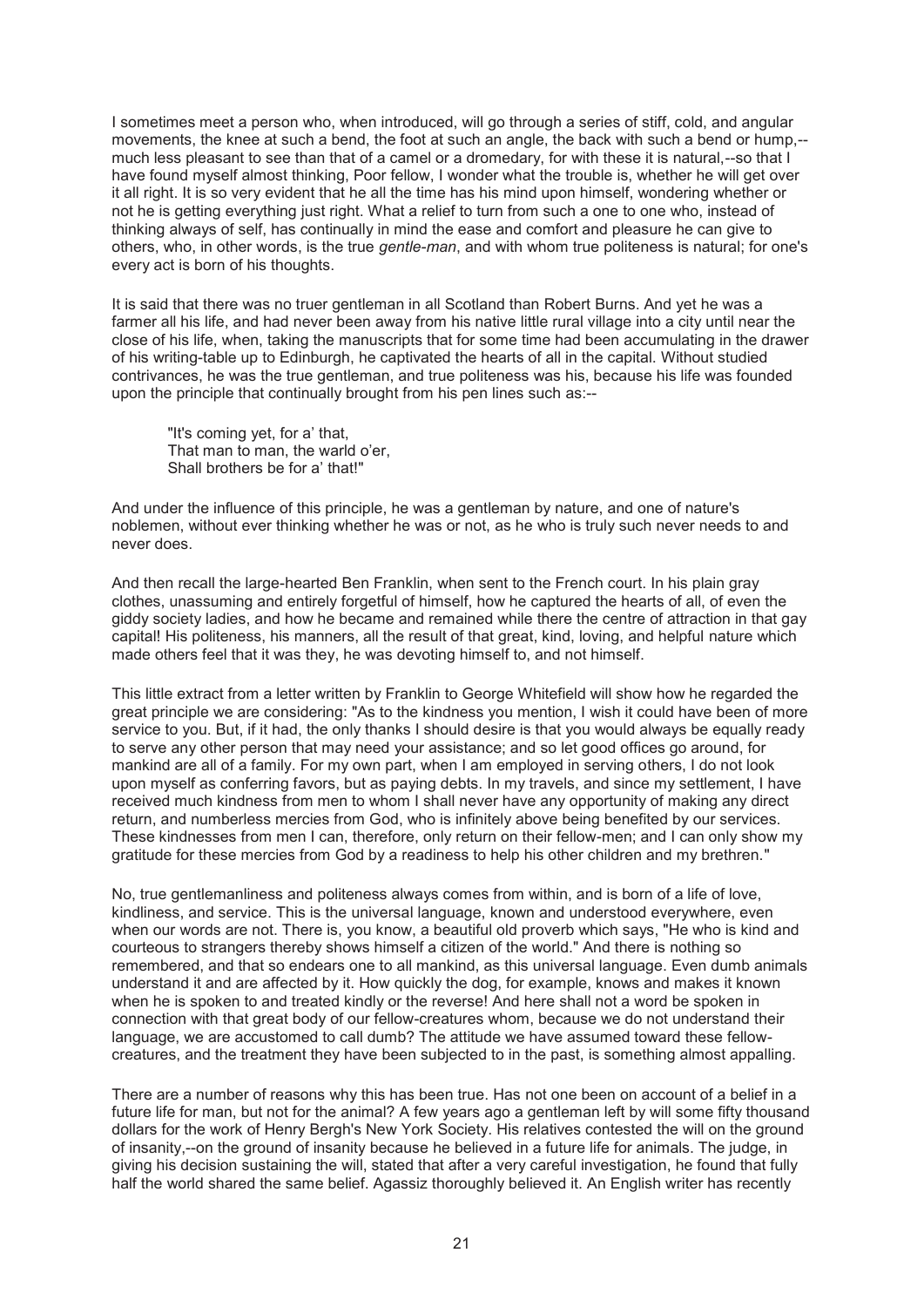I sometimes meet a person who, when introduced, will go through a series of stiff, cold, and angular movements, the knee at such a bend, the foot at such an angle, the back with such a bend or hump,--much less pleasant to see than that of a camel or a dromedary, for with these it is natural,--so that I have found myself almost thinking, Poor fellow, I wonder what the trouble is, whether he will get over it all right. It is so very evident that he all the time has his mind upon himself, wondering whether or not he is getting everything just right. What a relief to turn from such a one to one who, instead of thinking always of self, has continually in mind the ease and comfort and pleasure he can give to others, who, in other words, is the true *gentle-man*, and with whom true politeness is natural; for one's every act is born of his thoughts.

It is said that there was no truer gentleman in all Scotland than Robert Burns. And yet he was a farmer all his life, and had never been away from his native little rural village into a city until near the close of his life, when, taking the manuscripts that for some time had been accumulating in the drawer of his writing-table up to Edinburgh, he captivated the hearts of all in the capital. Without studied contrivances, he was the true gentleman, and true politeness was his, because his life was founded upon the principle that continually brought from his pen lines such as:--

> "It's coming yet, for a' that,
> That man to man, the warld o'er,
> Shall brothers be for a' that!"

And under the influence of this principle, he was a gentleman by nature, and one of nature's noblemen, without ever thinking whether he was or not, as he who is truly such never needs to and never does.

And then recall the large-hearted Ben Franklin, when sent to the French court. In his plain gray clothes, unassuming and entirely forgetful of himself, how he captured the hearts of all, of even the giddy society ladies, and how he became and remained while there the centre of attraction in that gay capital! His politeness, his manners, all the result of that great, kind, loving, and helpful nature which made others feel that it was they, he was devoting himself to, and not himself.

This little extract from a letter written by Franklin to George Whitefield will show how he regarded the great principle we are considering: "As to the kindness you mention, I wish it could have been of more service to you. But, if it had, the only thanks I should desire is that you would always be equally ready to serve any other person that may need your assistance; and so let good offices go around, for mankind are all of a family. For my own part, when I am employed in serving others, I do not look upon myself as conferring favors, but as paying debts. In my travels, and since my settlement, I have received much kindness from men to whom I shall never have any opportunity of making any direct return, and numberless mercies from God, who is infinitely above being benefited by our services. These kindnesses from men I can, therefore, only return on their fellow-men; and I can only show my gratitude for these mercies from God by a readiness to help his other children and my brethren."

No, true gentlemanliness and politeness always comes from within, and is born of a life of love, kindliness, and service. This is the universal language, known and understood everywhere, even when our words are not. There is, you know, a beautiful old proverb which says, "He who is kind and courteous to strangers thereby shows himself a citizen of the world." And there is nothing so remembered, and that so endears one to all mankind, as this universal language. Even dumb animals understand it and are affected by it. How quickly the dog, for example, knows and makes it known when he is spoken to and treated kindly or the reverse! And here shall not a word be spoken in connection with that great body of our fellow-creatures whom, because we do not understand their language, we are accustomed to call dumb? The attitude we have assumed toward these fellow-creatures, and the treatment they have been subjected to in the past, is something almost appalling.

There are a number of reasons why this has been true. Has not one been on account of a belief in a future life for man, but not for the animal? A few years ago a gentleman left by will some fifty thousand dollars for the work of Henry Bergh's New York Society. His relatives contested the will on the ground of insanity,--on the ground of insanity because he believed in a future life for animals. The judge, in giving his decision sustaining the will, stated that after a very careful investigation, he found that fully half the world shared the same belief. Agassiz thoroughly believed it. An English writer has recently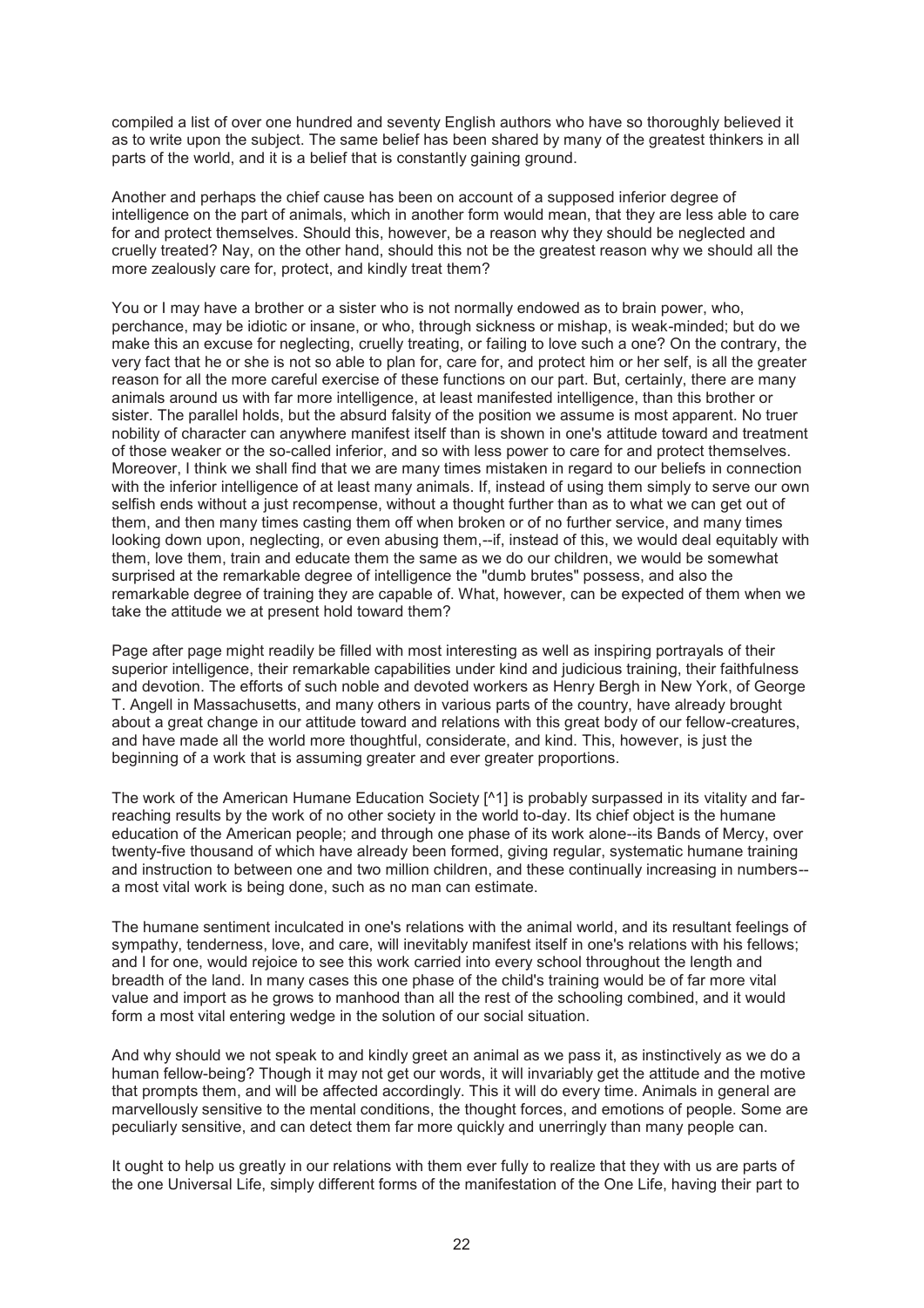compiled a list of over one hundred and seventy English authors who have so thoroughly believed it as to write upon the subject. The same belief has been shared by many of the greatest thinkers in all parts of the world, and it is a belief that is constantly gaining ground.

Another and perhaps the chief cause has been on account of a supposed inferior degree of intelligence on the part of animals, which in another form would mean, that they are less able to care for and protect themselves. Should this, however, be a reason why they should be neglected and cruelly treated? Nay, on the other hand, should this not be the greatest reason why we should all the more zealously care for, protect, and kindly treat them?

You or I may have a brother or a sister who is not normally endowed as to brain power, who, perchance, may be idiotic or insane, or who, through sickness or mishap, is weak-minded; but do we make this an excuse for neglecting, cruelly treating, or failing to love such a one? On the contrary, the very fact that he or she is not so able to plan for, care for, and protect him or her self, is all the greater reason for all the more careful exercise of these functions on our part. But, certainly, there are many animals around us with far more intelligence, at least manifested intelligence, than this brother or sister. The parallel holds, but the absurd falsity of the position we assume is most apparent. No truer nobility of character can anywhere manifest itself than is shown in one's attitude toward and treatment of those weaker or the so-called inferior, and so with less power to care for and protect themselves. Moreover, I think we shall find that we are many times mistaken in regard to our beliefs in connection with the inferior intelligence of at least many animals. If, instead of using them simply to serve our own selfish ends without a just recompense, without a thought further than as to what we can get out of them, and then many times casting them off when broken or of no further service, and many times looking down upon, neglecting, or even abusing them,--if, instead of this, we would deal equitably with them, love them, train and educate them the same as we do our children, we would be somewhat surprised at the remarkable degree of intelligence the "dumb brutes" possess, and also the remarkable degree of training they are capable of. What, however, can be expected of them when we take the attitude we at present hold toward them?

Page after page might readily be filled with most interesting as well as inspiring portrayals of their superior intelligence, their remarkable capabilities under kind and judicious training, their faithfulness and devotion. The efforts of such noble and devoted workers as Henry Bergh in New York, of George T. Angell in Massachusetts, and many others in various parts of the country, have already brought about a great change in our attitude toward and relations with this great body of our fellow-creatures, and have made all the world more thoughtful, considerate, and kind. This, however, is just the beginning of a work that is assuming greater and ever greater proportions.

The work of the American Humane Education Society [^1] is probably surpassed in its vitality and far-reaching results by the work of no other society in the world to-day. Its chief object is the humane education of the American people; and through one phase of its work alone--its Bands of Mercy, over twenty-five thousand of which have already been formed, giving regular, systematic humane training and instruction to between one and two million children, and these continually increasing in numbers--a most vital work is being done, such as no man can estimate.

The humane sentiment inculcated in one's relations with the animal world, and its resultant feelings of sympathy, tenderness, love, and care, will inevitably manifest itself in one's relations with his fellows; and I for one, would rejoice to see this work carried into every school throughout the length and breadth of the land. In many cases this one phase of the child's training would be of far more vital value and import as he grows to manhood than all the rest of the schooling combined, and it would form a most vital entering wedge in the solution of our social situation.

And why should we not speak to and kindly greet an animal as we pass it, as instinctively as we do a human fellow-being? Though it may not get our words, it will invariably get the attitude and the motive that prompts them, and will be affected accordingly. This it will do every time. Animals in general are marvellously sensitive to the mental conditions, the thought forces, and emotions of people. Some are peculiarly sensitive, and can detect them far more quickly and unerringly than many people can.

It ought to help us greatly in our relations with them ever fully to realize that they with us are parts of the one Universal Life, simply different forms of the manifestation of the One Life, having their part to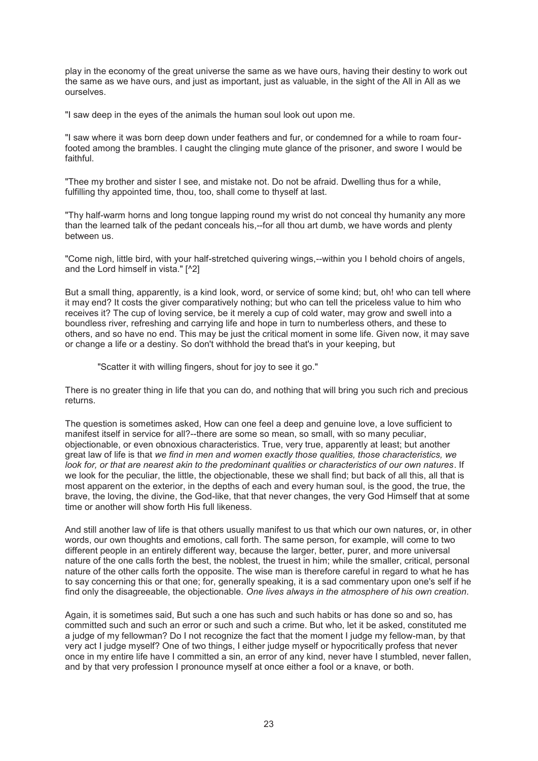play in the economy of the great universe the same as we have ours, having their destiny to work out the same as we have ours, and just as important, just as valuable, in the sight of the All in All as we ourselves.

"I saw deep in the eyes of the animals the human soul look out upon me.

"I saw where it was born deep down under feathers and fur, or condemned for a while to roam four-footed among the brambles. I caught the clinging mute glance of the prisoner, and swore I would be faithful.

"Thee my brother and sister I see, and mistake not. Do not be afraid. Dwelling thus for a while, fulfilling thy appointed time, thou, too, shall come to thyself at last.

"Thy half-warm horns and long tongue lapping round my wrist do not conceal thy humanity any more than the learned talk of the pedant conceals his,--for all thou art dumb, we have words and plenty between us.

"Come nigh, little bird, with your half-stretched quivering wings,--within you I behold choirs of angels, and the Lord himself in vista." [^2]

But a small thing, apparently, is a kind look, word, or service of some kind; but, oh! who can tell where it may end? It costs the giver comparatively nothing; but who can tell the priceless value to him who receives it? The cup of loving service, be it merely a cup of cold water, may grow and swell into a boundless river, refreshing and carrying life and hope in turn to numberless others, and these to others, and so have no end. This may be just the critical moment in some life. Given now, it may save or change a life or a destiny. So don't withhold the bread that's in your keeping, but

> "Scatter it with willing fingers, shout for joy to see it go."

There is no greater thing in life that you can do, and nothing that will bring you such rich and precious returns.

The question is sometimes asked, How can one feel a deep and genuine love, a love sufficient to manifest itself in service for all?--there are some so mean, so small, with so many peculiar, objectionable, or even obnoxious characteristics. True, very true, apparently at least; but another great law of life is that *we find in men and women exactly those qualities, those characteristics, we look for, or that are nearest akin to the predominant qualities or characteristics of our own natures*. If we look for the peculiar, the little, the objectionable, these we shall find; but back of all this, all that is most apparent on the exterior, in the depths of each and every human soul, is the good, the true, the brave, the loving, the divine, the God-like, that that never changes, the very God Himself that at some time or another will show forth His full likeness.

And still another law of life is that others usually manifest to us that which our own natures, or, in other words, our own thoughts and emotions, call forth. The same person, for example, will come to two different people in an entirely different way, because the larger, better, purer, and more universal nature of the one calls forth the best, the noblest, the truest in him; while the smaller, critical, personal nature of the other calls forth the opposite. The wise man is therefore careful in regard to what he has to say concerning this or that one; for, generally speaking, it is a sad commentary upon one's self if he find only the disagreeable, the objectionable. *One lives always in the atmosphere of his own creation*.

Again, it is sometimes said, But such a one has such and such habits or has done so and so, has committed such and such an error or such and such a crime. But who, let it be asked, constituted me a judge of my fellowman? Do I not recognize the fact that the moment I judge my fellow-man, by that very act I judge myself? One of two things, I either judge myself or hypocritically profess that never once in my entire life have I committed a sin, an error of any kind, never have I stumbled, never fallen, and by that very profession I pronounce myself at once either a fool or a knave, or both.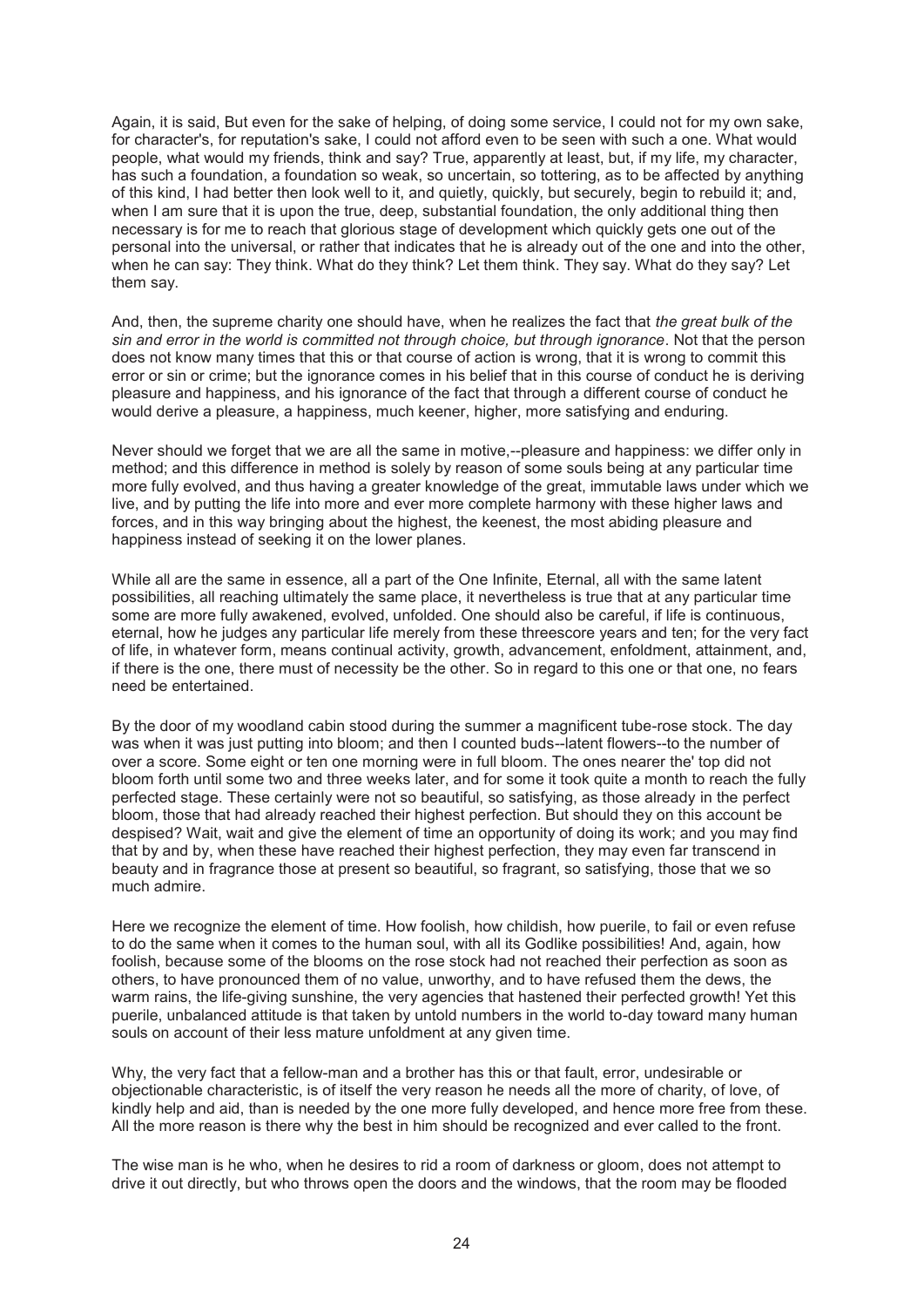Again, it is said, But even for the sake of helping, of doing some service, I could not for my own sake, for character's, for reputation's sake, I could not afford even to be seen with such a one. What would people, what would my friends, think and say? True, apparently at least, but, if my life, my character, has such a foundation, a foundation so weak, so uncertain, so tottering, as to be affected by anything of this kind, I had better then look well to it, and quietly, quickly, but securely, begin to rebuild it; and, when I am sure that it is upon the true, deep, substantial foundation, the only additional thing then necessary is for me to reach that glorious stage of development which quickly gets one out of the personal into the universal, or rather that indicates that he is already out of the one and into the other, when he can say: They think. What do they think? Let them think. They say. What do they say? Let them say.

And, then, the supreme charity one should have, when he realizes the fact that *the great bulk of the sin and error in the world is committed not through choice, but through ignorance*. Not that the person does not know many times that this or that course of action is wrong, that it is wrong to commit this error or sin or crime; but the ignorance comes in his belief that in this course of conduct he is deriving pleasure and happiness, and his ignorance of the fact that through a different course of conduct he would derive a pleasure, a happiness, much keener, higher, more satisfying and enduring.

Never should we forget that we are all the same in motive,--pleasure and happiness: we differ only in method; and this difference in method is solely by reason of some souls being at any particular time more fully evolved, and thus having a greater knowledge of the great, immutable laws under which we live, and by putting the life into more and ever more complete harmony with these higher laws and forces, and in this way bringing about the highest, the keenest, the most abiding pleasure and happiness instead of seeking it on the lower planes.

While all are the same in essence, all a part of the One Infinite, Eternal, all with the same latent possibilities, all reaching ultimately the same place, it nevertheless is true that at any particular time some are more fully awakened, evolved, unfolded. One should also be careful, if life is continuous, eternal, how he judges any particular life merely from these threescore years and ten; for the very fact of life, in whatever form, means continual activity, growth, advancement, enfoldment, attainment, and, if there is the one, there must of necessity be the other. So in regard to this one or that one, no fears need be entertained.

By the door of my woodland cabin stood during the summer a magnificent tube-rose stock. The day was when it was just putting into bloom; and then I counted buds--latent flowers--to the number of over a score. Some eight or ten one morning were in full bloom. The ones nearer the' top did not bloom forth until some two and three weeks later, and for some it took quite a month to reach the fully perfected stage. These certainly were not so beautiful, so satisfying, as those already in the perfect bloom, those that had already reached their highest perfection. But should they on this account be despised? Wait, wait and give the element of time an opportunity of doing its work; and you may find that by and by, when these have reached their highest perfection, they may even far transcend in beauty and in fragrance those at present so beautiful, so fragrant, so satisfying, those that we so much admire.

Here we recognize the element of time. How foolish, how childish, how puerile, to fail or even refuse to do the same when it comes to the human soul, with all its Godlike possibilities! And, again, how foolish, because some of the blooms on the rose stock had not reached their perfection as soon as others, to have pronounced them of no value, unworthy, and to have refused them the dews, the warm rains, the life-giving sunshine, the very agencies that hastened their perfected growth! Yet this puerile, unbalanced attitude is that taken by untold numbers in the world to-day toward many human souls on account of their less mature unfoldment at any given time.

Why, the very fact that a fellow-man and a brother has this or that fault, error, undesirable or objectionable characteristic, is of itself the very reason he needs all the more of charity, of love, of kindly help and aid, than is needed by the one more fully developed, and hence more free from these. All the more reason is there why the best in him should be recognized and ever called to the front.

The wise man is he who, when he desires to rid a room of darkness or gloom, does not attempt to drive it out directly, but who throws open the doors and the windows, that the room may be flooded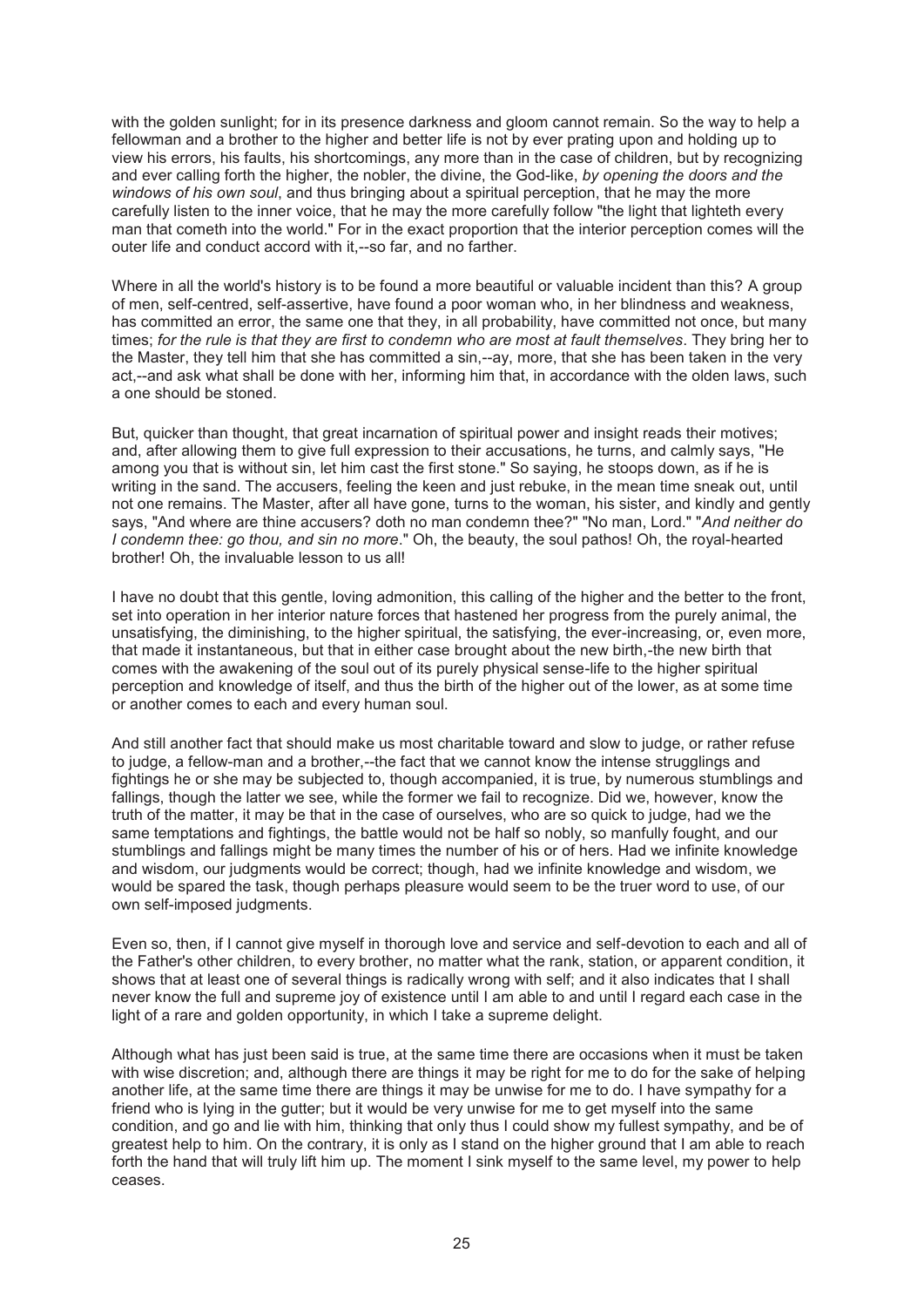with the golden sunlight; for in its presence darkness and gloom cannot remain. So the way to help a fellowman and a brother to the higher and better life is not by ever prating upon and holding up to view his errors, his faults, his shortcomings, any more than in the case of children, but by recognizing and ever calling forth the higher, the nobler, the divine, the God-like, *by opening the doors and the windows of his own soul*, and thus bringing about a spiritual perception, that he may the more carefully listen to the inner voice, that he may the more carefully follow "the light that lighteth every man that cometh into the world." For in the exact proportion that the interior perception comes will the outer life and conduct accord with it,--so far, and no farther.

Where in all the world's history is to be found a more beautiful or valuable incident than this? A group of men, self-centred, self-assertive, have found a poor woman who, in her blindness and weakness, has committed an error, the same one that they, in all probability, have committed not once, but many times; *for the rule is that they are first to condemn who are most at fault themselves*. They bring her to the Master, they tell him that she has committed a sin,--ay, more, that she has been taken in the very act,--and ask what shall be done with her, informing him that, in accordance with the olden laws, such a one should be stoned.

But, quicker than thought, that great incarnation of spiritual power and insight reads their motives; and, after allowing them to give full expression to their accusations, he turns, and calmly says, "He among you that is without sin, let him cast the first stone." So saying, he stoops down, as if he is writing in the sand. The accusers, feeling the keen and just rebuke, in the mean time sneak out, until not one remains. The Master, after all have gone, turns to the woman, his sister, and kindly and gently says, "And where are thine accusers? doth no man condemn thee?" "No man, Lord." "*And neither do I condemn thee: go thou, and sin no more*." Oh, the beauty, the soul pathos! Oh, the royal-hearted brother! Oh, the invaluable lesson to us all!

I have no doubt that this gentle, loving admonition, this calling of the higher and the better to the front, set into operation in her interior nature forces that hastened her progress from the purely animal, the unsatisfying, the diminishing, to the higher spiritual, the satisfying, the ever-increasing, or, even more, that made it instantaneous, but that in either case brought about the new birth,-the new birth that comes with the awakening of the soul out of its purely physical sense-life to the higher spiritual perception and knowledge of itself, and thus the birth of the higher out of the lower, as at some time or another comes to each and every human soul.

And still another fact that should make us most charitable toward and slow to judge, or rather refuse to judge, a fellow-man and a brother,--the fact that we cannot know the intense strugglings and fightings he or she may be subjected to, though accompanied, it is true, by numerous stumblings and fallings, though the latter we see, while the former we fail to recognize. Did we, however, know the truth of the matter, it may be that in the case of ourselves, who are so quick to judge, had we the same temptations and fightings, the battle would not be half so nobly, so manfully fought, and our stumblings and fallings might be many times the number of his or of hers. Had we infinite knowledge and wisdom, our judgments would be correct; though, had we infinite knowledge and wisdom, we would be spared the task, though perhaps pleasure would seem to be the truer word to use, of our own self-imposed judgments.

Even so, then, if I cannot give myself in thorough love and service and self-devotion to each and all of the Father's other children, to every brother, no matter what the rank, station, or apparent condition, it shows that at least one of several things is radically wrong with self; and it also indicates that I shall never know the full and supreme joy of existence until I am able to and until I regard each case in the light of a rare and golden opportunity, in which I take a supreme delight.

Although what has just been said is true, at the same time there are occasions when it must be taken with wise discretion; and, although there are things it may be right for me to do for the sake of helping another life, at the same time there are things it may be unwise for me to do. I have sympathy for a friend who is lying in the gutter; but it would be very unwise for me to get myself into the same condition, and go and lie with him, thinking that only thus I could show my fullest sympathy, and be of greatest help to him. On the contrary, it is only as I stand on the higher ground that I am able to reach forth the hand that will truly lift him up. The moment I sink myself to the same level, my power to help ceases.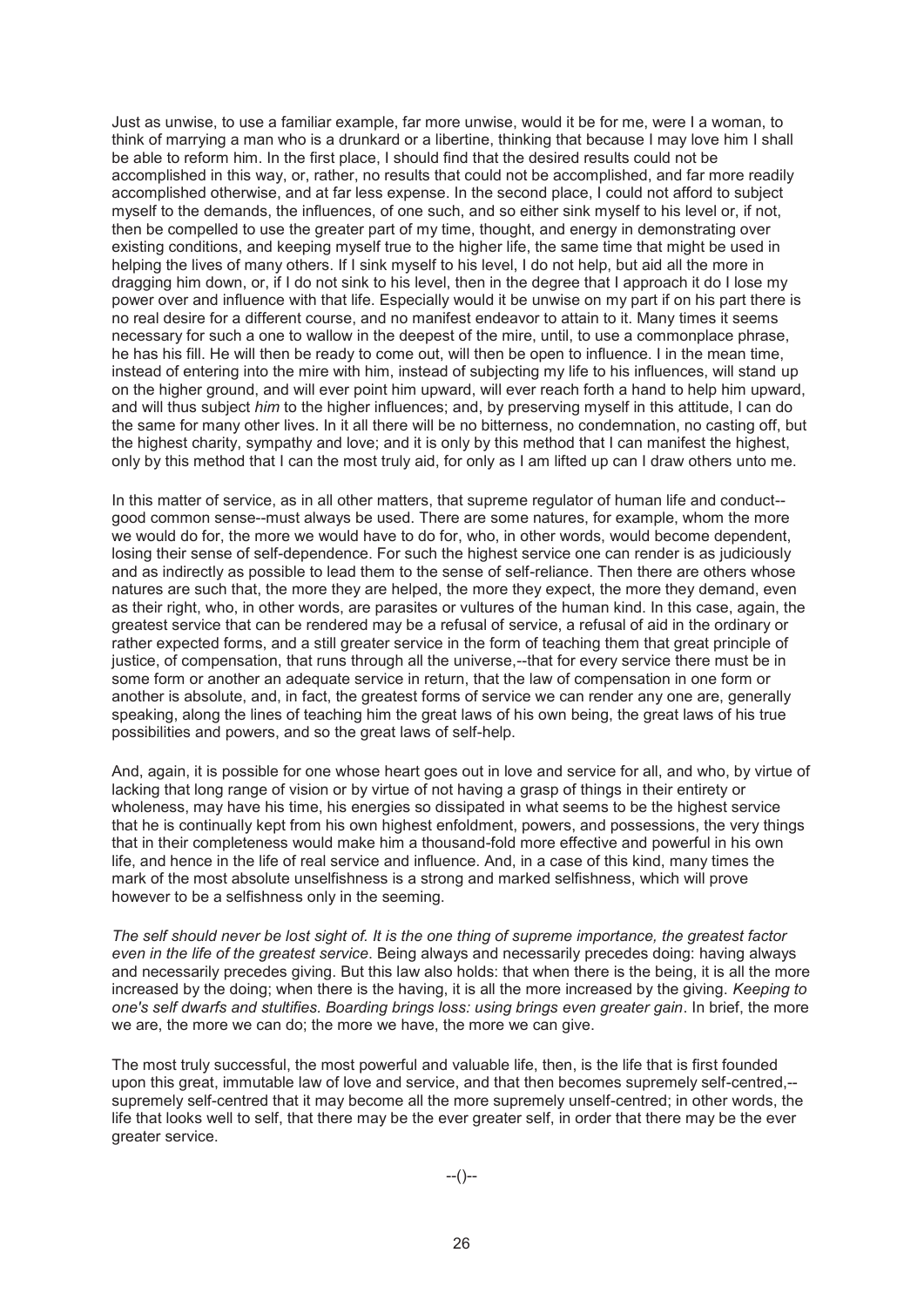Just as unwise, to use a familiar example, far more unwise, would it be for me, were I a woman, to think of marrying a man who is a drunkard or a libertine, thinking that because I may love him I shall be able to reform him. In the first place, I should find that the desired results could not be accomplished in this way, or, rather, no results that could not be accomplished, and far more readily accomplished otherwise, and at far less expense. In the second place, I could not afford to subject myself to the demands, the influences, of one such, and so either sink myself to his level or, if not, then be compelled to use the greater part of my time, thought, and energy in demonstrating over existing conditions, and keeping myself true to the higher life, the same time that might be used in helping the lives of many others. If I sink myself to his level, I do not help, but aid all the more in dragging him down, or, if I do not sink to his level, then in the degree that I approach it do I lose my power over and influence with that life. Especially would it be unwise on my part if on his part there is no real desire for a different course, and no manifest endeavor to attain to it. Many times it seems necessary for such a one to wallow in the deepest of the mire, until, to use a commonplace phrase, he has his fill. He will then be ready to come out, will then be open to influence. I in the mean time, instead of entering into the mire with him, instead of subjecting my life to his influences, will stand up on the higher ground, and will ever point him upward, will ever reach forth a hand to help him upward, and will thus subject *him* to the higher influences; and, by preserving myself in this attitude, I can do the same for many other lives. In it all there will be no bitterness, no condemnation, no casting off, but the highest charity, sympathy and love; and it is only by this method that I can manifest the highest, only by this method that I can the most truly aid, for only as I am lifted up can I draw others unto me.

In this matter of service, as in all other matters, that supreme regulator of human life and conduct--good common sense--must always be used. There are some natures, for example, whom the more we would do for, the more we would have to do for, who, in other words, would become dependent, losing their sense of self-dependence. For such the highest service one can render is as judiciously and as indirectly as possible to lead them to the sense of self-reliance. Then there are others whose natures are such that, the more they are helped, the more they expect, the more they demand, even as their right, who, in other words, are parasites or vultures of the human kind. In this case, again, the greatest service that can be rendered may be a refusal of service, a refusal of aid in the ordinary or rather expected forms, and a still greater service in the form of teaching them that great principle of justice, of compensation, that runs through all the universe,--that for every service there must be in some form or another an adequate service in return, that the law of compensation in one form or another is absolute, and, in fact, the greatest forms of service we can render any one are, generally speaking, along the lines of teaching him the great laws of his own being, the great laws of his true possibilities and powers, and so the great laws of self-help.

And, again, it is possible for one whose heart goes out in love and service for all, and who, by virtue of lacking that long range of vision or by virtue of not having a grasp of things in their entirety or wholeness, may have his time, his energies so dissipated in what seems to be the highest service that he is continually kept from his own highest enfoldment, powers, and possessions, the very things that in their completeness would make him a thousand-fold more effective and powerful in his own life, and hence in the life of real service and influence. And, in a case of this kind, many times the mark of the most absolute unselfishness is a strong and marked selfishness, which will prove however to be a selfishness only in the seeming.

*The self should never be lost sight of. It is the one thing of supreme importance, the greatest factor even in the life of the greatest service*. Being always and necessarily precedes doing: having always and necessarily precedes giving. But this law also holds: that when there is the being, it is all the more increased by the doing; when there is the having, it is all the more increased by the giving. *Keeping to one's self dwarfs and stultifies. Boarding brings loss: using brings even greater gain*. In brief, the more we are, the more we can do; the more we have, the more we can give.

The most truly successful, the most powerful and valuable life, then, is the life that is first founded upon this great, immutable law of love and service, and that then becomes supremely self-centred,--supremely self-centred that it may become all the more supremely unself-centred; in other words, the life that looks well to self, that there may be the ever greater self, in order that there may be the ever greater service.

--()--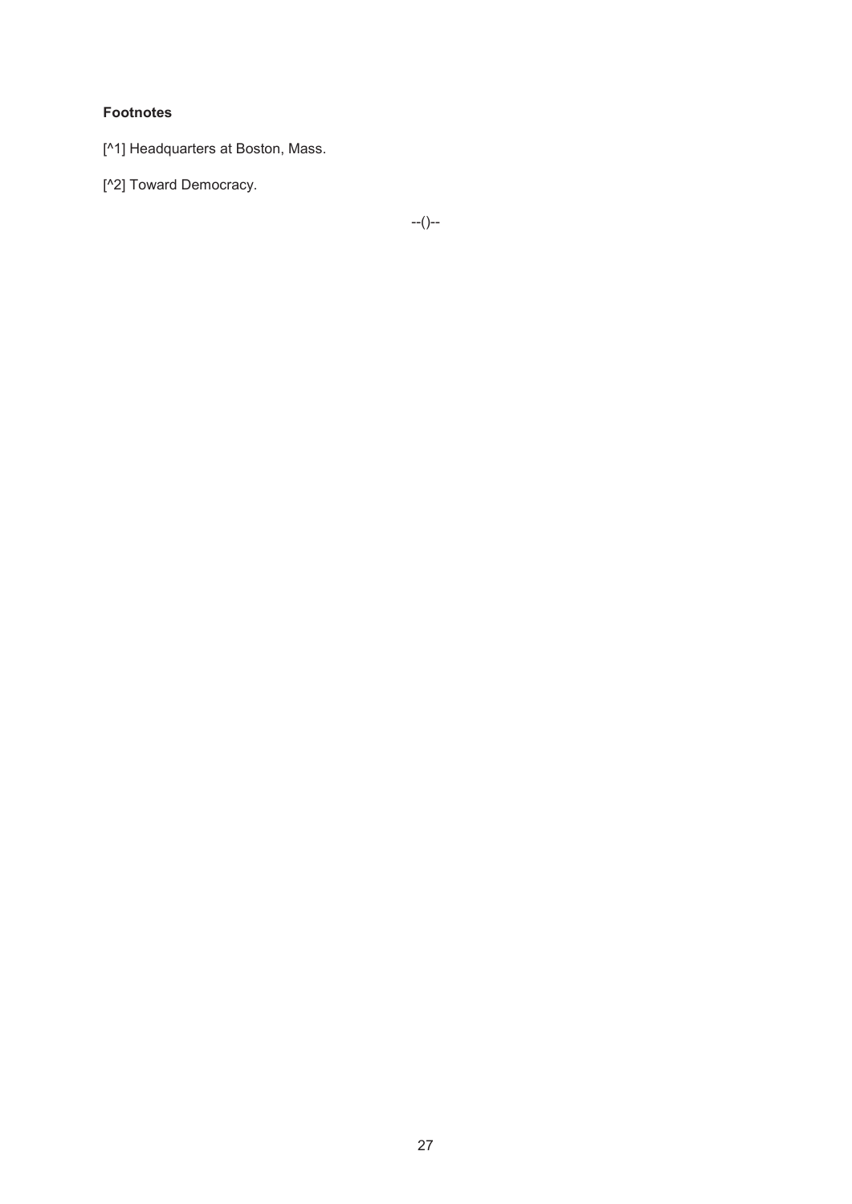**Footnotes**

[^1] Headquarters at Boston, Mass.

[^2] Toward Democracy.

--()--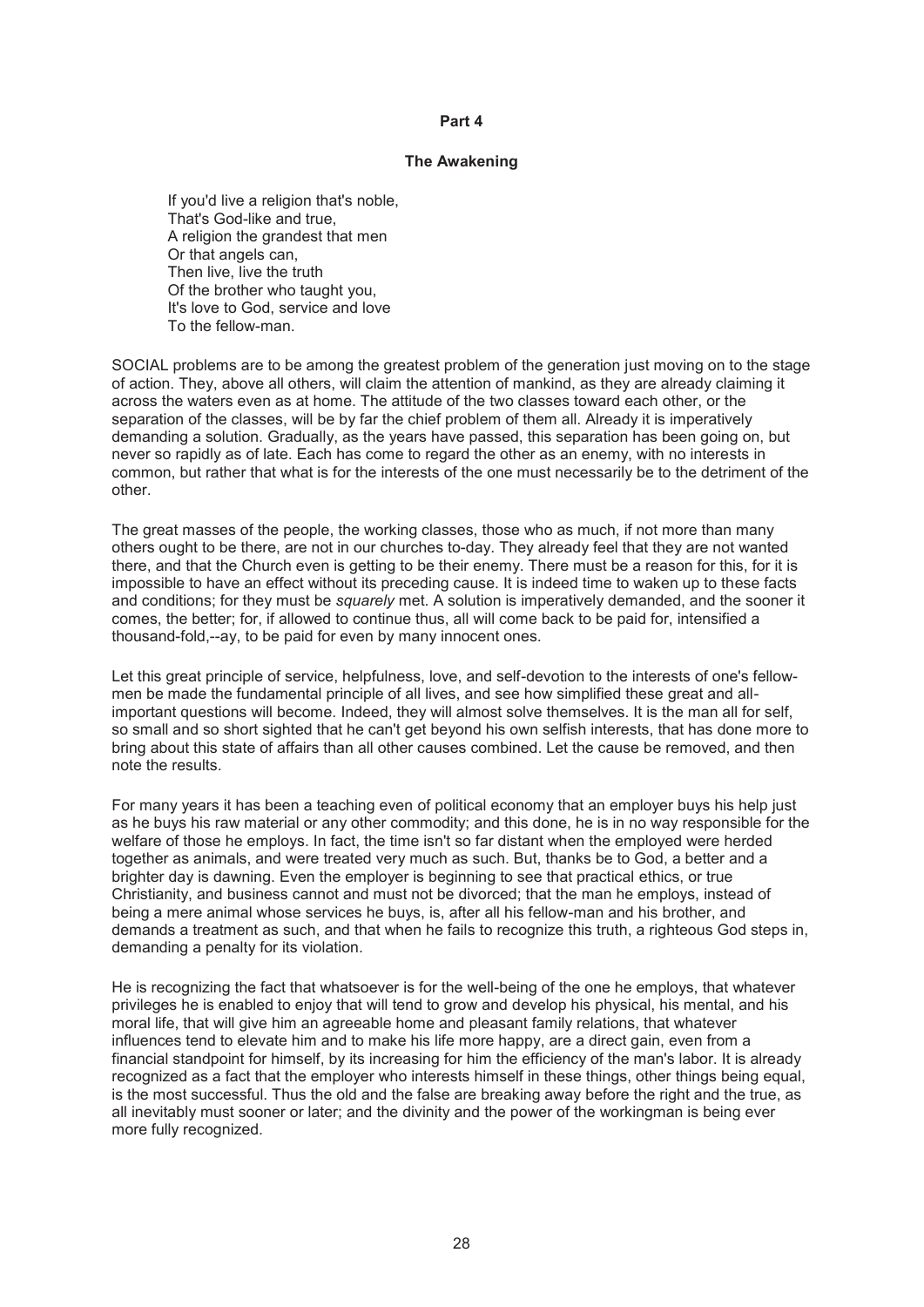## Part 4

### The Awakening

> If you'd live a religion that's noble,  
> That's God-like and true,  
> A religion the grandest that men  
> Or that angels can,  
> Then live, live the truth  
> Of the brother who taught you,  
> It's love to God, service and love  
> To the fellow-man.

SOCIAL problems are to be among the greatest problem of the generation just moving on to the stage of action. They, above all others, will claim the attention of mankind, as they are already claiming it across the waters even as at home. The attitude of the two classes toward each other, or the separation of the classes, will be by far the chief problem of them all. Already it is imperatively demanding a solution. Gradually, as the years have passed, this separation has been going on, but never so rapidly as of late. Each has come to regard the other as an enemy, with no interests in common, but rather that what is for the interests of the one must necessarily be to the detriment of the other.

The great masses of the people, the working classes, those who as much, if not more than many others ought to be there, are not in our churches to-day. They already feel that they are not wanted there, and that the Church even is getting to be their enemy. There must be a reason for this, for it is impossible to have an effect without its preceding cause. It is indeed time to waken up to these facts and conditions; for they must be *squarely* met. A solution is imperatively demanded, and the sooner it comes, the better; for, if allowed to continue thus, all will come back to be paid for, intensified a thousand-fold,--ay, to be paid for even by many innocent ones.

Let this great principle of service, helpfulness, love, and self-devotion to the interests of one's fellow-men be made the fundamental principle of all lives, and see how simplified these great and all-important questions will become. Indeed, they will almost solve themselves. It is the man all for self, so small and so short sighted that he can't get beyond his own selfish interests, that has done more to bring about this state of affairs than all other causes combined. Let the cause be removed, and then note the results.

For many years it has been a teaching even of political economy that an employer buys his help just as he buys his raw material or any other commodity; and this done, he is in no way responsible for the welfare of those he employs. In fact, the time isn't so far distant when the employed were herded together as animals, and were treated very much as such. But, thanks be to God, a better and a brighter day is dawning. Even the employer is beginning to see that practical ethics, or true Christianity, and business cannot and must not be divorced; that the man he employs, instead of being a mere animal whose services he buys, is, after all his fellow-man and his brother, and demands a treatment as such, and that when he fails to recognize this truth, a righteous God steps in, demanding a penalty for its violation.

He is recognizing the fact that whatsoever is for the well-being of the one he employs, that whatever privileges he is enabled to enjoy that will tend to grow and develop his physical, his mental, and his moral life, that will give him an agreeable home and pleasant family relations, that whatever influences tend to elevate him and to make his life more happy, are a direct gain, even from a financial standpoint for himself, by its increasing for him the efficiency of the man's labor. It is already recognized as a fact that the employer who interests himself in these things, other things being equal, is the most successful. Thus the old and the false are breaking away before the right and the true, as all inevitably must sooner or later; and the divinity and the power of the workingman is being ever more fully recognized.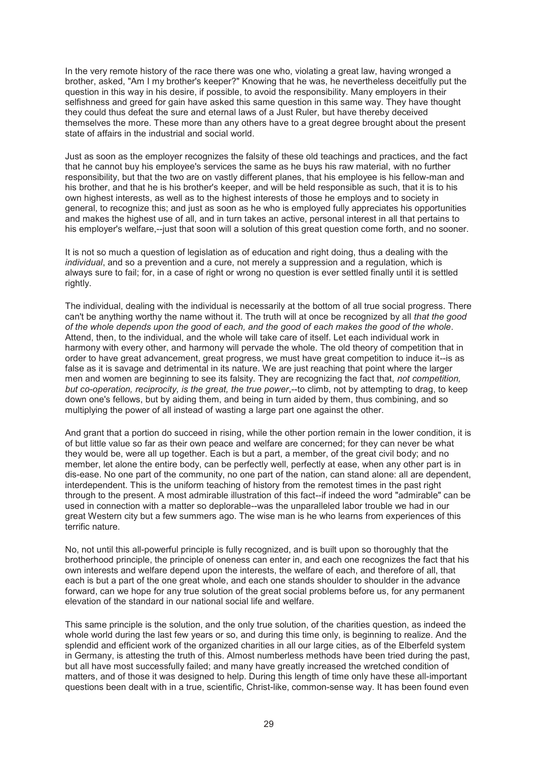In the very remote history of the race there was one who, violating a great law, having wronged a brother, asked, "Am I my brother's keeper?" Knowing that he was, he nevertheless deceitfully put the question in this way in his desire, if possible, to avoid the responsibility. Many employers in their selfishness and greed for gain have asked this same question in this same way. They have thought they could thus defeat the sure and eternal laws of a Just Ruler, but have thereby deceived themselves the more. These more than any others have to a great degree brought about the present state of affairs in the industrial and social world.

Just as soon as the employer recognizes the falsity of these old teachings and practices, and the fact that he cannot buy his employee's services the same as he buys his raw material, with no further responsibility, but that the two are on vastly different planes, that his employee is his fellow-man and his brother, and that he is his brother's keeper, and will be held responsible as such, that it is to his own highest interests, as well as to the highest interests of those he employs and to society in general, to recognize this; and just as soon as he who is employed fully appreciates his opportunities and makes the highest use of all, and in turn takes an active, personal interest in all that pertains to his employer's welfare,--just that soon will a solution of this great question come forth, and no sooner.

It is not so much a question of legislation as of education and right doing, thus a dealing with the *individual*, and so a prevention and a cure, not merely a suppression and a regulation, which is always sure to fail; for, in a case of right or wrong no question is ever settled finally until it is settled rightly.

The individual, dealing with the individual is necessarily at the bottom of all true social progress. There can't be anything worthy the name without it. The truth will at once be recognized by all *that the good of the whole depends upon the good of each, and the good of each makes the good of the whole*. Attend, then, to the individual, and the whole will take care of itself. Let each individual work in harmony with every other, and harmony will pervade the whole. The old theory of competition that in order to have great advancement, great progress, we must have great competition to induce it--is as false as it is savage and detrimental in its nature. We are just reaching that point where the larger men and women are beginning to see its falsity. They are recognizing the fact that, *not competition, but co-operation, reciprocity, is the great, the true power*,--to climb, not by attempting to drag, to keep down one's fellows, but by aiding them, and being in turn aided by them, thus combining, and so multiplying the power of all instead of wasting a large part one against the other.

And grant that a portion do succeed in rising, while the other portion remain in the lower condition, it is of but little value so far as their own peace and welfare are concerned; for they can never be what they would be, were all up together. Each is but a part, a member, of the great civil body; and no member, let alone the entire body, can be perfectly well, perfectly at ease, when any other part is in dis-ease. No one part of the community, no one part of the nation, can stand alone: all are dependent, interdependent. This is the uniform teaching of history from the remotest times in the past right through to the present. A most admirable illustration of this fact--if indeed the word "admirable" can be used in connection with a matter so deplorable--was the unparalleled labor trouble we had in our great Western city but a few summers ago. The wise man is he who learns from experiences of this terrific nature.

No, not until this all-powerful principle is fully recognized, and is built upon so thoroughly that the brotherhood principle, the principle of oneness can enter in, and each one recognizes the fact that his own interests and welfare depend upon the interests, the welfare of each, and therefore of all, that each is but a part of the one great whole, and each one stands shoulder to shoulder in the advance forward, can we hope for any true solution of the great social problems before us, for any permanent elevation of the standard in our national social life and welfare.

This same principle is the solution, and the only true solution, of the charities question, as indeed the whole world during the last few years or so, and during this time only, is beginning to realize. And the splendid and efficient work of the organized charities in all our large cities, as of the Elberfeld system in Germany, is attesting the truth of this. Almost numberless methods have been tried during the past, but all have most successfully failed; and many have greatly increased the wretched condition of matters, and of those it was designed to help. During this length of time only have these all-important questions been dealt with in a true, scientific, Christ-like, common-sense way. It has been found even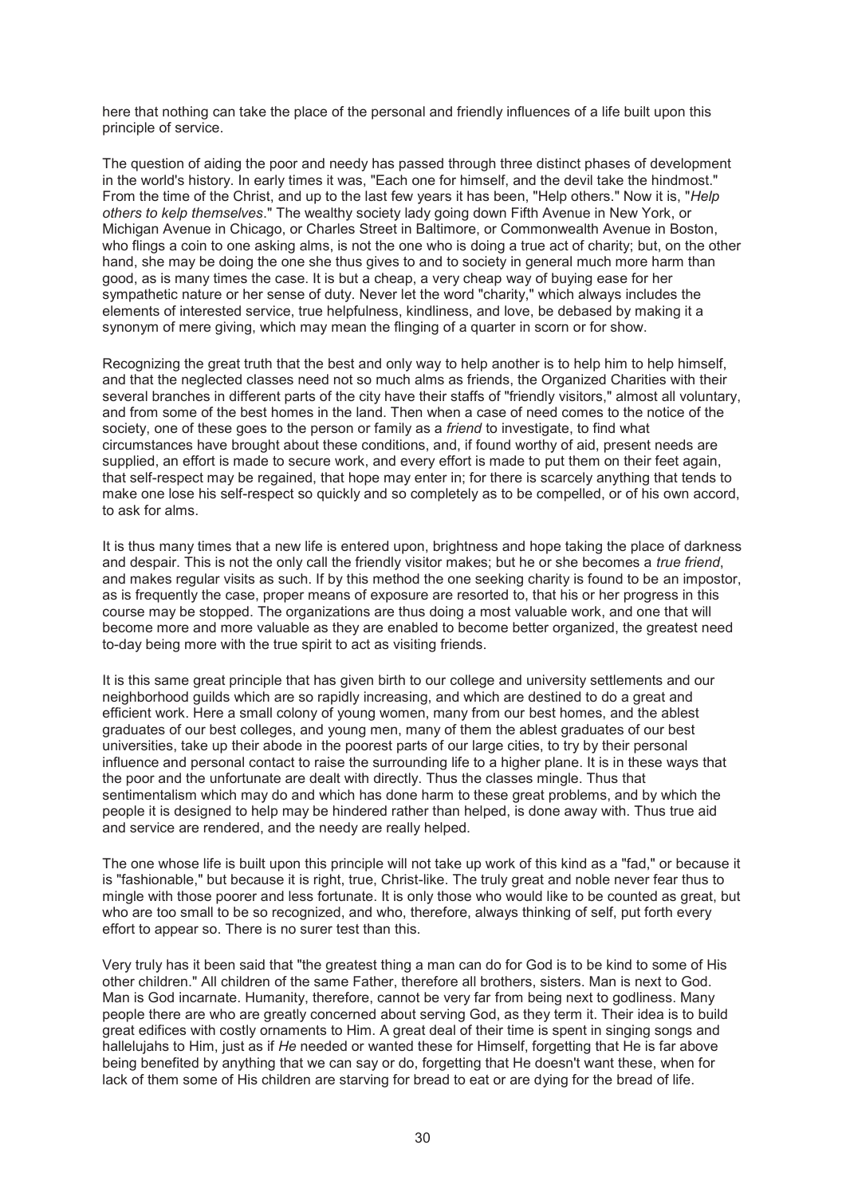here that nothing can take the place of the personal and friendly influences of a life built upon this principle of service.

The question of aiding the poor and needy has passed through three distinct phases of development in the world's history. In early times it was, "Each one for himself, and the devil take the hindmost." From the time of the Christ, and up to the last few years it has been, "Help others." Now it is, "*Help others to kelp themselves*." The wealthy society lady going down Fifth Avenue in New York, or Michigan Avenue in Chicago, or Charles Street in Baltimore, or Commonwealth Avenue in Boston, who flings a coin to one asking alms, is not the one who is doing a true act of charity; but, on the other hand, she may be doing the one she thus gives to and to society in general much more harm than good, as is many times the case. It is but a cheap, a very cheap way of buying ease for her sympathetic nature or her sense of duty. Never let the word "charity," which always includes the elements of interested service, true helpfulness, kindliness, and love, be debased by making it a synonym of mere giving, which may mean the flinging of a quarter in scorn or for show.

Recognizing the great truth that the best and only way to help another is to help him to help himself, and that the neglected classes need not so much alms as friends, the Organized Charities with their several branches in different parts of the city have their staffs of "friendly visitors," almost all voluntary, and from some of the best homes in the land. Then when a case of need comes to the notice of the society, one of these goes to the person or family as a *friend* to investigate, to find what circumstances have brought about these conditions, and, if found worthy of aid, present needs are supplied, an effort is made to secure work, and every effort is made to put them on their feet again, that self-respect may be regained, that hope may enter in; for there is scarcely anything that tends to make one lose his self-respect so quickly and so completely as to be compelled, or of his own accord, to ask for alms.

It is thus many times that a new life is entered upon, brightness and hope taking the place of darkness and despair. This is not the only call the friendly visitor makes; but he or she becomes a *true friend*, and makes regular visits as such. If by this method the one seeking charity is found to be an impostor, as is frequently the case, proper means of exposure are resorted to, that his or her progress in this course may be stopped. The organizations are thus doing a most valuable work, and one that will become more and more valuable as they are enabled to become better organized, the greatest need to-day being more with the true spirit to act as visiting friends.

It is this same great principle that has given birth to our college and university settlements and our neighborhood guilds which are so rapidly increasing, and which are destined to do a great and efficient work. Here a small colony of young women, many from our best homes, and the ablest graduates of our best colleges, and young men, many of them the ablest graduates of our best universities, take up their abode in the poorest parts of our large cities, to try by their personal influence and personal contact to raise the surrounding life to a higher plane. It is in these ways that the poor and the unfortunate are dealt with directly. Thus the classes mingle. Thus that sentimentalism which may do and which has done harm to these great problems, and by which the people it is designed to help may be hindered rather than helped, is done away with. Thus true aid and service are rendered, and the needy are really helped.

The one whose life is built upon this principle will not take up work of this kind as a "fad," or because it is "fashionable," but because it is right, true, Christ-like. The truly great and noble never fear thus to mingle with those poorer and less fortunate. It is only those who would like to be counted as great, but who are too small to be so recognized, and who, therefore, always thinking of self, put forth every effort to appear so. There is no surer test than this.

Very truly has it been said that "the greatest thing a man can do for God is to be kind to some of His other children." All children of the same Father, therefore all brothers, sisters. Man is next to God. Man is God incarnate. Humanity, therefore, cannot be very far from being next to godliness. Many people there are who are greatly concerned about serving God, as they term it. Their idea is to build great edifices with costly ornaments to Him. A great deal of their time is spent in singing songs and hallelujahs to Him, just as if *He* needed or wanted these for Himself, forgetting that He is far above being benefited by anything that we can say or do, forgetting that He doesn't want these, when for lack of them some of His children are starving for bread to eat or are dying for the bread of life.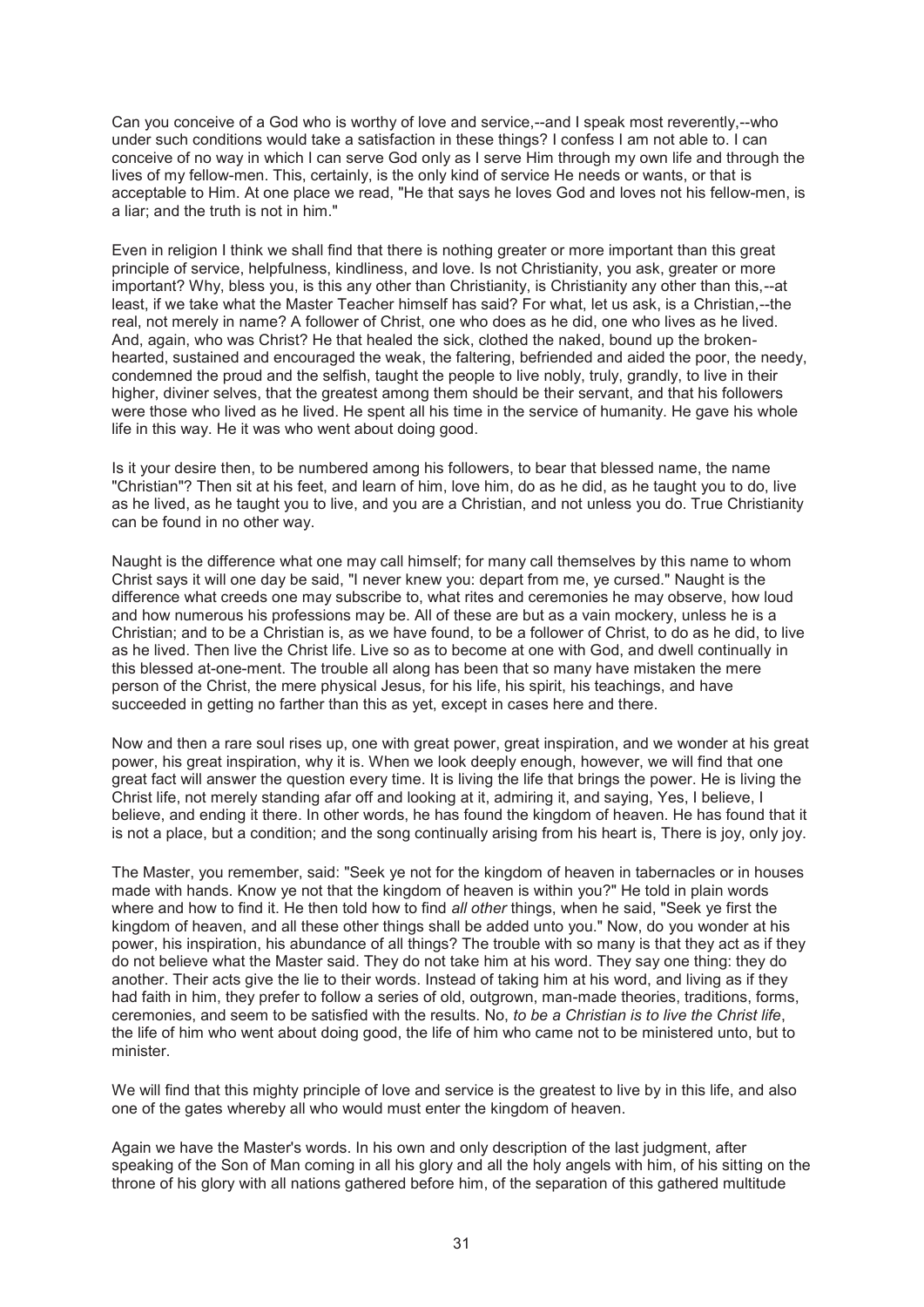Can you conceive of a God who is worthy of love and service,--and I speak most reverently,--who under such conditions would take a satisfaction in these things? I confess I am not able to. I can conceive of no way in which I can serve God only as I serve Him through my own life and through the lives of my fellow-men. This, certainly, is the only kind of service He needs or wants, or that is acceptable to Him. At one place we read, "He that says he loves God and loves not his fellow-men, is a liar; and the truth is not in him."

Even in religion I think we shall find that there is nothing greater or more important than this great principle of service, helpfulness, kindliness, and love. Is not Christianity, you ask, greater or more important? Why, bless you, is this any other than Christianity, is Christianity any other than this,--at least, if we take what the Master Teacher himself has said? For what, let us ask, is a Christian,--the real, not merely in name? A follower of Christ, one who does as he did, one who lives as he lived. And, again, who was Christ? He that healed the sick, clothed the naked, bound up the broken-hearted, sustained and encouraged the weak, the faltering, befriended and aided the poor, the needy, condemned the proud and the selfish, taught the people to live nobly, truly, grandly, to live in their higher, diviner selves, that the greatest among them should be their servant, and that his followers were those who lived as he lived. He spent all his time in the service of humanity. He gave his whole life in this way. He it was who went about doing good.

Is it your desire then, to be numbered among his followers, to bear that blessed name, the name "Christian"? Then sit at his feet, and learn of him, love him, do as he did, as he taught you to do, live as he lived, as he taught you to live, and you are a Christian, and not unless you do. True Christianity can be found in no other way.

Naught is the difference what one may call himself; for many call themselves by this name to whom Christ says it will one day be said, "I never knew you: depart from me, ye cursed." Naught is the difference what creeds one may subscribe to, what rites and ceremonies he may observe, how loud and how numerous his professions may be. All of these are but as a vain mockery, unless he is a Christian; and to be a Christian is, as we have found, to be a follower of Christ, to do as he did, to live as he lived. Then live the Christ life. Live so as to become at one with God, and dwell continually in this blessed at-one-ment. The trouble all along has been that so many have mistaken the mere person of the Christ, the mere physical Jesus, for his life, his spirit, his teachings, and have succeeded in getting no farther than this as yet, except in cases here and there.

Now and then a rare soul rises up, one with great power, great inspiration, and we wonder at his great power, his great inspiration, why it is. When we look deeply enough, however, we will find that one great fact will answer the question every time. It is living the life that brings the power. He is living the Christ life, not merely standing afar off and looking at it, admiring it, and saying, Yes, I believe, I believe, and ending it there. In other words, he has found the kingdom of heaven. He has found that it is not a place, but a condition; and the song continually arising from his heart is, There is joy, only joy.

The Master, you remember, said: "Seek ye not for the kingdom of heaven in tabernacles or in houses made with hands. Know ye not that the kingdom of heaven is within you?" He told in plain words where and how to find it. He then told how to find *all other* things, when he said, "Seek ye first the kingdom of heaven, and all these other things shall be added unto you." Now, do you wonder at his power, his inspiration, his abundance of all things? The trouble with so many is that they act as if they do not believe what the Master said. They do not take him at his word. They say one thing: they do another. Their acts give the lie to their words. Instead of taking him at his word, and living as if they had faith in him, they prefer to follow a series of old, outgrown, man-made theories, traditions, forms, ceremonies, and seem to be satisfied with the results. No, *to be a Christian is to live the Christ life*, the life of him who went about doing good, the life of him who came not to be ministered unto, but to minister.

We will find that this mighty principle of love and service is the greatest to live by in this life, and also one of the gates whereby all who would must enter the kingdom of heaven.

Again we have the Master's words. In his own and only description of the last judgment, after speaking of the Son of Man coming in all his glory and all the holy angels with him, of his sitting on the throne of his glory with all nations gathered before him, of the separation of this gathered multitude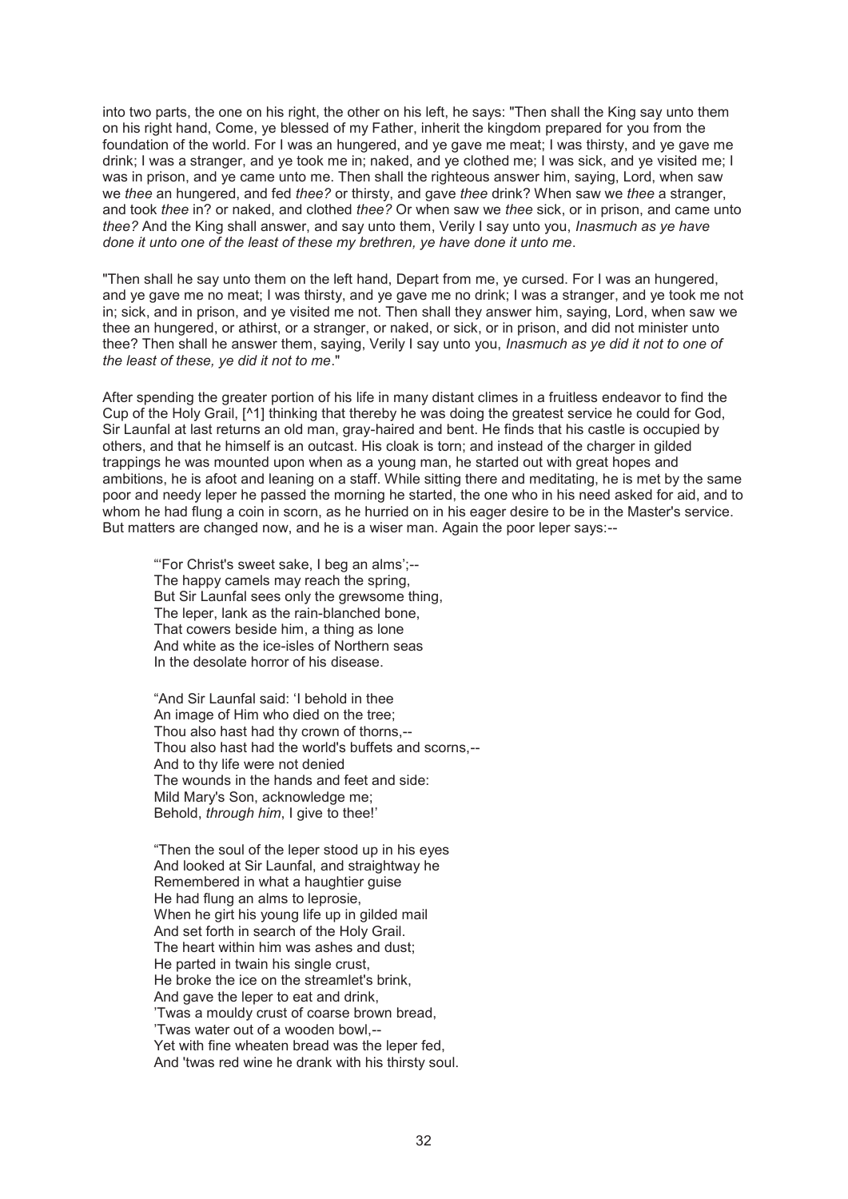into two parts, the one on his right, the other on his left, he says: "Then shall the King say unto them on his right hand, Come, ye blessed of my Father, inherit the kingdom prepared for you from the foundation of the world. For I was an hungered, and ye gave me meat; I was thirsty, and ye gave me drink; I was a stranger, and ye took me in; naked, and ye clothed me; I was sick, and ye visited me; I was in prison, and ye came unto me. Then shall the righteous answer him, saying, Lord, when saw we *thee* an hungered, and fed *thee?* or thirsty, and gave *thee* drink? When saw we *thee* a stranger, and took *thee* in? or naked, and clothed *thee?* Or when saw we *thee* sick, or in prison, and came unto *thee?* And the King shall answer, and say unto them, Verily I say unto you, *Inasmuch as ye have done it unto one of the least of these my brethren, ye have done it unto me*.

"Then shall he say unto them on the left hand, Depart from me, ye cursed. For I was an hungered, and ye gave me no meat; I was thirsty, and ye gave me no drink; I was a stranger, and ye took me not in; sick, and in prison, and ye visited me not. Then shall they answer him, saying, Lord, when saw we thee an hungered, or athirst, or a stranger, or naked, or sick, or in prison, and did not minister unto thee? Then shall he answer them, saying, Verily I say unto you, *Inasmuch as ye did it not to one of the least of these, ye did it not to me*."

After spending the greater portion of his life in many distant climes in a fruitless endeavor to find the Cup of the Holy Grail, [^1] thinking that thereby he was doing the greatest service he could for God, Sir Launfal at last returns an old man, gray-haired and bent. He finds that his castle is occupied by others, and that he himself is an outcast. His cloak is torn; and instead of the charger in gilded trappings he was mounted upon when as a young man, he started out with great hopes and ambitions, he is afoot and leaning on a staff. While sitting there and meditating, he is met by the same poor and needy leper he passed the morning he started, the one who in his need asked for aid, and to whom he had flung a coin in scorn, as he hurried on in his eager desire to be in the Master's service. But matters are changed now, and he is a wiser man. Again the poor leper says:--

> "'For Christ's sweet sake, I beg an alms';--
> The happy camels may reach the spring,
> But Sir Launfal sees only the grewsome thing,
> The leper, lank as the rain-blanched bone,
> That cowers beside him, a thing as lone
> And white as the ice-isles of Northern seas
> In the desolate horror of his disease.
>
> "And Sir Launfal said: 'I behold in thee
> An image of Him who died on the tree;
> Thou also hast had thy crown of thorns,--
> Thou also hast had the world's buffets and scorns,--
> And to thy life were not denied
> The wounds in the hands and feet and side:
> Mild Mary's Son, acknowledge me;
> Behold, *through him*, I give to thee!'
>
> "Then the soul of the leper stood up in his eyes
> And looked at Sir Launfal, and straightway he
> Remembered in what a haughtier guise
> He had flung an alms to leprosie,
> When he girt his young life up in gilded mail
> And set forth in search of the Holy Grail.
> The heart within him was ashes and dust;
> He parted in twain his single crust,
> He broke the ice on the streamlet's brink,
> And gave the leper to eat and drink,
> 'Twas a mouldy crust of coarse brown bread,
> 'Twas water out of a wooden bowl,--
> Yet with fine wheaten bread was the leper fed,
> And 'twas red wine he drank with his thirsty soul.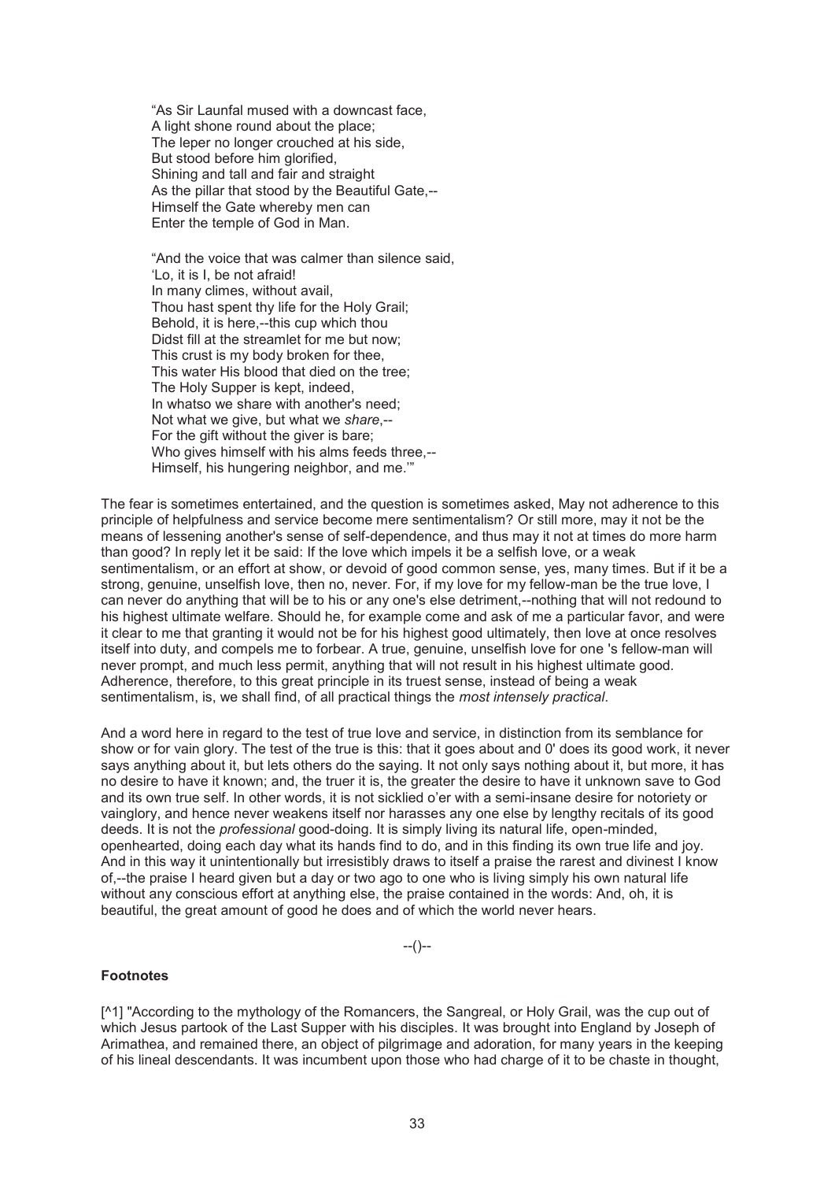> "As Sir Launfal mused with a downcast face,
> A light shone round about the place;
> The leper no longer crouched at his side,
> But stood before him glorified,
> Shining and tall and fair and straight
> As the pillar that stood by the Beautiful Gate,--
> Himself the Gate whereby men can
> Enter the temple of God in Man.
>
> "And the voice that was calmer than silence said,
> 'Lo, it is I, be not afraid!
> In many climes, without avail,
> Thou hast spent thy life for the Holy Grail;
> Behold, it is here,--this cup which thou
> Didst fill at the streamlet for me but now;
> This crust is my body broken for thee,
> This water His blood that died on the tree;
> The Holy Supper is kept, indeed,
> In whatso we share with another's need;
> Not what we give, but what we *share*,--
> For the gift without the giver is bare;
> Who gives himself with his alms feeds three,--
> Himself, his hungering neighbor, and me.'"

The fear is sometimes entertained, and the question is sometimes asked, May not adherence to this principle of helpfulness and service become mere sentimentalism? Or still more, may it not be the means of lessening another's sense of self-dependence, and thus may it not at times do more harm than good? In reply let it be said: If the love which impels it be a selfish love, or a weak sentimentalism, or an effort at show, or devoid of good common sense, yes, many times. But if it be a strong, genuine, unselfish love, then no, never. For, if my love for my fellow-man be the true love, I can never do anything that will be to his or any one's else detriment,--nothing that will not redound to his highest ultimate welfare. Should he, for example come and ask of me a particular favor, and were it clear to me that granting it would not be for his highest good ultimately, then love at once resolves itself into duty, and compels me to forbear. A true, genuine, unselfish love for one 's fellow-man will never prompt, and much less permit, anything that will not result in his highest ultimate good. Adherence, therefore, to this great principle in its truest sense, instead of being a weak sentimentalism, is, we shall find, of all practical things the *most intensely practical*.

And a word here in regard to the test of true love and service, in distinction from its semblance for show or for vain glory. The test of the true is this: that it goes about and 0' does its good work, it never says anything about it, but lets others do the saying. It not only says nothing about it, but more, it has no desire to have it known; and, the truer it is, the greater the desire to have it unknown save to God and its own true self. In other words, it is not sicklied o'er with a semi-insane desire for notoriety or vainglory, and hence never weakens itself nor harasses any one else by lengthy recitals of its good deeds. It is not the *professional* good-doing. It is simply living its natural life, open-minded, openhearted, doing each day what its hands find to do, and in this finding its own true life and joy. And in this way it unintentionally but irresistibly draws to itself a praise the rarest and divinest I know of,--the praise I heard given but a day or two ago to one who is living simply his own natural life without any conscious effort at anything else, the praise contained in the words: And, oh, it is beautiful, the great amount of good he does and of which the world never hears.

--()--

**Footnotes**

[^1] "According to the mythology of the Romancers, the Sangreal, or Holy Grail, was the cup out of which Jesus partook of the Last Supper with his disciples. It was brought into England by Joseph of Arimathea, and remained there, an object of pilgrimage and adoration, for many years in the keeping of his lineal descendants. It was incumbent upon those who had charge of it to be chaste in thought,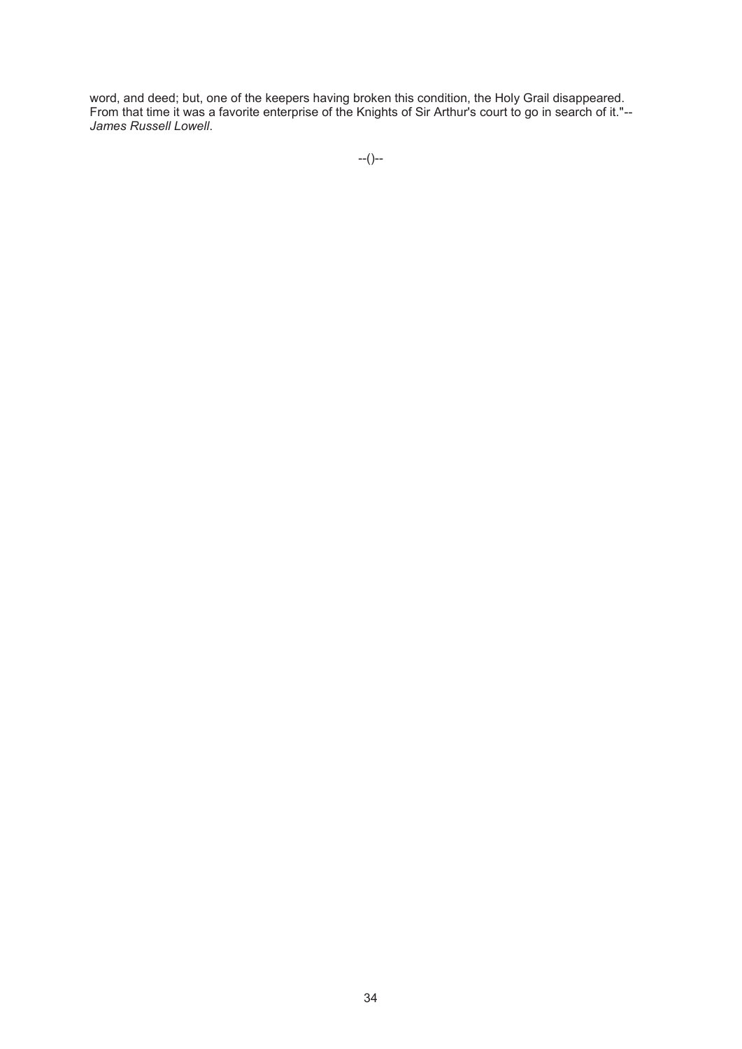word, and deed; but, one of the keepers having broken this condition, the Holy Grail disappeared. From that time it was a favorite enterprise of the Knights of Sir Arthur's court to go in search of it."--*James Russell Lowell*.

--()--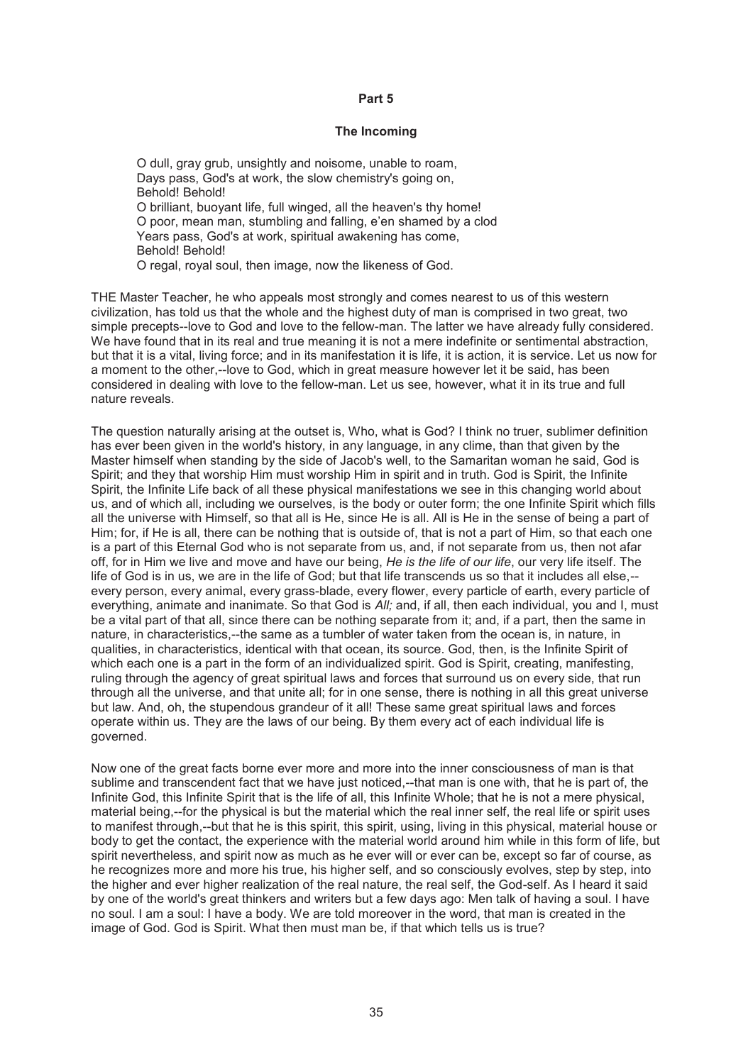## Part 5

### The Incoming

> O dull, gray grub, unsightly and noisome, unable to roam,
> Days pass, God's at work, the slow chemistry's going on,
> Behold! Behold!
> O brilliant, buoyant life, full winged, all the heaven's thy home!
> O poor, mean man, stumbling and falling, e'en shamed by a clod
> Years pass, God's at work, spiritual awakening has come,
> Behold! Behold!
> O regal, royal soul, then image, now the likeness of God.

THE Master Teacher, he who appeals most strongly and comes nearest to us of this western civilization, has told us that the whole and the highest duty of man is comprised in two great, two simple precepts--love to God and love to the fellow-man. The latter we have already fully considered. We have found that in its real and true meaning it is not a mere indefinite or sentimental abstraction, but that it is a vital, living force; and in its manifestation it is life, it is action, it is service. Let us now for a moment to the other,--love to God, which in great measure however let it be said, has been considered in dealing with love to the fellow-man. Let us see, however, what it in its true and full nature reveals.

The question naturally arising at the outset is, Who, what is God? I think no truer, sublimer definition has ever been given in the world's history, in any language, in any clime, than that given by the Master himself when standing by the side of Jacob's well, to the Samaritan woman he said, God is Spirit; and they that worship Him must worship Him in spirit and in truth. God is Spirit, the Infinite Spirit, the Infinite Life back of all these physical manifestations we see in this changing world about us, and of which all, including we ourselves, is the body or outer form; the one Infinite Spirit which fills all the universe with Himself, so that all is He, since He is all. All is He in the sense of being a part of Him; for, if He is all, there can be nothing that is outside of, that is not a part of Him, so that each one is a part of this Eternal God who is not separate from us, and, if not separate from us, then not afar off, for in Him we live and move and have our being, *He is the life of our life*, our very life itself. The life of God is in us, we are in the life of God; but that life transcends us so that it includes all else,--every person, every animal, every grass-blade, every flower, every particle of earth, every particle of everything, animate and inanimate. So that God is *All;* and, if all, then each individual, you and I, must be a vital part of that all, since there can be nothing separate from it; and, if a part, then the same in nature, in characteristics,--the same as a tumbler of water taken from the ocean is, in nature, in qualities, in characteristics, identical with that ocean, its source. God, then, is the Infinite Spirit of which each one is a part in the form of an individualized spirit. God is Spirit, creating, manifesting, ruling through the agency of great spiritual laws and forces that surround us on every side, that run through all the universe, and that unite all; for in one sense, there is nothing in all this great universe but law. And, oh, the stupendous grandeur of it all! These same great spiritual laws and forces operate within us. They are the laws of our being. By them every act of each individual life is governed.

Now one of the great facts borne ever more and more into the inner consciousness of man is that sublime and transcendent fact that we have just noticed,--that man is one with, that he is part of, the Infinite God, this Infinite Spirit that is the life of all, this Infinite Whole; that he is not a mere physical, material being,--for the physical is but the material which the real inner self, the real life or spirit uses to manifest through,--but that he is this spirit, this spirit, using, living in this physical, material house or body to get the contact, the experience with the material world around him while in this form of life, but spirit nevertheless, and spirit now as much as he ever will or ever can be, except so far of course, as he recognizes more and more his true, his higher self, and so consciously evolves, step by step, into the higher and ever higher realization of the real nature, the real self, the God-self. As I heard it said by one of the world's great thinkers and writers but a few days ago: Men talk of having a soul. I have no soul. I am a soul: I have a body. We are told moreover in the word, that man is created in the image of God. God is Spirit. What then must man be, if that which tells us is true?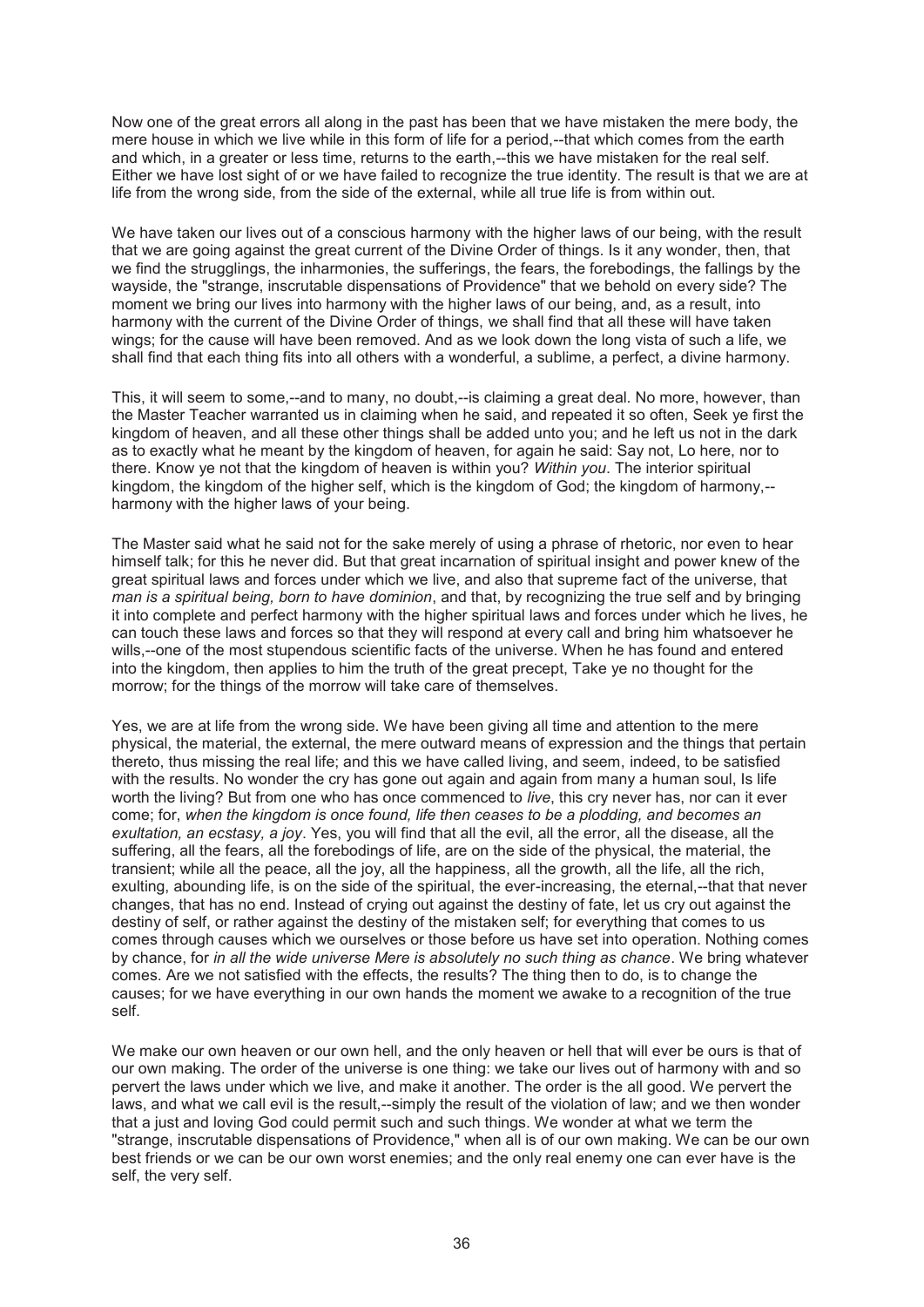Now one of the great errors all along in the past has been that we have mistaken the mere body, the mere house in which we live while in this form of life for a period,--that which comes from the earth and which, in a greater or less time, returns to the earth,--this we have mistaken for the real self. Either we have lost sight of or we have failed to recognize the true identity. The result is that we are at life from the wrong side, from the side of the external, while all true life is from within out.

We have taken our lives out of a conscious harmony with the higher laws of our being, with the result that we are going against the great current of the Divine Order of things. Is it any wonder, then, that we find the strugglings, the inharmonies, the sufferings, the fears, the forebodings, the fallings by the wayside, the "strange, inscrutable dispensations of Providence" that we behold on every side? The moment we bring our lives into harmony with the higher laws of our being, and, as a result, into harmony with the current of the Divine Order of things, we shall find that all these will have taken wings; for the cause will have been removed. And as we look down the long vista of such a life, we shall find that each thing fits into all others with a wonderful, a sublime, a perfect, a divine harmony.

This, it will seem to some,--and to many, no doubt,--is claiming a great deal. No more, however, than the Master Teacher warranted us in claiming when he said, and repeated it so often, Seek ye first the kingdom of heaven, and all these other things shall be added unto you; and he left us not in the dark as to exactly what he meant by the kingdom of heaven, for again he said: Say not, Lo here, nor to there. Know ye not that the kingdom of heaven is within you? *Within you*. The interior spiritual kingdom, the kingdom of the higher self, which is the kingdom of God; the kingdom of harmony,--harmony with the higher laws of your being.

The Master said what he said not for the sake merely of using a phrase of rhetoric, nor even to hear himself talk; for this he never did. But that great incarnation of spiritual insight and power knew of the great spiritual laws and forces under which we live, and also that supreme fact of the universe, that *man is a spiritual being, born to have dominion*, and that, by recognizing the true self and by bringing it into complete and perfect harmony with the higher spiritual laws and forces under which he lives, he can touch these laws and forces so that they will respond at every call and bring him whatsoever he wills,--one of the most stupendous scientific facts of the universe. When he has found and entered into the kingdom, then applies to him the truth of the great precept, Take ye no thought for the morrow; for the things of the morrow will take care of themselves.

Yes, we are at life from the wrong side. We have been giving all time and attention to the mere physical, the material, the external, the mere outward means of expression and the things that pertain thereto, thus missing the real life; and this we have called living, and seem, indeed, to be satisfied with the results. No wonder the cry has gone out again and again from many a human soul, Is life worth the living? But from one who has once commenced to *live*, this cry never has, nor can it ever come; for, *when the kingdom is once found, life then ceases to be a plodding, and becomes an exultation, an ecstasy, a joy*. Yes, you will find that all the evil, all the error, all the disease, all the suffering, all the fears, all the forebodings of life, are on the side of the physical, the material, the transient; while all the peace, all the joy, all the happiness, all the growth, all the life, all the rich, exulting, abounding life, is on the side of the spiritual, the ever-increasing, the eternal,--that that never changes, that has no end. Instead of crying out against the destiny of fate, let us cry out against the destiny of self, or rather against the destiny of the mistaken self; for everything that comes to us comes through causes which we ourselves or those before us have set into operation. Nothing comes by chance, for *in all the wide universe Mere is absolutely no such thing as chance*. We bring whatever comes. Are we not satisfied with the effects, the results? The thing then to do, is to change the causes; for we have everything in our own hands the moment we awake to a recognition of the true self.

We make our own heaven or our own hell, and the only heaven or hell that will ever be ours is that of our own making. The order of the universe is one thing: we take our lives out of harmony with and so pervert the laws under which we live, and make it another. The order is the all good. We pervert the laws, and what we call evil is the result,--simply the result of the violation of law; and we then wonder that a just and loving God could permit such and such things. We wonder at what we term the "strange, inscrutable dispensations of Providence," when all is of our own making. We can be our own best friends or we can be our own worst enemies; and the only real enemy one can ever have is the self, the very self.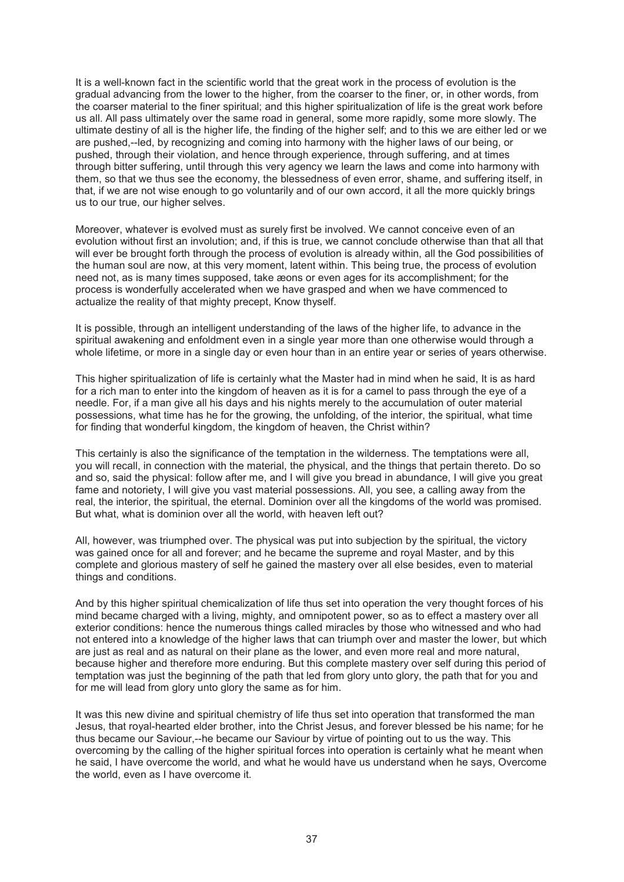It is a well-known fact in the scientific world that the great work in the process of evolution is the gradual advancing from the lower to the higher, from the coarser to the finer, or, in other words, from the coarser material to the finer spiritual; and this higher spiritualization of life is the great work before us all. All pass ultimately over the same road in general, some more rapidly, some more slowly. The ultimate destiny of all is the higher life, the finding of the higher self; and to this we are either led or we are pushed,--led, by recognizing and coming into harmony with the higher laws of our being, or pushed, through their violation, and hence through experience, through suffering, and at times through bitter suffering, until through this very agency we learn the laws and come into harmony with them, so that we thus see the economy, the blessedness of even error, shame, and suffering itself, in that, if we are not wise enough to go voluntarily and of our own accord, it all the more quickly brings us to our true, our higher selves.

Moreover, whatever is evolved must as surely first be involved. We cannot conceive even of an evolution without first an involution; and, if this is true, we cannot conclude otherwise than that all that will ever be brought forth through the process of evolution is already within, all the God possibilities of the human soul are now, at this very moment, latent within. This being true, the process of evolution need not, as is many times supposed, take æons or even ages for its accomplishment; for the process is wonderfully accelerated when we have grasped and when we have commenced to actualize the reality of that mighty precept, Know thyself.

It is possible, through an intelligent understanding of the laws of the higher life, to advance in the spiritual awakening and enfoldment even in a single year more than one otherwise would through a whole lifetime, or more in a single day or even hour than in an entire year or series of years otherwise.

This higher spiritualization of life is certainly what the Master had in mind when he said, It is as hard for a rich man to enter into the kingdom of heaven as it is for a camel to pass through the eye of a needle. For, if a man give all his days and his nights merely to the accumulation of outer material possessions, what time has he for the growing, the unfolding, of the interior, the spiritual, what time for finding that wonderful kingdom, the kingdom of heaven, the Christ within?

This certainly is also the significance of the temptation in the wilderness. The temptations were all, you will recall, in connection with the material, the physical, and the things that pertain thereto. Do so and so, said the physical: follow after me, and I will give you bread in abundance, I will give you great fame and notoriety, I will give you vast material possessions. All, you see, a calling away from the real, the interior, the spiritual, the eternal. Dominion over all the kingdoms of the world was promised. But what, what is dominion over all the world, with heaven left out?

All, however, was triumphed over. The physical was put into subjection by the spiritual, the victory was gained once for all and forever; and he became the supreme and royal Master, and by this complete and glorious mastery of self he gained the mastery over all else besides, even to material things and conditions.

And by this higher spiritual chemicalization of life thus set into operation the very thought forces of his mind became charged with a living, mighty, and omnipotent power, so as to effect a mastery over all exterior conditions: hence the numerous things called miracles by those who witnessed and who had not entered into a knowledge of the higher laws that can triumph over and master the lower, but which are just as real and as natural on their plane as the lower, and even more real and more natural, because higher and therefore more enduring. But this complete mastery over self during this period of temptation was just the beginning of the path that led from glory unto glory, the path that for you and for me will lead from glory unto glory the same as for him.

It was this new divine and spiritual chemistry of life thus set into operation that transformed the man Jesus, that royal-hearted elder brother, into the Christ Jesus, and forever blessed be his name; for he thus became our Saviour,--he became our Saviour by virtue of pointing out to us the way. This overcoming by the calling of the higher spiritual forces into operation is certainly what he meant when he said, I have overcome the world, and what he would have us understand when he says, Overcome the world, even as I have overcome it.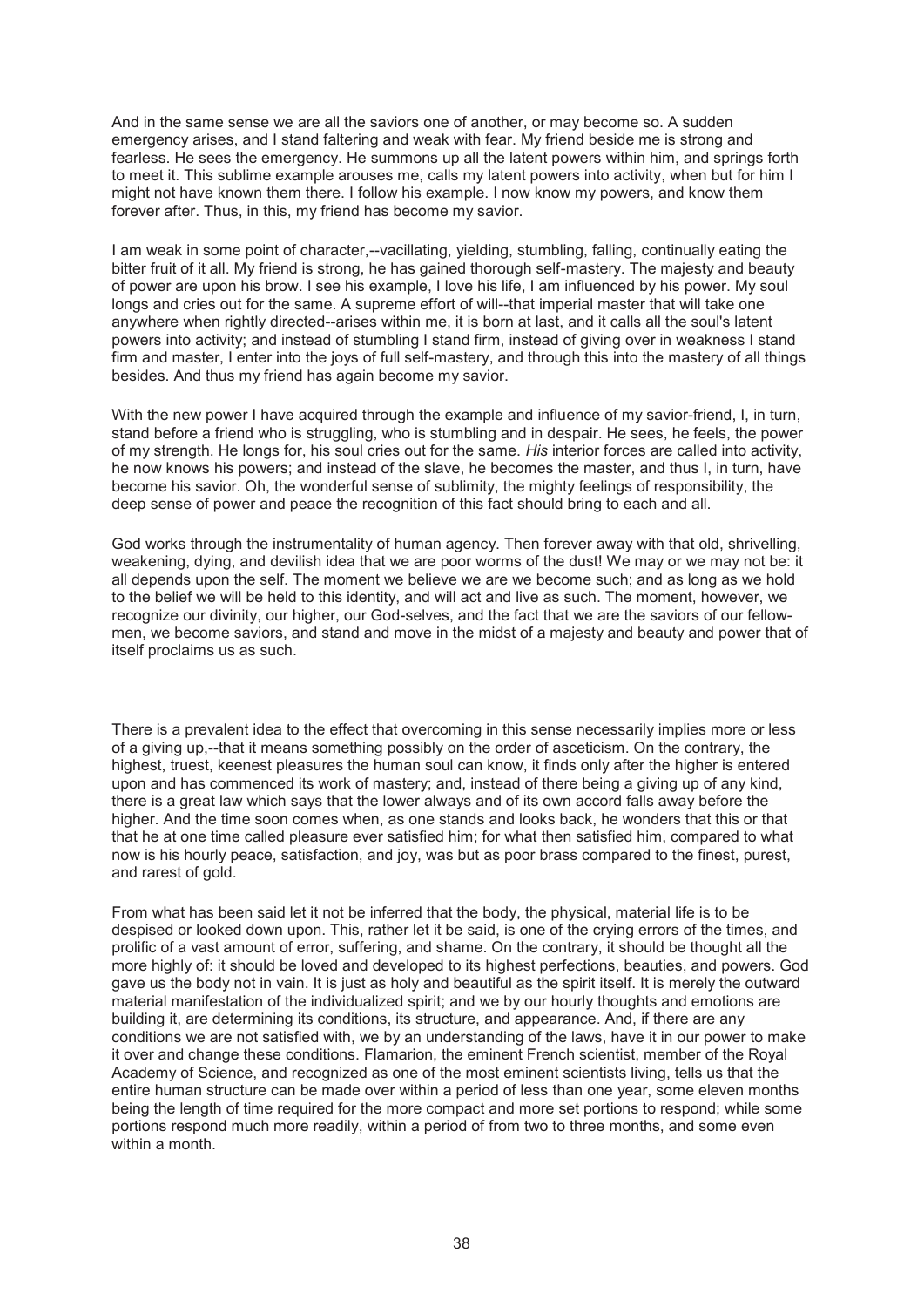And in the same sense we are all the saviors one of another, or may become so. A sudden emergency arises, and I stand faltering and weak with fear. My friend beside me is strong and fearless. He sees the emergency. He summons up all the latent powers within him, and springs forth to meet it. This sublime example arouses me, calls my latent powers into activity, when but for him I might not have known them there. I follow his example. I now know my powers, and know them forever after. Thus, in this, my friend has become my savior.

I am weak in some point of character,--vacillating, yielding, stumbling, falling, continually eating the bitter fruit of it all. My friend is strong, he has gained thorough self-mastery. The majesty and beauty of power are upon his brow. I see his example, I love his life, I am influenced by his power. My soul longs and cries out for the same. A supreme effort of will--that imperial master that will take one anywhere when rightly directed--arises within me, it is born at last, and it calls all the soul's latent powers into activity; and instead of stumbling I stand firm, instead of giving over in weakness I stand firm and master, I enter into the joys of full self-mastery, and through this into the mastery of all things besides. And thus my friend has again become my savior.

With the new power I have acquired through the example and influence of my savior-friend, I, in turn, stand before a friend who is struggling, who is stumbling and in despair. He sees, he feels, the power of my strength. He longs for, his soul cries out for the same. *His* interior forces are called into activity, he now knows his powers; and instead of the slave, he becomes the master, and thus I, in turn, have become his savior. Oh, the wonderful sense of sublimity, the mighty feelings of responsibility, the deep sense of power and peace the recognition of this fact should bring to each and all.

God works through the instrumentality of human agency. Then forever away with that old, shrivelling, weakening, dying, and devilish idea that we are poor worms of the dust! We may or we may not be: it all depends upon the self. The moment we believe we are we become such; and as long as we hold to the belief we will be held to this identity, and will act and live as such. The moment, however, we recognize our divinity, our higher, our God-selves, and the fact that we are the saviors of our fellow-men, we become saviors, and stand and move in the midst of a majesty and beauty and power that of itself proclaims us as such.

There is a prevalent idea to the effect that overcoming in this sense necessarily implies more or less of a giving up,--that it means something possibly on the order of asceticism. On the contrary, the highest, truest, keenest pleasures the human soul can know, it finds only after the higher is entered upon and has commenced its work of mastery; and, instead of there being a giving up of any kind, there is a great law which says that the lower always and of its own accord falls away before the higher. And the time soon comes when, as one stands and looks back, he wonders that this or that that he at one time called pleasure ever satisfied him; for what then satisfied him, compared to what now is his hourly peace, satisfaction, and joy, was but as poor brass compared to the finest, purest, and rarest of gold.

From what has been said let it not be inferred that the body, the physical, material life is to be despised or looked down upon. This, rather let it be said, is one of the crying errors of the times, and prolific of a vast amount of error, suffering, and shame. On the contrary, it should be thought all the more highly of: it should be loved and developed to its highest perfections, beauties, and powers. God gave us the body not in vain. It is just as holy and beautiful as the spirit itself. It is merely the outward material manifestation of the individualized spirit; and we by our hourly thoughts and emotions are building it, are determining its conditions, its structure, and appearance. And, if there are any conditions we are not satisfied with, we by an understanding of the laws, have it in our power to make it over and change these conditions. Flamarion, the eminent French scientist, member of the Royal Academy of Science, and recognized as one of the most eminent scientists living, tells us that the entire human structure can be made over within a period of less than one year, some eleven months being the length of time required for the more compact and more set portions to respond; while some portions respond much more readily, within a period of from two to three months, and some even within a month.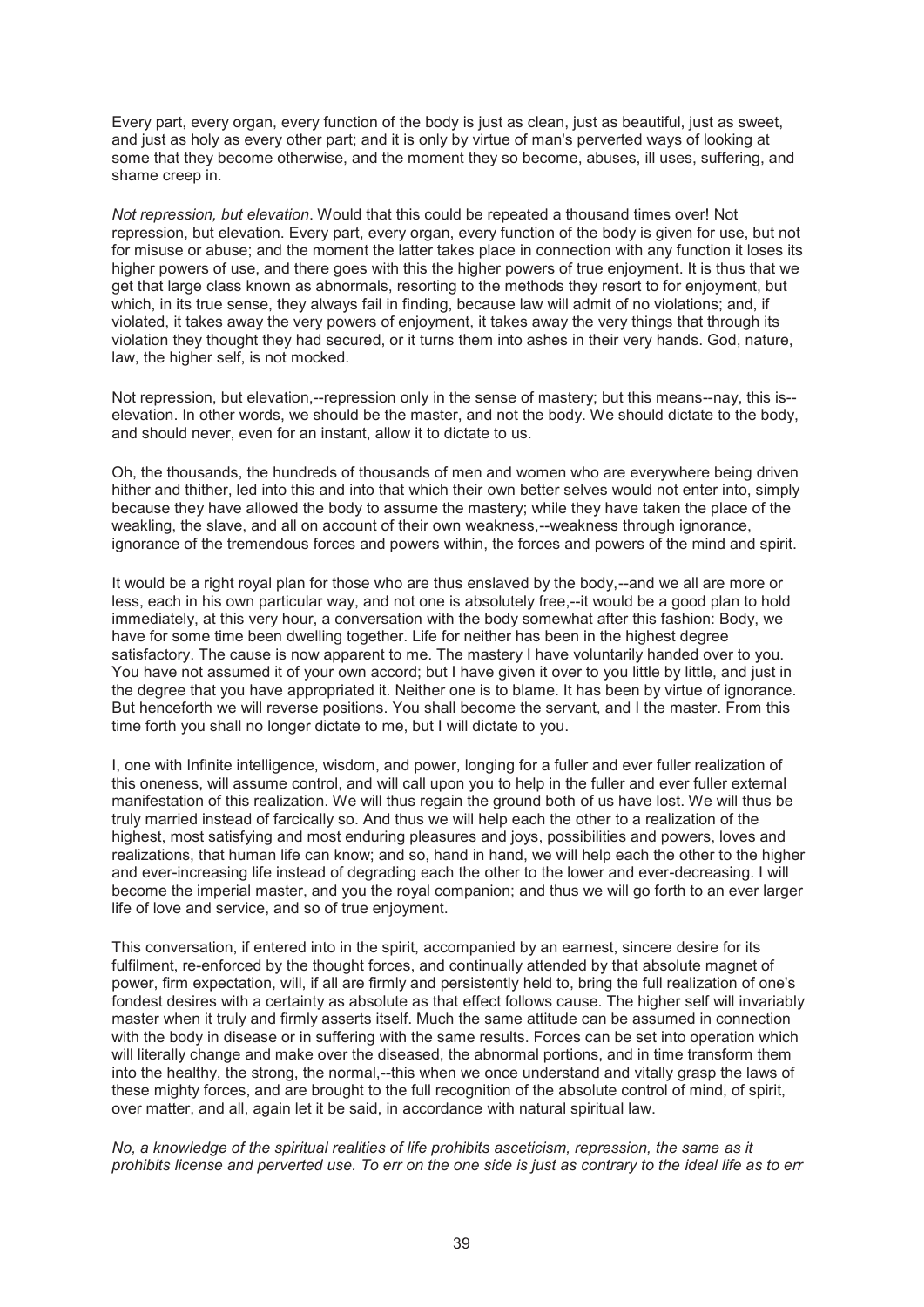Every part, every organ, every function of the body is just as clean, just as beautiful, just as sweet, and just as holy as every other part; and it is only by virtue of man's perverted ways of looking at some that they become otherwise, and the moment they so become, abuses, ill uses, suffering, and shame creep in.

*Not repression, but elevation*. Would that this could be repeated a thousand times over! Not repression, but elevation. Every part, every organ, every function of the body is given for use, but not for misuse or abuse; and the moment the latter takes place in connection with any function it loses its higher powers of use, and there goes with this the higher powers of true enjoyment. It is thus that we get that large class known as abnormals, resorting to the methods they resort to for enjoyment, but which, in its true sense, they always fail in finding, because law will admit of no violations; and, if violated, it takes away the very powers of enjoyment, it takes away the very things that through its violation they thought they had secured, or it turns them into ashes in their very hands. God, nature, law, the higher self, is not mocked.

Not repression, but elevation,--repression only in the sense of mastery; but this means--nay, this is--elevation. In other words, we should be the master, and not the body. We should dictate to the body, and should never, even for an instant, allow it to dictate to us.

Oh, the thousands, the hundreds of thousands of men and women who are everywhere being driven hither and thither, led into this and into that which their own better selves would not enter into, simply because they have allowed the body to assume the mastery; while they have taken the place of the weakling, the slave, and all on account of their own weakness,--weakness through ignorance, ignorance of the tremendous forces and powers within, the forces and powers of the mind and spirit.

It would be a right royal plan for those who are thus enslaved by the body,--and we all are more or less, each in his own particular way, and not one is absolutely free,--it would be a good plan to hold immediately, at this very hour, a conversation with the body somewhat after this fashion: Body, we have for some time been dwelling together. Life for neither has been in the highest degree satisfactory. The cause is now apparent to me. The mastery I have voluntarily handed over to you. You have not assumed it of your own accord; but I have given it over to you little by little, and just in the degree that you have appropriated it. Neither one is to blame. It has been by virtue of ignorance. But henceforth we will reverse positions. You shall become the servant, and I the master. From this time forth you shall no longer dictate to me, but I will dictate to you.

I, one with Infinite intelligence, wisdom, and power, longing for a fuller and ever fuller realization of this oneness, will assume control, and will call upon you to help in the fuller and ever fuller external manifestation of this realization. We will thus regain the ground both of us have lost. We will thus be truly married instead of farcically so. And thus we will help each the other to a realization of the highest, most satisfying and most enduring pleasures and joys, possibilities and powers, loves and realizations, that human life can know; and so, hand in hand, we will help each the other to the higher and ever-increasing life instead of degrading each the other to the lower and ever-decreasing. I will become the imperial master, and you the royal companion; and thus we will go forth to an ever larger life of love and service, and so of true enjoyment.

This conversation, if entered into in the spirit, accompanied by an earnest, sincere desire for its fulfilment, re-enforced by the thought forces, and continually attended by that absolute magnet of power, firm expectation, will, if all are firmly and persistently held to, bring the full realization of one's fondest desires with a certainty as absolute as that effect follows cause. The higher self will invariably master when it truly and firmly asserts itself. Much the same attitude can be assumed in connection with the body in disease or in suffering with the same results. Forces can be set into operation which will literally change and make over the diseased, the abnormal portions, and in time transform them into the healthy, the strong, the normal,--this when we once understand and vitally grasp the laws of these mighty forces, and are brought to the full recognition of the absolute control of mind, of spirit, over matter, and all, again let it be said, in accordance with natural spiritual law.

*No, a knowledge of the spiritual realities of life prohibits asceticism, repression, the same as it prohibits license and perverted use. To err on the one side is just as contrary to the ideal life as to err*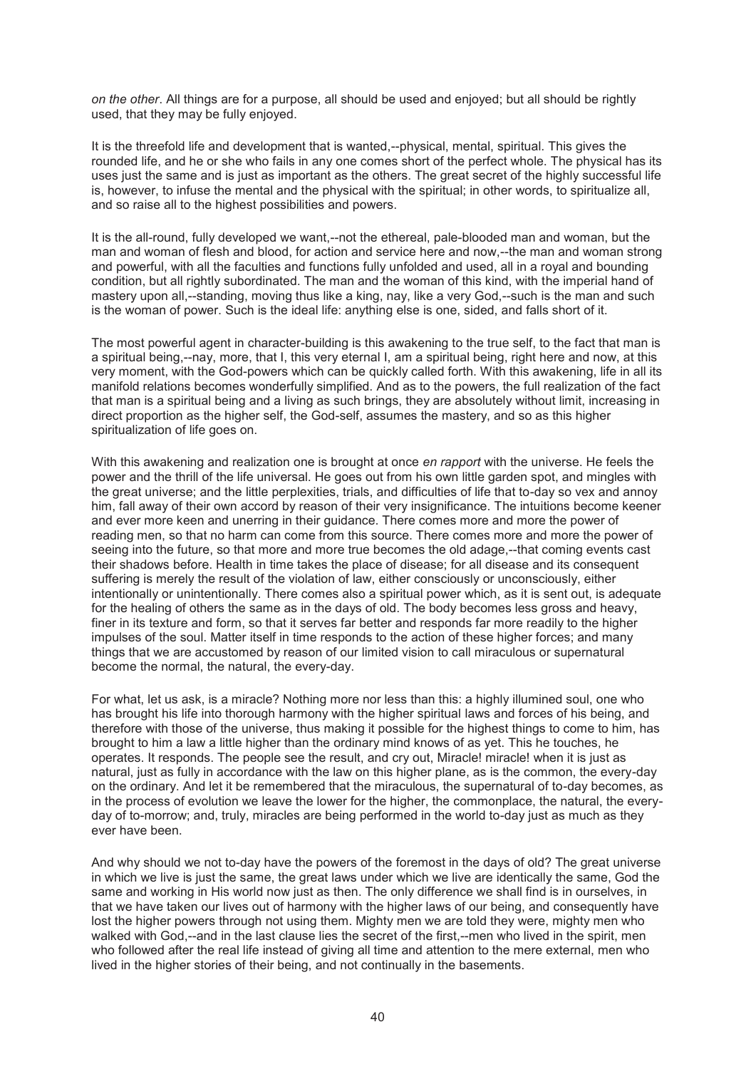*on the other*. All things are for a purpose, all should be used and enjoyed; but all should be rightly used, that they may be fully enjoyed.

It is the threefold life and development that is wanted,--physical, mental, spiritual. This gives the rounded life, and he or she who fails in any one comes short of the perfect whole. The physical has its uses just the same and is just as important as the others. The great secret of the highly successful life is, however, to infuse the mental and the physical with the spiritual; in other words, to spiritualize all, and so raise all to the highest possibilities and powers.

It is the all-round, fully developed we want,--not the ethereal, pale-blooded man and woman, but the man and woman of flesh and blood, for action and service here and now,--the man and woman strong and powerful, with all the faculties and functions fully unfolded and used, all in a royal and bounding condition, but all rightly subordinated. The man and the woman of this kind, with the imperial hand of mastery upon all,--standing, moving thus like a king, nay, like a very God,--such is the man and such is the woman of power. Such is the ideal life: anything else is one, sided, and falls short of it.

The most powerful agent in character-building is this awakening to the true self, to the fact that man is a spiritual being,--nay, more, that I, this very eternal I, am a spiritual being, right here and now, at this very moment, with the God-powers which can be quickly called forth. With this awakening, life in all its manifold relations becomes wonderfully simplified. And as to the powers, the full realization of the fact that man is a spiritual being and a living as such brings, they are absolutely without limit, increasing in direct proportion as the higher self, the God-self, assumes the mastery, and so as this higher spiritualization of life goes on.

With this awakening and realization one is brought at once *en rapport* with the universe. He feels the power and the thrill of the life universal. He goes out from his own little garden spot, and mingles with the great universe; and the little perplexities, trials, and difficulties of life that to-day so vex and annoy him, fall away of their own accord by reason of their very insignificance. The intuitions become keener and ever more keen and unerring in their guidance. There comes more and more the power of reading men, so that no harm can come from this source. There comes more and more the power of seeing into the future, so that more and more true becomes the old adage,--that coming events cast their shadows before. Health in time takes the place of disease; for all disease and its consequent suffering is merely the result of the violation of law, either consciously or unconsciously, either intentionally or unintentionally. There comes also a spiritual power which, as it is sent out, is adequate for the healing of others the same as in the days of old. The body becomes less gross and heavy, finer in its texture and form, so that it serves far better and responds far more readily to the higher impulses of the soul. Matter itself in time responds to the action of these higher forces; and many things that we are accustomed by reason of our limited vision to call miraculous or supernatural become the normal, the natural, the every-day.

For what, let us ask, is a miracle? Nothing more nor less than this: a highly illumined soul, one who has brought his life into thorough harmony with the higher spiritual laws and forces of his being, and therefore with those of the universe, thus making it possible for the highest things to come to him, has brought to him a law a little higher than the ordinary mind knows of as yet. This he touches, he operates. It responds. The people see the result, and cry out, Miracle! miracle! when it is just as natural, just as fully in accordance with the law on this higher plane, as is the common, the every-day on the ordinary. And let it be remembered that the miraculous, the supernatural of to-day becomes, as in the process of evolution we leave the lower for the higher, the commonplace, the natural, the every-day of to-morrow; and, truly, miracles are being performed in the world to-day just as much as they ever have been.

And why should we not to-day have the powers of the foremost in the days of old? The great universe in which we live is just the same, the great laws under which we live are identically the same, God the same and working in His world now just as then. The only difference we shall find is in ourselves, in that we have taken our lives out of harmony with the higher laws of our being, and consequently have lost the higher powers through not using them. Mighty men we are told they were, mighty men who walked with God,--and in the last clause lies the secret of the first,--men who lived in the spirit, men who followed after the real life instead of giving all time and attention to the mere external, men who lived in the higher stories of their being, and not continually in the basements.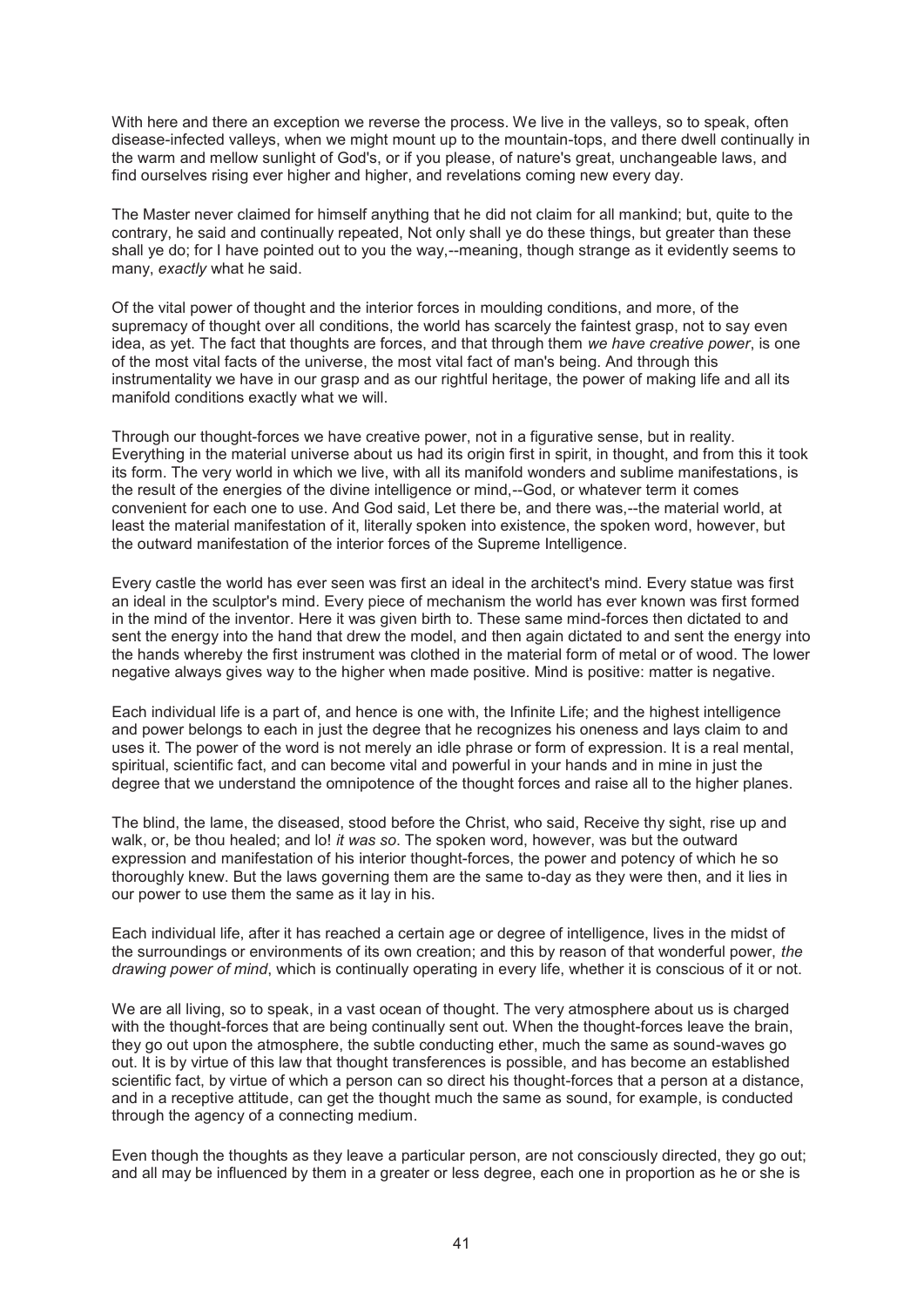With here and there an exception we reverse the process. We live in the valleys, so to speak, often disease-infected valleys, when we might mount up to the mountain-tops, and there dwell continually in the warm and mellow sunlight of God's, or if you please, of nature's great, unchangeable laws, and find ourselves rising ever higher and higher, and revelations coming new every day.

The Master never claimed for himself anything that he did not claim for all mankind; but, quite to the contrary, he said and continually repeated, Not only shall ye do these things, but greater than these shall ye do; for I have pointed out to you the way,--meaning, though strange as it evidently seems to many, *exactly* what he said.

Of the vital power of thought and the interior forces in moulding conditions, and more, of the supremacy of thought over all conditions, the world has scarcely the faintest grasp, not to say even idea, as yet. The fact that thoughts are forces, and that through them *we have creative power*, is one of the most vital facts of the universe, the most vital fact of man's being. And through this instrumentality we have in our grasp and as our rightful heritage, the power of making life and all its manifold conditions exactly what we will.

Through our thought-forces we have creative power, not in a figurative sense, but in reality. Everything in the material universe about us had its origin first in spirit, in thought, and from this it took its form. The very world in which we live, with all its manifold wonders and sublime manifestations, is the result of the energies of the divine intelligence or mind,--God, or whatever term it comes convenient for each one to use. And God said, Let there be, and there was,--the material world, at least the material manifestation of it, literally spoken into existence, the spoken word, however, but the outward manifestation of the interior forces of the Supreme Intelligence.

Every castle the world has ever seen was first an ideal in the architect's mind. Every statue was first an ideal in the sculptor's mind. Every piece of mechanism the world has ever known was first formed in the mind of the inventor. Here it was given birth to. These same mind-forces then dictated to and sent the energy into the hand that drew the model, and then again dictated to and sent the energy into the hands whereby the first instrument was clothed in the material form of metal or of wood. The lower negative always gives way to the higher when made positive. Mind is positive: matter is negative.

Each individual life is a part of, and hence is one with, the Infinite Life; and the highest intelligence and power belongs to each in just the degree that he recognizes his oneness and lays claim to and uses it. The power of the word is not merely an idle phrase or form of expression. It is a real mental, spiritual, scientific fact, and can become vital and powerful in your hands and in mine in just the degree that we understand the omnipotence of the thought forces and raise all to the higher planes.

The blind, the lame, the diseased, stood before the Christ, who said, Receive thy sight, rise up and walk, or, be thou healed; and lo! *it was so*. The spoken word, however, was but the outward expression and manifestation of his interior thought-forces, the power and potency of which he so thoroughly knew. But the laws governing them are the same to-day as they were then, and it lies in our power to use them the same as it lay in his.

Each individual life, after it has reached a certain age or degree of intelligence, lives in the midst of the surroundings or environments of its own creation; and this by reason of that wonderful power, *the drawing power of mind*, which is continually operating in every life, whether it is conscious of it or not.

We are all living, so to speak, in a vast ocean of thought. The very atmosphere about us is charged with the thought-forces that are being continually sent out. When the thought-forces leave the brain, they go out upon the atmosphere, the subtle conducting ether, much the same as sound-waves go out. It is by virtue of this law that thought transferences is possible, and has become an established scientific fact, by virtue of which a person can so direct his thought-forces that a person at a distance, and in a receptive attitude, can get the thought much the same as sound, for example, is conducted through the agency of a connecting medium.

Even though the thoughts as they leave a particular person, are not consciously directed, they go out; and all may be influenced by them in a greater or less degree, each one in proportion as he or she is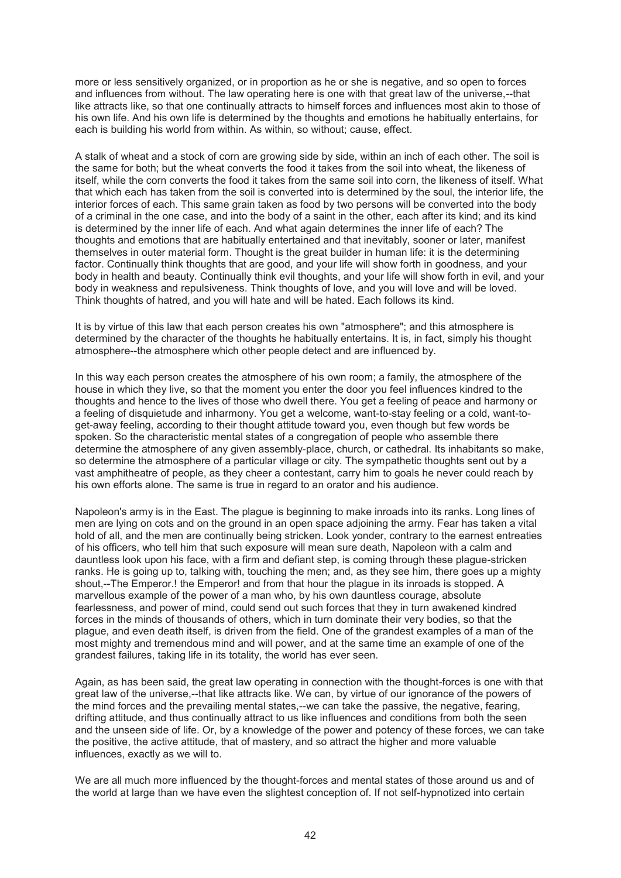more or less sensitively organized, or in proportion as he or she is negative, and so open to forces and influences from without. The law operating here is one with that great law of the universe,--that like attracts like, so that one continually attracts to himself forces and influences most akin to those of his own life. And his own life is determined by the thoughts and emotions he habitually entertains, for each is building his world from within. As within, so without; cause, effect.

A stalk of wheat and a stock of corn are growing side by side, within an inch of each other. The soil is the same for both; but the wheat converts the food it takes from the soil into wheat, the likeness of itself, while the corn converts the food it takes from the same soil into corn, the likeness of itself. What that which each has taken from the soil is converted into is determined by the soul, the interior life, the interior forces of each. This same grain taken as food by two persons will be converted into the body of a criminal in the one case, and into the body of a saint in the other, each after its kind; and its kind is determined by the inner life of each. And what again determines the inner life of each? The thoughts and emotions that are habitually entertained and that inevitably, sooner or later, manifest themselves in outer material form. Thought is the great builder in human life: it is the determining factor. Continually think thoughts that are good, and your life will show forth in goodness, and your body in health and beauty. Continually think evil thoughts, and your life will show forth in evil, and your body in weakness and repulsiveness. Think thoughts of love, and you will love and will be loved. Think thoughts of hatred, and you will hate and will be hated. Each follows its kind.

It is by virtue of this law that each person creates his own "atmosphere"; and this atmosphere is determined by the character of the thoughts he habitually entertains. It is, in fact, simply his thought atmosphere--the atmosphere which other people detect and are influenced by.

In this way each person creates the atmosphere of his own room; a family, the atmosphere of the house in which they live, so that the moment you enter the door you feel influences kindred to the thoughts and hence to the lives of those who dwell there. You get a feeling of peace and harmony or a feeling of disquietude and inharmony. You get a welcome, want-to-stay feeling or a cold, want-to-get-away feeling, according to their thought attitude toward you, even though but few words be spoken. So the characteristic mental states of a congregation of people who assemble there determine the atmosphere of any given assembly-place, church, or cathedral. Its inhabitants so make, so determine the atmosphere of a particular village or city. The sympathetic thoughts sent out by a vast amphitheatre of people, as they cheer a contestant, carry him to goals he never could reach by his own efforts alone. The same is true in regard to an orator and his audience.

Napoleon's army is in the East. The plague is beginning to make inroads into its ranks. Long lines of men are lying on cots and on the ground in an open space adjoining the army. Fear has taken a vital hold of all, and the men are continually being stricken. Look yonder, contrary to the earnest entreaties of his officers, who tell him that such exposure will mean sure death, Napoleon with a calm and dauntless look upon his face, with a firm and defiant step, is coming through these plague-stricken ranks. He is going up to, talking with, touching the men; and, as they see him, there goes up a mighty shout,--The Emperor.! the Emperor! and from that hour the plague in its inroads is stopped. A marvellous example of the power of a man who, by his own dauntless courage, absolute fearlessness, and power of mind, could send out such forces that they in turn awakened kindred forces in the minds of thousands of others, which in turn dominate their very bodies, so that the plague, and even death itself, is driven from the field. One of the grandest examples of a man of the most mighty and tremendous mind and will power, and at the same time an example of one of the grandest failures, taking life in its totality, the world has ever seen.

Again, as has been said, the great law operating in connection with the thought-forces is one with that great law of the universe,--that like attracts like. We can, by virtue of our ignorance of the powers of the mind forces and the prevailing mental states,--we can take the passive, the negative, fearing, drifting attitude, and thus continually attract to us like influences and conditions from both the seen and the unseen side of life. Or, by a knowledge of the power and potency of these forces, we can take the positive, the active attitude, that of mastery, and so attract the higher and more valuable influences, exactly as we will to.

We are all much more influenced by the thought-forces and mental states of those around us and of the world at large than we have even the slightest conception of. If not self-hypnotized into certain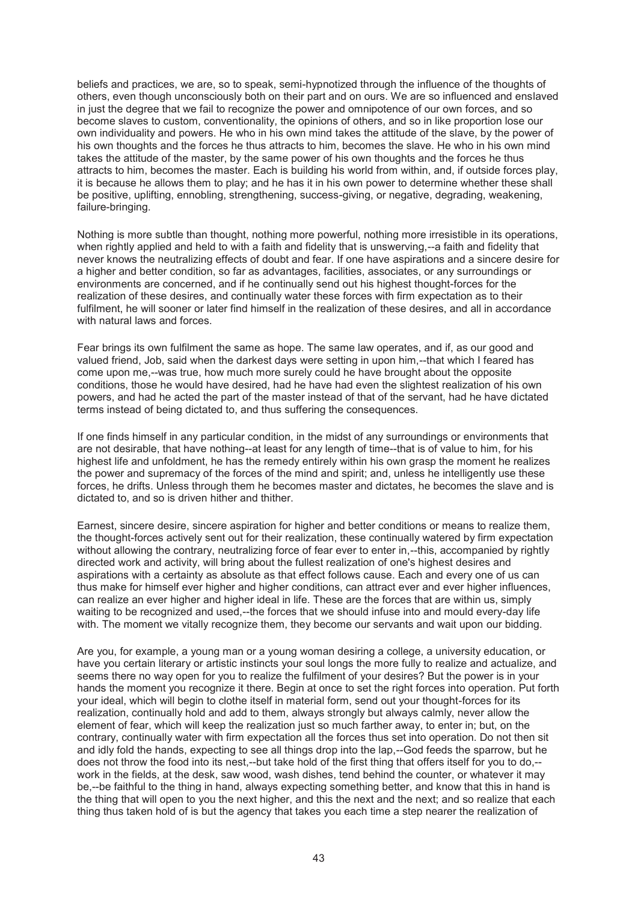beliefs and practices, we are, so to speak, semi-hypnotized through the influence of the thoughts of others, even though unconsciously both on their part and on ours. We are so influenced and enslaved in just the degree that we fail to recognize the power and omnipotence of our own forces, and so become slaves to custom, conventionality, the opinions of others, and so in like proportion lose our own individuality and powers. He who in his own mind takes the attitude of the slave, by the power of his own thoughts and the forces he thus attracts to him, becomes the slave. He who in his own mind takes the attitude of the master, by the same power of his own thoughts and the forces he thus attracts to him, becomes the master. Each is building his world from within, and, if outside forces play, it is because he allows them to play; and he has it in his own power to determine whether these shall be positive, uplifting, ennobling, strengthening, success-giving, or negative, degrading, weakening, failure-bringing.

Nothing is more subtle than thought, nothing more powerful, nothing more irresistible in its operations, when rightly applied and held to with a faith and fidelity that is unswerving,--a faith and fidelity that never knows the neutralizing effects of doubt and fear. If one have aspirations and a sincere desire for a higher and better condition, so far as advantages, facilities, associates, or any surroundings or environments are concerned, and if he continually send out his highest thought-forces for the realization of these desires, and continually water these forces with firm expectation as to their fulfilment, he will sooner or later find himself in the realization of these desires, and all in accordance with natural laws and forces.

Fear brings its own fulfilment the same as hope. The same law operates, and if, as our good and valued friend, Job, said when the darkest days were setting in upon him,--that which I feared has come upon me,--was true, how much more surely could he have brought about the opposite conditions, those he would have desired, had he have had even the slightest realization of his own powers, and had he acted the part of the master instead of that of the servant, had he have dictated terms instead of being dictated to, and thus suffering the consequences.

If one finds himself in any particular condition, in the midst of any surroundings or environments that are not desirable, that have nothing--at least for any length of time--that is of value to him, for his highest life and unfoldment, he has the remedy entirely within his own grasp the moment he realizes the power and supremacy of the forces of the mind and spirit; and, unless he intelligently use these forces, he drifts. Unless through them he becomes master and dictates, he becomes the slave and is dictated to, and so is driven hither and thither.

Earnest, sincere desire, sincere aspiration for higher and better conditions or means to realize them, the thought-forces actively sent out for their realization, these continually watered by firm expectation without allowing the contrary, neutralizing force of fear ever to enter in,--this, accompanied by rightly directed work and activity, will bring about the fullest realization of one's highest desires and aspirations with a certainty as absolute as that effect follows cause. Each and every one of us can thus make for himself ever higher and higher conditions, can attract ever and ever higher influences, can realize an ever higher and higher ideal in life. These are the forces that are within us, simply waiting to be recognized and used,--the forces that we should infuse into and mould every-day life with. The moment we vitally recognize them, they become our servants and wait upon our bidding.

Are you, for example, a young man or a young woman desiring a college, a university education, or have you certain literary or artistic instincts your soul longs the more fully to realize and actualize, and seems there no way open for you to realize the fulfilment of your desires? But the power is in your hands the moment you recognize it there. Begin at once to set the right forces into operation. Put forth your ideal, which will begin to clothe itself in material form, send out your thought-forces for its realization, continually hold and add to them, always strongly but always calmly, never allow the element of fear, which will keep the realization just so much farther away, to enter in; but, on the contrary, continually water with firm expectation all the forces thus set into operation. Do not then sit and idly fold the hands, expecting to see all things drop into the lap,--God feeds the sparrow, but he does not throw the food into its nest,--but take hold of the first thing that offers itself for you to do,--work in the fields, at the desk, saw wood, wash dishes, tend behind the counter, or whatever it may be,--be faithful to the thing in hand, always expecting something better, and know that this in hand is the thing that will open to you the next higher, and this the next and the next; and so realize that each thing thus taken hold of is but the agency that takes you each time a step nearer the realization of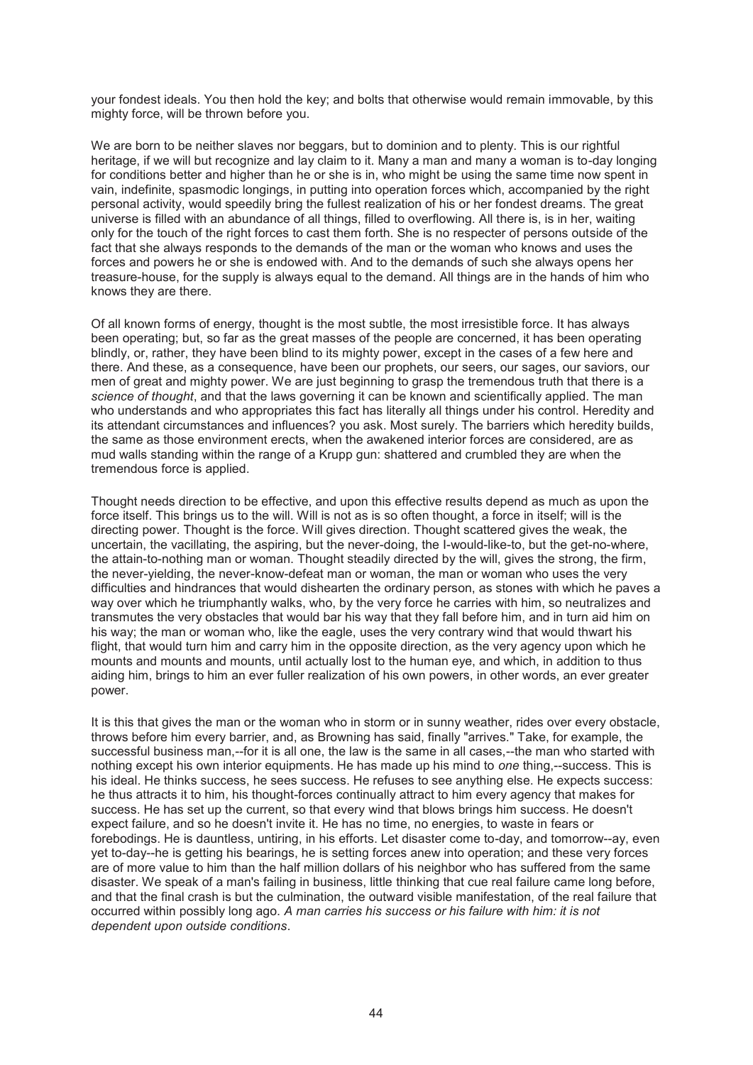your fondest ideals. You then hold the key; and bolts that otherwise would remain immovable, by this mighty force, will be thrown before you.

We are born to be neither slaves nor beggars, but to dominion and to plenty. This is our rightful heritage, if we will but recognize and lay claim to it. Many a man and many a woman is to-day longing for conditions better and higher than he or she is in, who might be using the same time now spent in vain, indefinite, spasmodic longings, in putting into operation forces which, accompanied by the right personal activity, would speedily bring the fullest realization of his or her fondest dreams. The great universe is filled with an abundance of all things, filled to overflowing. All there is, is in her, waiting only for the touch of the right forces to cast them forth. She is no respecter of persons outside of the fact that she always responds to the demands of the man or the woman who knows and uses the forces and powers he or she is endowed with. And to the demands of such she always opens her treasure-house, for the supply is always equal to the demand. All things are in the hands of him who knows they are there.

Of all known forms of energy, thought is the most subtle, the most irresistible force. It has always been operating; but, so far as the great masses of the people are concerned, it has been operating blindly, or, rather, they have been blind to its mighty power, except in the cases of a few here and there. And these, as a consequence, have been our prophets, our seers, our sages, our saviors, our men of great and mighty power. We are just beginning to grasp the tremendous truth that there is a *science of thought*, and that the laws governing it can be known and scientifically applied. The man who understands and who appropriates this fact has literally all things under his control. Heredity and its attendant circumstances and influences? you ask. Most surely. The barriers which heredity builds, the same as those environment erects, when the awakened interior forces are considered, are as mud walls standing within the range of a Krupp gun: shattered and crumbled they are when the tremendous force is applied.

Thought needs direction to be effective, and upon this effective results depend as much as upon the force itself. This brings us to the will. Will is not as is so often thought, a force in itself; will is the directing power. Thought is the force. Will gives direction. Thought scattered gives the weak, the uncertain, the vacillating, the aspiring, but the never-doing, the I-would-like-to, but the get-no-where, the attain-to-nothing man or woman. Thought steadily directed by the will, gives the strong, the firm, the never-yielding, the never-know-defeat man or woman, the man or woman who uses the very difficulties and hindrances that would dishearten the ordinary person, as stones with which he paves a way over which he triumphantly walks, who, by the very force he carries with him, so neutralizes and transmutes the very obstacles that would bar his way that they fall before him, and in turn aid him on his way; the man or woman who, like the eagle, uses the very contrary wind that would thwart his flight, that would turn him and carry him in the opposite direction, as the very agency upon which he mounts and mounts and mounts, until actually lost to the human eye, and which, in addition to thus aiding him, brings to him an ever fuller realization of his own powers, in other words, an ever greater power.

It is this that gives the man or the woman who in storm or in sunny weather, rides over every obstacle, throws before him every barrier, and, as Browning has said, finally "arrives." Take, for example, the successful business man,--for it is all one, the law is the same in all cases,--the man who started with nothing except his own interior equipments. He has made up his mind to *one* thing,--success. This is his ideal. He thinks success, he sees success. He refuses to see anything else. He expects success: he thus attracts it to him, his thought-forces continually attract to him every agency that makes for success. He has set up the current, so that every wind that blows brings him success. He doesn't expect failure, and so he doesn't invite it. He has no time, no energies, to waste in fears or forebodings. He is dauntless, untiring, in his efforts. Let disaster come to-day, and tomorrow--ay, even yet to-day--he is getting his bearings, he is setting forces anew into operation; and these very forces are of more value to him than the half million dollars of his neighbor who has suffered from the same disaster. We speak of a man's failing in business, little thinking that cue real failure came long before, and that the final crash is but the culmination, the outward visible manifestation, of the real failure that occurred within possibly long ago. *A man carries his success or his failure with him: it is not dependent upon outside conditions*.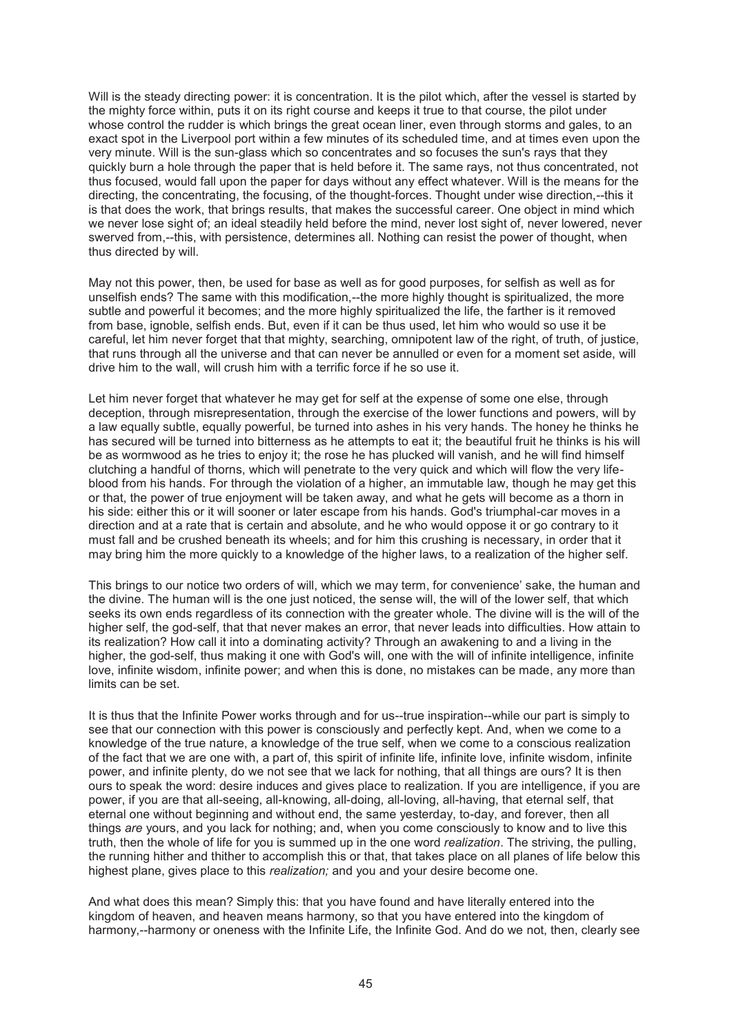Will is the steady directing power: it is concentration. It is the pilot which, after the vessel is started by the mighty force within, puts it on its right course and keeps it true to that course, the pilot under whose control the rudder is which brings the great ocean liner, even through storms and gales, to an exact spot in the Liverpool port within a few minutes of its scheduled time, and at times even upon the very minute. Will is the sun-glass which so concentrates and so focuses the sun's rays that they quickly burn a hole through the paper that is held before it. The same rays, not thus concentrated, not thus focused, would fall upon the paper for days without any effect whatever. Will is the means for the directing, the concentrating, the focusing, of the thought-forces. Thought under wise direction,--this it is that does the work, that brings results, that makes the successful career. One object in mind which we never lose sight of; an ideal steadily held before the mind, never lost sight of, never lowered, never swerved from,--this, with persistence, determines all. Nothing can resist the power of thought, when thus directed by will.

May not this power, then, be used for base as well as for good purposes, for selfish as well as for unselfish ends? The same with this modification,--the more highly thought is spiritualized, the more subtle and powerful it becomes; and the more highly spiritualized the life, the farther is it removed from base, ignoble, selfish ends. But, even if it can be thus used, let him who would so use it be careful, let him never forget that that mighty, searching, omnipotent law of the right, of truth, of justice, that runs through all the universe and that can never be annulled or even for a moment set aside, will drive him to the wall, will crush him with a terrific force if he so use it.

Let him never forget that whatever he may get for self at the expense of some one else, through deception, through misrepresentation, through the exercise of the lower functions and powers, will by a law equally subtle, equally powerful, be turned into ashes in his very hands. The honey he thinks he has secured will be turned into bitterness as he attempts to eat it; the beautiful fruit he thinks is his will be as wormwood as he tries to enjoy it; the rose he has plucked will vanish, and he will find himself clutching a handful of thorns, which will penetrate to the very quick and which will flow the very life-blood from his hands. For through the violation of a higher, an immutable law, though he may get this or that, the power of true enjoyment will be taken away, and what he gets will become as a thorn in his side: either this or it will sooner or later escape from his hands. God's triumphal-car moves in a direction and at a rate that is certain and absolute, and he who would oppose it or go contrary to it must fall and be crushed beneath its wheels; and for him this crushing is necessary, in order that it may bring him the more quickly to a knowledge of the higher laws, to a realization of the higher self.

This brings to our notice two orders of will, which we may term, for convenience' sake, the human and the divine. The human will is the one just noticed, the sense will, the will of the lower self, that which seeks its own ends regardless of its connection with the greater whole. The divine will is the will of the higher self, the god-self, that that never makes an error, that never leads into difficulties. How attain to its realization? How call it into a dominating activity? Through an awakening to and a living in the higher, the god-self, thus making it one with God's will, one with the will of infinite intelligence, infinite love, infinite wisdom, infinite power; and when this is done, no mistakes can be made, any more than limits can be set.

It is thus that the Infinite Power works through and for us--true inspiration--while our part is simply to see that our connection with this power is consciously and perfectly kept. And, when we come to a knowledge of the true nature, a knowledge of the true self, when we come to a conscious realization of the fact that we are one with, a part of, this spirit of infinite life, infinite love, infinite wisdom, infinite power, and infinite plenty, do we not see that we lack for nothing, that all things are ours? It is then ours to speak the word: desire induces and gives place to realization. If you are intelligence, if you are power, if you are that all-seeing, all-knowing, all-doing, all-loving, all-having, that eternal self, that eternal one without beginning and without end, the same yesterday, to-day, and forever, then all things *are* yours, and you lack for nothing; and, when you come consciously to know and to live this truth, then the whole of life for you is summed up in the one word *realization*. The striving, the pulling, the running hither and thither to accomplish this or that, that takes place on all planes of life below this highest plane, gives place to this *realization;* and you and your desire become one.

And what does this mean? Simply this: that you have found and have literally entered into the kingdom of heaven, and heaven means harmony, so that you have entered into the kingdom of harmony,--harmony or oneness with the Infinite Life, the Infinite God. And do we not, then, clearly see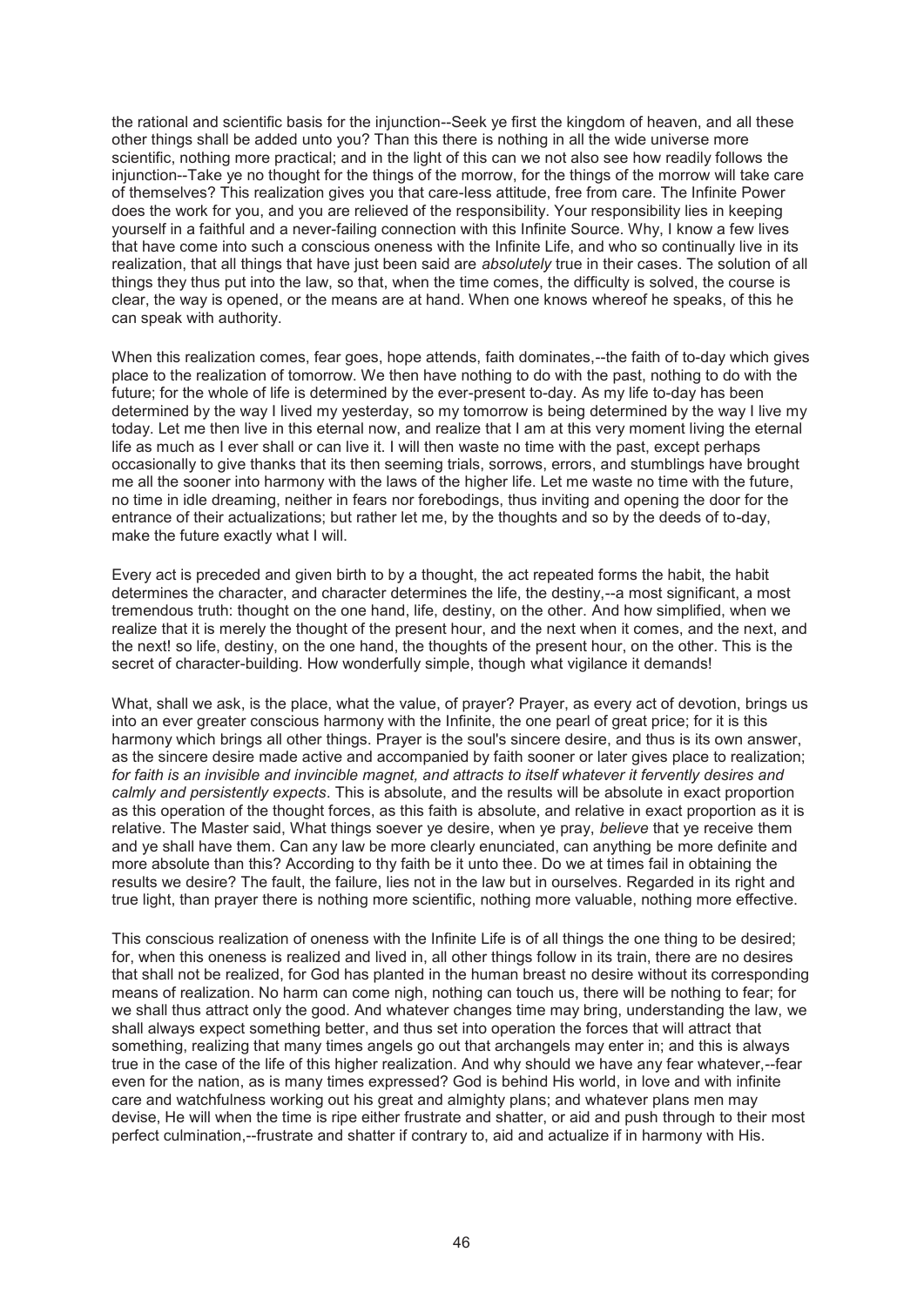the rational and scientific basis for the injunction--Seek ye first the kingdom of heaven, and all these other things shall be added unto you? Than this there is nothing in all the wide universe more scientific, nothing more practical; and in the light of this can we not also see how readily follows the injunction--Take ye no thought for the things of the morrow, for the things of the morrow will take care of themselves? This realization gives you that care-less attitude, free from care. The Infinite Power does the work for you, and you are relieved of the responsibility. Your responsibility lies in keeping yourself in a faithful and a never-failing connection with this Infinite Source. Why, I know a few lives that have come into such a conscious oneness with the Infinite Life, and who so continually live in its realization, that all things that have just been said are *absolutely* true in their cases. The solution of all things they thus put into the law, so that, when the time comes, the difficulty is solved, the course is clear, the way is opened, or the means are at hand. When one knows whereof he speaks, of this he can speak with authority.

When this realization comes, fear goes, hope attends, faith dominates,--the faith of to-day which gives place to the realization of tomorrow. We then have nothing to do with the past, nothing to do with the future; for the whole of life is determined by the ever-present to-day. As my life to-day has been determined by the way I lived my yesterday, so my tomorrow is being determined by the way I live my today. Let me then live in this eternal now, and realize that I am at this very moment living the eternal life as much as I ever shall or can live it. I will then waste no time with the past, except perhaps occasionally to give thanks that its then seeming trials, sorrows, errors, and stumblings have brought me all the sooner into harmony with the laws of the higher life. Let me waste no time with the future, no time in idle dreaming, neither in fears nor forebodings, thus inviting and opening the door for the entrance of their actualizations; but rather let me, by the thoughts and so by the deeds of to-day, make the future exactly what I will.

Every act is preceded and given birth to by a thought, the act repeated forms the habit, the habit determines the character, and character determines the life, the destiny,--a most significant, a most tremendous truth: thought on the one hand, life, destiny, on the other. And how simplified, when we realize that it is merely the thought of the present hour, and the next when it comes, and the next, and the next! so life, destiny, on the one hand, the thoughts of the present hour, on the other. This is the secret of character-building. How wonderfully simple, though what vigilance it demands!

What, shall we ask, is the place, what the value, of prayer? Prayer, as every act of devotion, brings us into an ever greater conscious harmony with the Infinite, the one pearl of great price; for it is this harmony which brings all other things. Prayer is the soul's sincere desire, and thus is its own answer, as the sincere desire made active and accompanied by faith sooner or later gives place to realization; *for faith is an invisible and invincible magnet, and attracts to itself whatever it fervently desires and calmly and persistently expects*. This is absolute, and the results will be absolute in exact proportion as this operation of the thought forces, as this faith is absolute, and relative in exact proportion as it is relative. The Master said, What things soever ye desire, when ye pray, *believe* that ye receive them and ye shall have them. Can any law be more clearly enunciated, can anything be more definite and more absolute than this? According to thy faith be it unto thee. Do we at times fail in obtaining the results we desire? The fault, the failure, lies not in the law but in ourselves. Regarded in its right and true light, than prayer there is nothing more scientific, nothing more valuable, nothing more effective.

This conscious realization of oneness with the Infinite Life is of all things the one thing to be desired; for, when this oneness is realized and lived in, all other things follow in its train, there are no desires that shall not be realized, for God has planted in the human breast no desire without its corresponding means of realization. No harm can come nigh, nothing can touch us, there will be nothing to fear; for we shall thus attract only the good. And whatever changes time may bring, understanding the law, we shall always expect something better, and thus set into operation the forces that will attract that something, realizing that many times angels go out that archangels may enter in; and this is always true in the case of the life of this higher realization. And why should we have any fear whatever,--fear even for the nation, as is many times expressed? God is behind His world, in love and with infinite care and watchfulness working out his great and almighty plans; and whatever plans men may devise, He will when the time is ripe either frustrate and shatter, or aid and push through to their most perfect culmination,--frustrate and shatter if contrary to, aid and actualize if in harmony with His.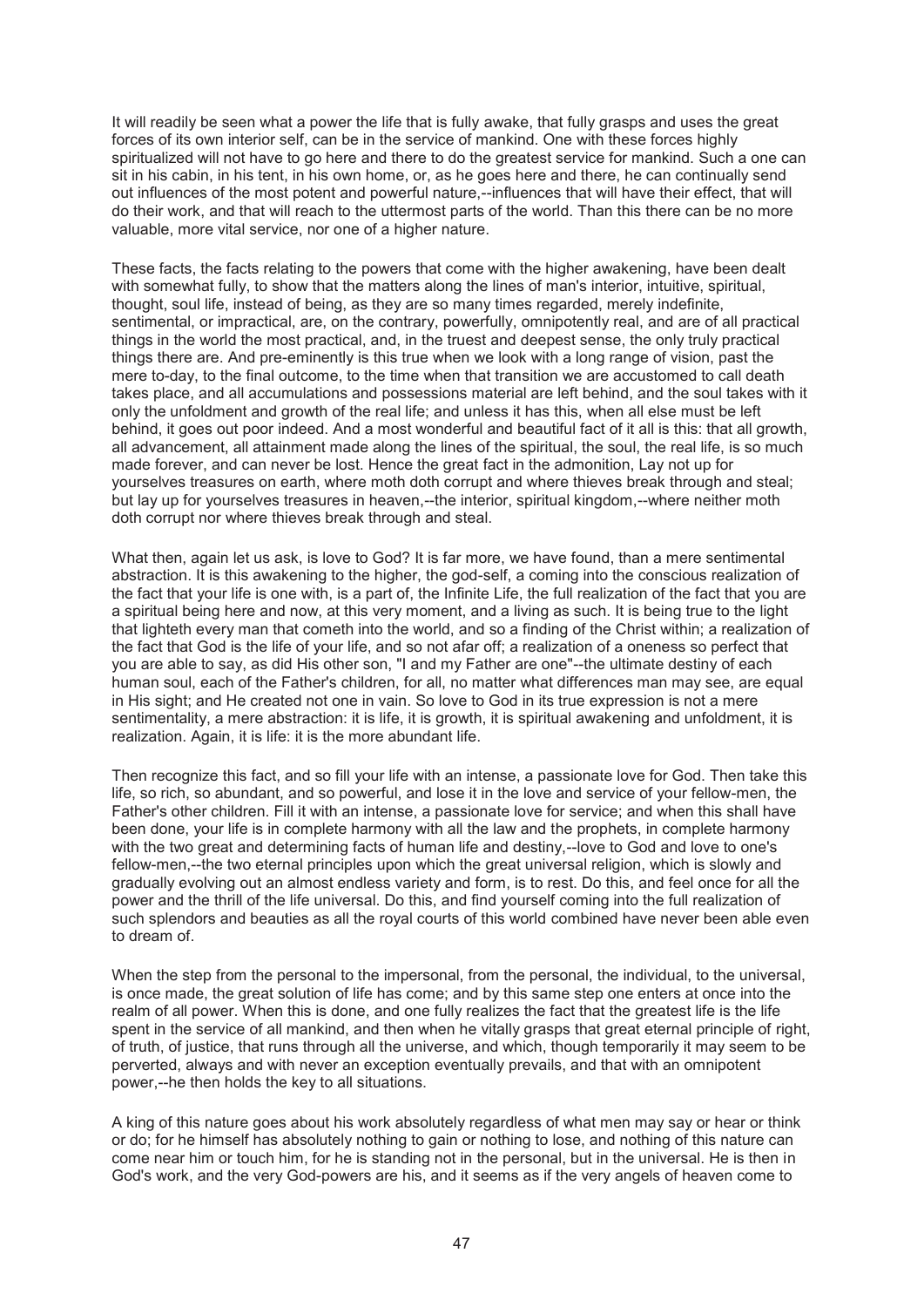It will readily be seen what a power the life that is fully awake, that fully grasps and uses the great forces of its own interior self, can be in the service of mankind. One with these forces highly spiritualized will not have to go here and there to do the greatest service for mankind. Such a one can sit in his cabin, in his tent, in his own home, or, as he goes here and there, he can continually send out influences of the most potent and powerful nature,--influences that will have their effect, that will do their work, and that will reach to the uttermost parts of the world. Than this there can be no more valuable, more vital service, nor one of a higher nature.

These facts, the facts relating to the powers that come with the higher awakening, have been dealt with somewhat fully, to show that the matters along the lines of man's interior, intuitive, spiritual, thought, soul life, instead of being, as they are so many times regarded, merely indefinite, sentimental, or impractical, are, on the contrary, powerfully, omnipotently real, and are of all practical things in the world the most practical, and, in the truest and deepest sense, the only truly practical things there are. And pre-eminently is this true when we look with a long range of vision, past the mere to-day, to the final outcome, to the time when that transition we are accustomed to call death takes place, and all accumulations and possessions material are left behind, and the soul takes with it only the unfoldment and growth of the real life; and unless it has this, when all else must be left behind, it goes out poor indeed. And a most wonderful and beautiful fact of it all is this: that all growth, all advancement, all attainment made along the lines of the spiritual, the soul, the real life, is so much made forever, and can never be lost. Hence the great fact in the admonition, Lay not up for yourselves treasures on earth, where moth doth corrupt and where thieves break through and steal; but lay up for yourselves treasures in heaven,--the interior, spiritual kingdom,--where neither moth doth corrupt nor where thieves break through and steal.

What then, again let us ask, is love to God? It is far more, we have found, than a mere sentimental abstraction. It is this awakening to the higher, the god-self, a coming into the conscious realization of the fact that your life is one with, is a part of, the Infinite Life, the full realization of the fact that you are a spiritual being here and now, at this very moment, and a living as such. It is being true to the light that lighteth every man that cometh into the world, and so a finding of the Christ within; a realization of the fact that God is the life of your life, and so not afar off; a realization of a oneness so perfect that you are able to say, as did His other son, "I and my Father are one"--the ultimate destiny of each human soul, each of the Father's children, for all, no matter what differences man may see, are equal in His sight; and He created not one in vain. So love to God in its true expression is not a mere sentimentality, a mere abstraction: it is life, it is growth, it is spiritual awakening and unfoldment, it is realization. Again, it is life: it is the more abundant life.

Then recognize this fact, and so fill your life with an intense, a passionate love for God. Then take this life, so rich, so abundant, and so powerful, and lose it in the love and service of your fellow-men, the Father's other children. Fill it with an intense, a passionate love for service; and when this shall have been done, your life is in complete harmony with all the law and the prophets, in complete harmony with the two great and determining facts of human life and destiny,--love to God and love to one's fellow-men,--the two eternal principles upon which the great universal religion, which is slowly and gradually evolving out an almost endless variety and form, is to rest. Do this, and feel once for all the power and the thrill of the life universal. Do this, and find yourself coming into the full realization of such splendors and beauties as all the royal courts of this world combined have never been able even to dream of.

When the step from the personal to the impersonal, from the personal, the individual, to the universal, is once made, the great solution of life has come; and by this same step one enters at once into the realm of all power. When this is done, and one fully realizes the fact that the greatest life is the life spent in the service of all mankind, and then when he vitally grasps that great eternal principle of right, of truth, of justice, that runs through all the universe, and which, though temporarily it may seem to be perverted, always and with never an exception eventually prevails, and that with an omnipotent power,--he then holds the key to all situations.

A king of this nature goes about his work absolutely regardless of what men may say or hear or think or do; for he himself has absolutely nothing to gain or nothing to lose, and nothing of this nature can come near him or touch him, for he is standing not in the personal, but in the universal. He is then in God's work, and the very God-powers are his, and it seems as if the very angels of heaven come to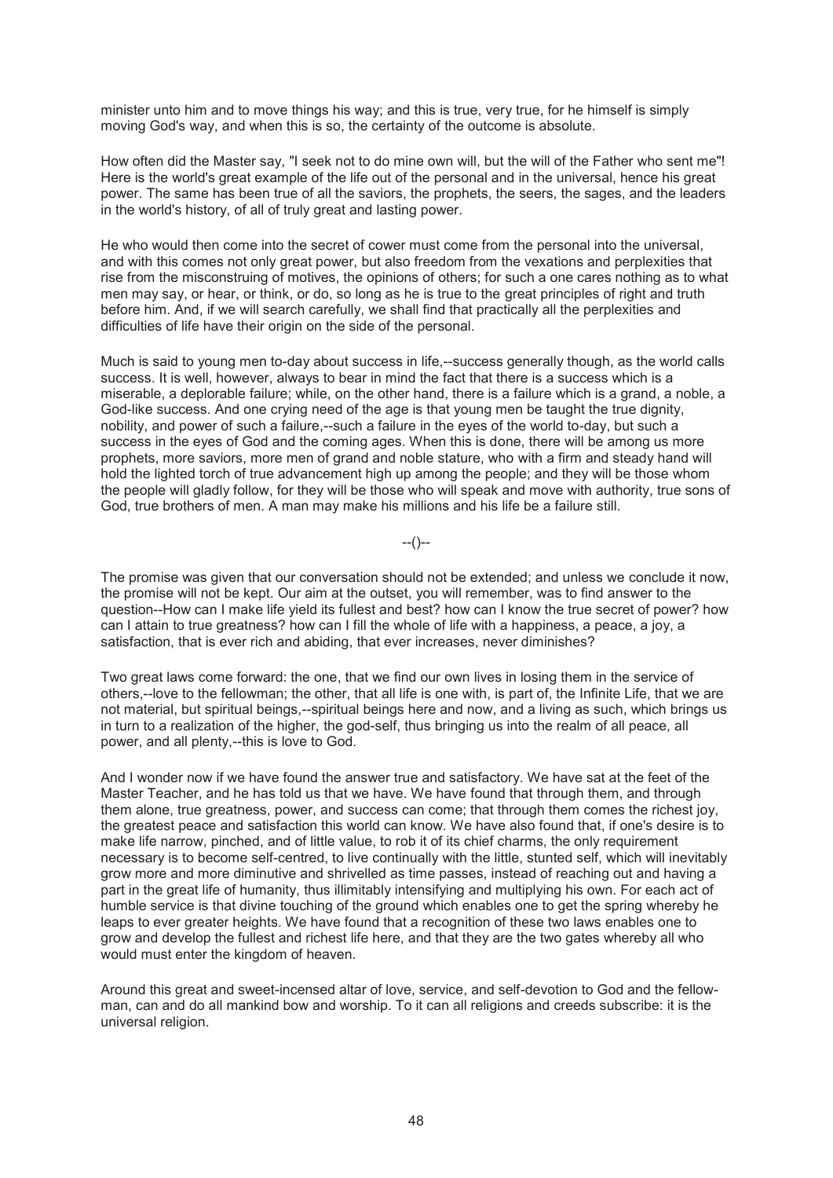minister unto him and to move things his way; and this is true, very true, for he himself is simply moving God's way, and when this is so, the certainty of the outcome is absolute.

How often did the Master say, "I seek not to do mine own will, but the will of the Father who sent me"! Here is the world's great example of the life out of the personal and in the universal, hence his great power. The same has been true of all the saviors, the prophets, the seers, the sages, and the leaders in the world's history, of all of truly great and lasting power.

He who would then come into the secret of cower must come from the personal into the universal, and with this comes not only great power, but also freedom from the vexations and perplexities that rise from the misconstruing of motives, the opinions of others; for such a one cares nothing as to what men may say, or hear, or think, or do, so long as he is true to the great principles of right and truth before him. And, if we will search carefully, we shall find that practically all the perplexities and difficulties of life have their origin on the side of the personal.

Much is said to young men to-day about success in life,--success generally though, as the world calls success. It is well, however, always to bear in mind the fact that there is a success which is a miserable, a deplorable failure; while, on the other hand, there is a failure which is a grand, a noble, a God-like success. And one crying need of the age is that young men be taught the true dignity, nobility, and power of such a failure,--such a failure in the eyes of the world to-day, but such a success in the eyes of God and the coming ages. When this is done, there will be among us more prophets, more saviors, more men of grand and noble stature, who with a firm and steady hand will hold the lighted torch of true advancement high up among the people; and they will be those whom the people will gladly follow, for they will be those who will speak and move with authority, true sons of God, true brothers of men. A man may make his millions and his life be a failure still.

--()--

The promise was given that our conversation should not be extended; and unless we conclude it now, the promise will not be kept. Our aim at the outset, you will remember, was to find answer to the question--How can I make life yield its fullest and best? how can I know the true secret of power? how can I attain to true greatness? how can I fill the whole of life with a happiness, a peace, a joy, a satisfaction, that is ever rich and abiding, that ever increases, never diminishes?

Two great laws come forward: the one, that we find our own lives in losing them in the service of others,--love to the fellowman; the other, that all life is one with, is part of, the Infinite Life, that we are not material, but spiritual beings,--spiritual beings here and now, and a living as such, which brings us in turn to a realization of the higher, the god-self, thus bringing us into the realm of all peace, all power, and all plenty,--this is love to God.

And I wonder now if we have found the answer true and satisfactory. We have sat at the feet of the Master Teacher, and he has told us that we have. We have found that through them, and through them alone, true greatness, power, and success can come; that through them comes the richest joy, the greatest peace and satisfaction this world can know. We have also found that, if one's desire is to make life narrow, pinched, and of little value, to rob it of its chief charms, the only requirement necessary is to become self-centred, to live continually with the little, stunted self, which will inevitably grow more and more diminutive and shrivelled as time passes, instead of reaching out and having a part in the great life of humanity, thus illimitably intensifying and multiplying his own. For each act of humble service is that divine touching of the ground which enables one to get the spring whereby he leaps to ever greater heights. We have found that a recognition of these two laws enables one to grow and develop the fullest and richest life here, and that they are the two gates whereby all who would must enter the kingdom of heaven.

Around this great and sweet-incensed altar of love, service, and self-devotion to God and the fellow-man, can and do all mankind bow and worship. To it can all religions and creeds subscribe: it is the universal religion.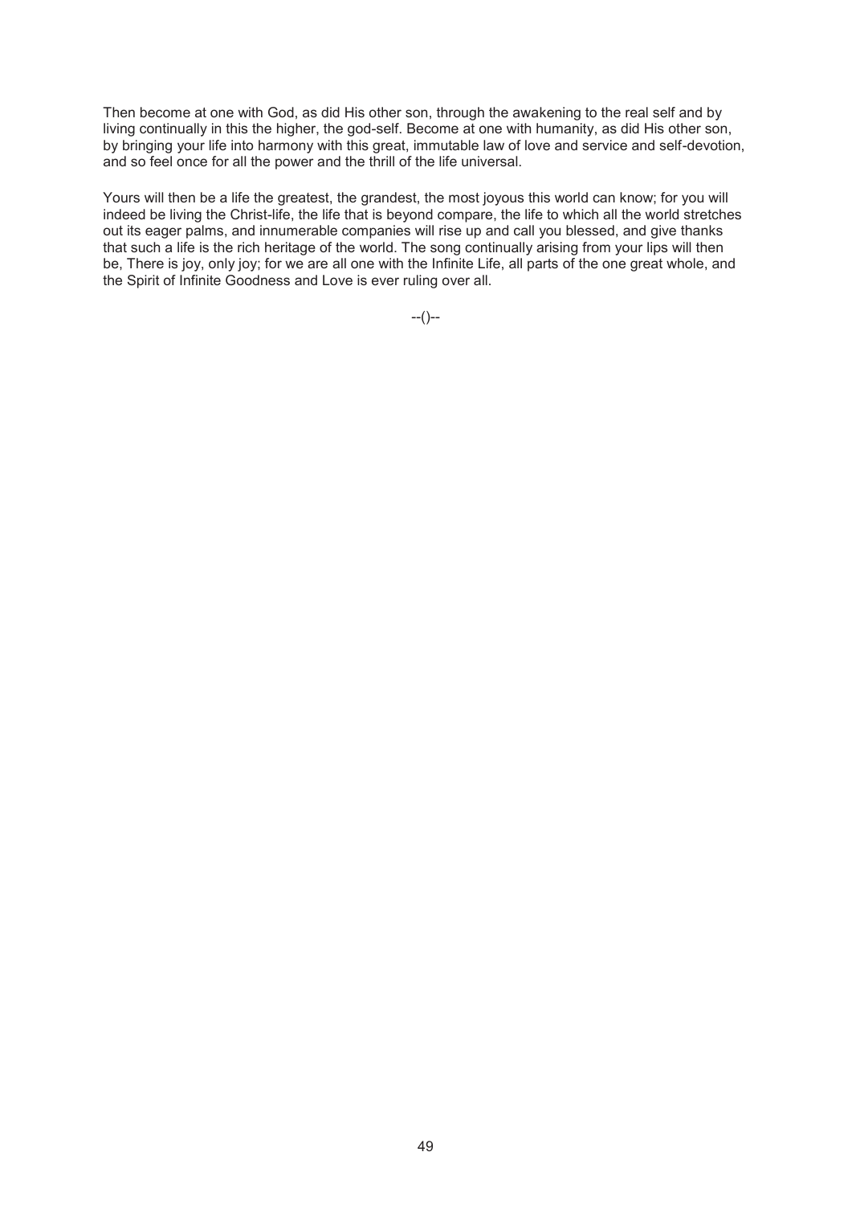Then become at one with God, as did His other son, through the awakening to the real self and by living continually in this the higher, the god-self. Become at one with humanity, as did His other son, by bringing your life into harmony with this great, immutable law of love and service and self-devotion, and so feel once for all the power and the thrill of the life universal.

Yours will then be a life the greatest, the grandest, the most joyous this world can know; for you will indeed be living the Christ-life, the life that is beyond compare, the life to which all the world stretches out its eager palms, and innumerable companies will rise up and call you blessed, and give thanks that such a life is the rich heritage of the world. The song continually arising from your lips will then be, There is joy, only joy; for we are all one with the Infinite Life, all parts of the one great whole, and the Spirit of Infinite Goodness and Love is ever ruling over all.

--()--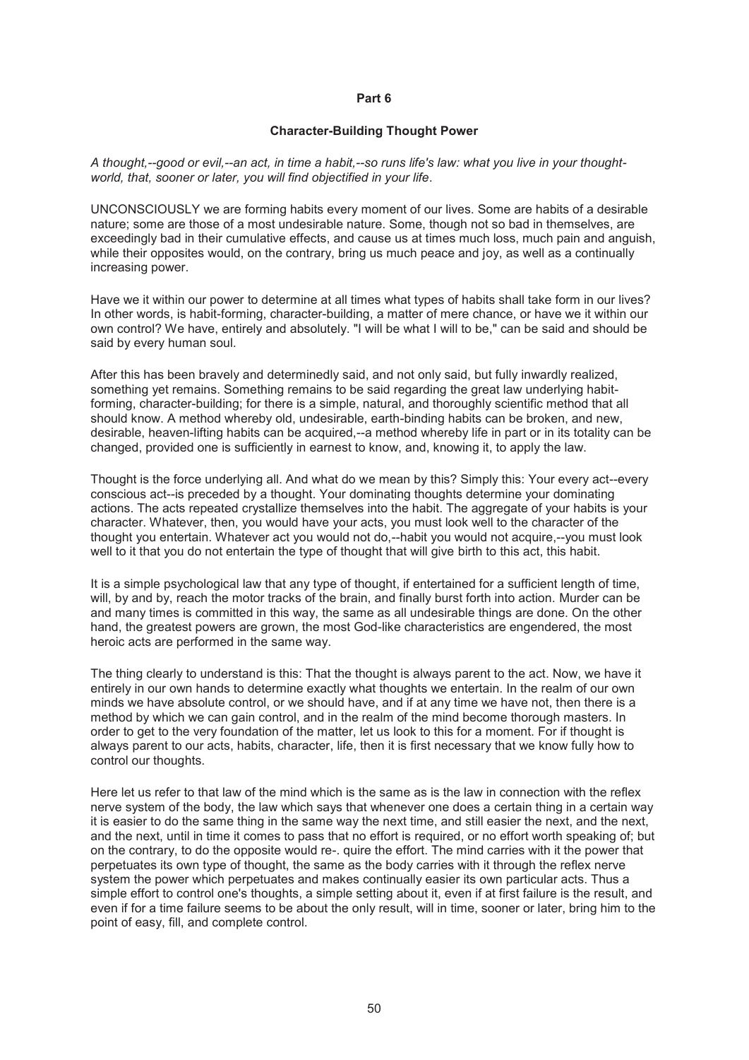**Part 6**

## Character-Building Thought Power

*A thought,--good or evil,--an act, in time a habit,--so runs life's law: what you live in your thought-world, that, sooner or later, you will find objectified in your life*.

UNCONSCIOUSLY we are forming habits every moment of our lives. Some are habits of a desirable nature; some are those of a most undesirable nature. Some, though not so bad in themselves, are exceedingly bad in their cumulative effects, and cause us at times much loss, much pain and anguish, while their opposites would, on the contrary, bring us much peace and joy, as well as a continually increasing power.

Have we it within our power to determine at all times what types of habits shall take form in our lives? In other words, is habit-forming, character-building, a matter of mere chance, or have we it within our own control? We have, entirely and absolutely. "I will be what I will to be," can be said and should be said by every human soul.

After this has been bravely and determinedly said, and not only said, but fully inwardly realized, something yet remains. Something remains to be said regarding the great law underlying habit-forming, character-building; for there is a simple, natural, and thoroughly scientific method that all should know. A method whereby old, undesirable, earth-binding habits can be broken, and new, desirable, heaven-lifting habits can be acquired,--a method whereby life in part or in its totality can be changed, provided one is sufficiently in earnest to know, and, knowing it, to apply the law.

Thought is the force underlying all. And what do we mean by this? Simply this: Your every act--every conscious act--is preceded by a thought. Your dominating thoughts determine your dominating actions. The acts repeated crystallize themselves into the habit. The aggregate of your habits is your character. Whatever, then, you would have your acts, you must look well to the character of the thought you entertain. Whatever act you would not do,--habit you would not acquire,--you must look well to it that you do not entertain the type of thought that will give birth to this act, this habit.

It is a simple psychological law that any type of thought, if entertained for a sufficient length of time, will, by and by, reach the motor tracks of the brain, and finally burst forth into action. Murder can be and many times is committed in this way, the same as all undesirable things are done. On the other hand, the greatest powers are grown, the most God-like characteristics are engendered, the most heroic acts are performed in the same way.

The thing clearly to understand is this: That the thought is always parent to the act. Now, we have it entirely in our own hands to determine exactly what thoughts we entertain. In the realm of our own minds we have absolute control, or we should have, and if at any time we have not, then there is a method by which we can gain control, and in the realm of the mind become thorough masters. In order to get to the very foundation of the matter, let us look to this for a moment. For if thought is always parent to our acts, habits, character, life, then it is first necessary that we know fully how to control our thoughts.

Here let us refer to that law of the mind which is the same as is the law in connection with the reflex nerve system of the body, the law which says that whenever one does a certain thing in a certain way it is easier to do the same thing in the same way the next time, and still easier the next, and the next, and the next, until in time it comes to pass that no effort is required, or no effort worth speaking of; but on the contrary, to do the opposite would re-. quire the effort. The mind carries with it the power that perpetuates its own type of thought, the same as the body carries with it through the reflex nerve system the power which perpetuates and makes continually easier its own particular acts. Thus a simple effort to control one's thoughts, a simple setting about it, even if at first failure is the result, and even if for a time failure seems to be about the only result, will in time, sooner or later, bring him to the point of easy, fill, and complete control.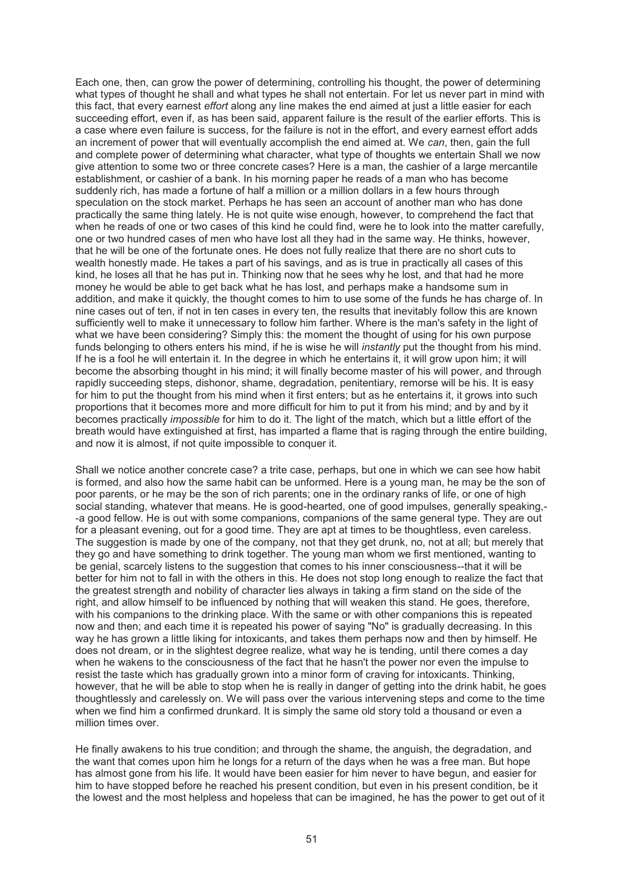Each one, then, can grow the power of determining, controlling his thought, the power of determining what types of thought he shall and what types he shall not entertain. For let us never part in mind with this fact, that every earnest *effort* along any line makes the end aimed at just a little easier for each succeeding effort, even if, as has been said, apparent failure is the result of the earlier efforts. This is a case where even failure is success, for the failure is not in the effort, and every earnest effort adds an increment of power that will eventually accomplish the end aimed at. We *can*, then, gain the full and complete power of determining what character, what type of thoughts we entertain Shall we now give attention to some two or three concrete cases? Here is a man, the cashier of a large mercantile establishment, or cashier of a bank. In his morning paper he reads of a man who has become suddenly rich, has made a fortune of half a million or a million dollars in a few hours through speculation on the stock market. Perhaps he has seen an account of another man who has done practically the same thing lately. He is not quite wise enough, however, to comprehend the fact that when he reads of one or two cases of this kind he could find, were he to look into the matter carefully, one or two hundred cases of men who have lost all they had in the same way. He thinks, however, that he will be one of the fortunate ones. He does not fully realize that there are no short cuts to wealth honestly made. He takes a part of his savings, and as is true in practically all cases of this kind, he loses all that he has put in. Thinking now that he sees why he lost, and that had he more money he would be able to get back what he has lost, and perhaps make a handsome sum in addition, and make it quickly, the thought comes to him to use some of the funds he has charge of. In nine cases out of ten, if not in ten cases in every ten, the results that inevitably follow this are known sufficiently well to make it unnecessary to follow him farther. Where is the man's safety in the light of what we have been considering? Simply this: the moment the thought of using for his own purpose funds belonging to others enters his mind, if he is wise he will *instantly* put the thought from his mind. If he is a fool he will entertain it. In the degree in which he entertains it, it will grow upon him; it will become the absorbing thought in his mind; it will finally become master of his will power, and through rapidly succeeding steps, dishonor, shame, degradation, penitentiary, remorse will be his. It is easy for him to put the thought from his mind when it first enters; but as he entertains it, it grows into such proportions that it becomes more and more difficult for him to put it from his mind; and by and by it becomes practically *impossible* for him to do it. The light of the match, which but a little effort of the breath would have extinguished at first, has imparted a flame that is raging through the entire building, and now it is almost, if not quite impossible to conquer it.

Shall we notice another concrete case? a trite case, perhaps, but one in which we can see how habit is formed, and also how the same habit can be unformed. Here is a young man, he may be the son of poor parents, or he may be the son of rich parents; one in the ordinary ranks of life, or one of high social standing, whatever that means. He is good-hearted, one of good impulses, generally speaking,--a good fellow. He is out with some companions, companions of the same general type. They are out for a pleasant evening, out for a good time. They are apt at times to be thoughtless, even careless. The suggestion is made by one of the company, not that they get drunk, no, not at all; but merely that they go and have something to drink together. The young man whom we first mentioned, wanting to be genial, scarcely listens to the suggestion that comes to his inner consciousness--that it will be better for him not to fall in with the others in this. He does not stop long enough to realize the fact that the greatest strength and nobility of character lies always in taking a firm stand on the side of the right, and allow himself to be influenced by nothing that will weaken this stand. He goes, therefore, with his companions to the drinking place. With the same or with other companions this is repeated now and then; and each time it is repeated his power of saying "No" is gradually decreasing. In this way he has grown a little liking for intoxicants, and takes them perhaps now and then by himself. He does not dream, or in the slightest degree realize, what way he is tending, until there comes a day when he wakens to the consciousness of the fact that he hasn't the power nor even the impulse to resist the taste which has gradually grown into a minor form of craving for intoxicants. Thinking, however, that he will be able to stop when he is really in danger of getting into the drink habit, he goes thoughtlessly and carelessly on. We will pass over the various intervening steps and come to the time when we find him a confirmed drunkard. It is simply the same old story told a thousand or even a million times over.

He finally awakens to his true condition; and through the shame, the anguish, the degradation, and the want that comes upon him he longs for a return of the days when he was a free man. But hope has almost gone from his life. It would have been easier for him never to have begun, and easier for him to have stopped before he reached his present condition, but even in his present condition, be it the lowest and the most helpless and hopeless that can be imagined, he has the power to get out of it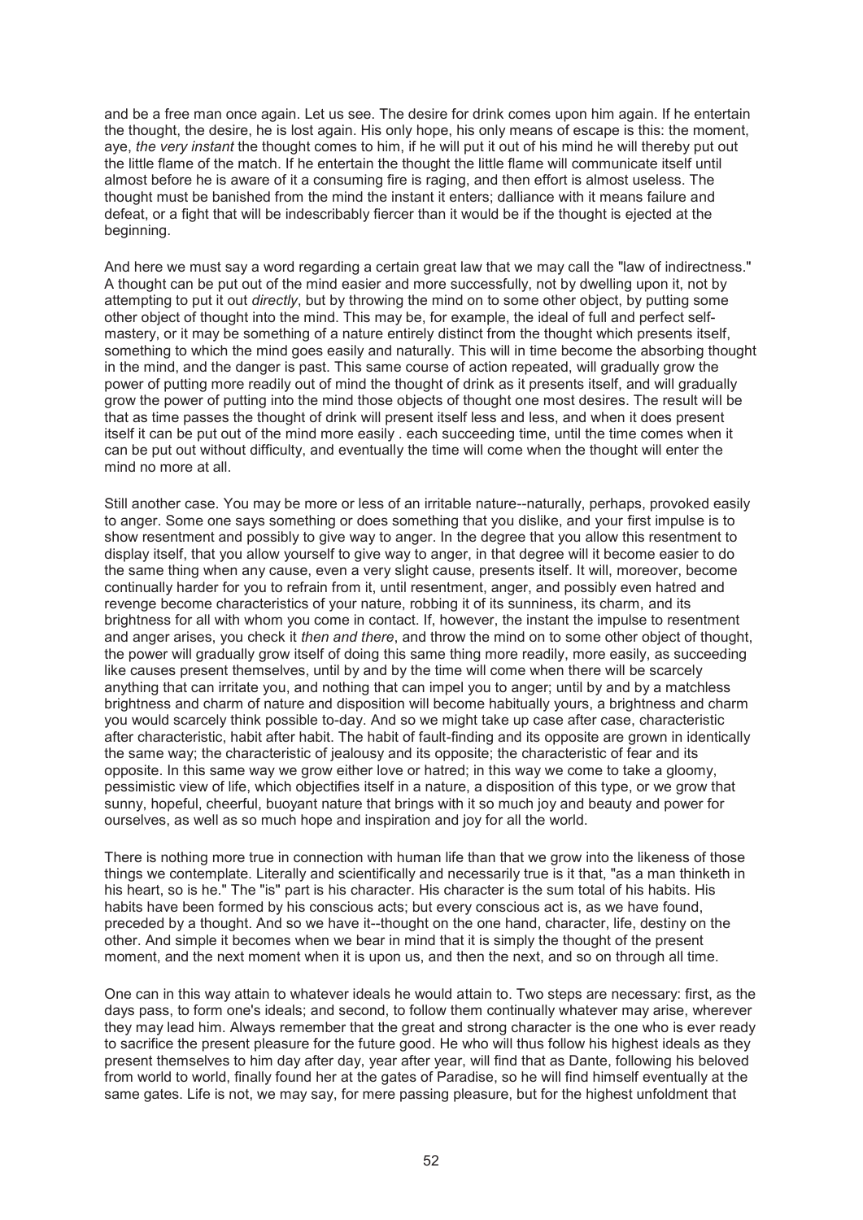and be a free man once again. Let us see. The desire for drink comes upon him again. If he entertain the thought, the desire, he is lost again. His only hope, his only means of escape is this: the moment, aye, *the very instant* the thought comes to him, if he will put it out of his mind he will thereby put out the little flame of the match. If he entertain the thought the little flame will communicate itself until almost before he is aware of it a consuming fire is raging, and then effort is almost useless. The thought must be banished from the mind the instant it enters; dalliance with it means failure and defeat, or a fight that will be indescribably fiercer than it would be if the thought is ejected at the beginning.

And here we must say a word regarding a certain great law that we may call the "law of indirectness." A thought can be put out of the mind easier and more successfully, not by dwelling upon it, not by attempting to put it out *directly*, but by throwing the mind on to some other object, by putting some other object of thought into the mind. This may be, for example, the ideal of full and perfect self-mastery, or it may be something of a nature entirely distinct from the thought which presents itself, something to which the mind goes easily and naturally. This will in time become the absorbing thought in the mind, and the danger is past. This same course of action repeated, will gradually grow the power of putting more readily out of mind the thought of drink as it presents itself, and will gradually grow the power of putting into the mind those objects of thought one most desires. The result will be that as time passes the thought of drink will present itself less and less, and when it does present itself it can be put out of the mind more easily . each succeeding time, until the time comes when it can be put out without difficulty, and eventually the time will come when the thought will enter the mind no more at all.

Still another case. You may be more or less of an irritable nature--naturally, perhaps, provoked easily to anger. Some one says something or does something that you dislike, and your first impulse is to show resentment and possibly to give way to anger. In the degree that you allow this resentment to display itself, that you allow yourself to give way to anger, in that degree will it become easier to do the same thing when any cause, even a very slight cause, presents itself. It will, moreover, become continually harder for you to refrain from it, until resentment, anger, and possibly even hatred and revenge become characteristics of your nature, robbing it of its sunniness, its charm, and its brightness for all with whom you come in contact. If, however, the instant the impulse to resentment and anger arises, you check it *then and there*, and throw the mind on to some other object of thought, the power will gradually grow itself of doing this same thing more readily, more easily, as succeeding like causes present themselves, until by and by the time will come when there will be scarcely anything that can irritate you, and nothing that can impel you to anger; until by and by a matchless brightness and charm of nature and disposition will become habitually yours, a brightness and charm you would scarcely think possible to-day. And so we might take up case after case, characteristic after characteristic, habit after habit. The habit of fault-finding and its opposite are grown in identically the same way; the characteristic of jealousy and its opposite; the characteristic of fear and its opposite. In this same way we grow either love or hatred; in this way we come to take a gloomy, pessimistic view of life, which objectifies itself in a nature, a disposition of this type, or we grow that sunny, hopeful, cheerful, buoyant nature that brings with it so much joy and beauty and power for ourselves, as well as so much hope and inspiration and joy for all the world.

There is nothing more true in connection with human life than that we grow into the likeness of those things we contemplate. Literally and scientifically and necessarily true is it that, "as a man thinketh in his heart, so is he." The "is" part is his character. His character is the sum total of his habits. His habits have been formed by his conscious acts; but every conscious act is, as we have found, preceded by a thought. And so we have it--thought on the one hand, character, life, destiny on the other. And simple it becomes when we bear in mind that it is simply the thought of the present moment, and the next moment when it is upon us, and then the next, and so on through all time.

One can in this way attain to whatever ideals he would attain to. Two steps are necessary: first, as the days pass, to form one's ideals; and second, to follow them continually whatever may arise, wherever they may lead him. Always remember that the great and strong character is the one who is ever ready to sacrifice the present pleasure for the future good. He who will thus follow his highest ideals as they present themselves to him day after day, year after year, will find that as Dante, following his beloved from world to world, finally found her at the gates of Paradise, so he will find himself eventually at the same gates. Life is not, we may say, for mere passing pleasure, but for the highest unfoldment that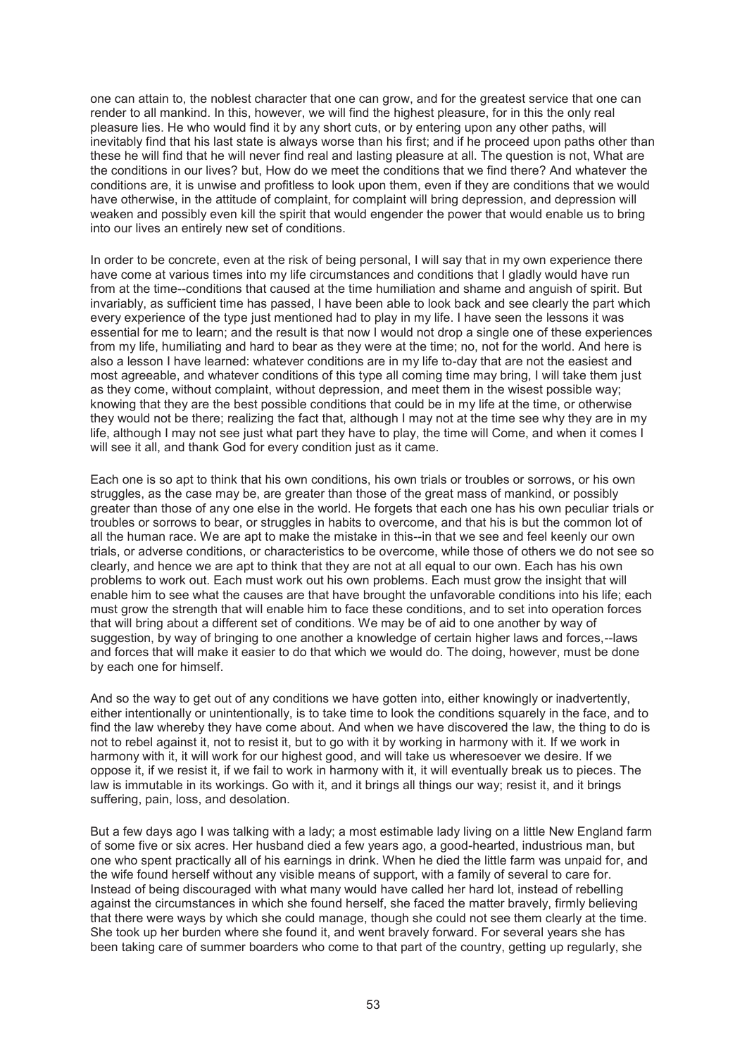one can attain to, the noblest character that one can grow, and for the greatest service that one can render to all mankind. In this, however, we will find the highest pleasure, for in this the only real pleasure lies. He who would find it by any short cuts, or by entering upon any other paths, will inevitably find that his last state is always worse than his first; and if he proceed upon paths other than these he will find that he will never find real and lasting pleasure at all. The question is not, What are the conditions in our lives? but, How do we meet the conditions that we find there? And whatever the conditions are, it is unwise and profitless to look upon them, even if they are conditions that we would have otherwise, in the attitude of complaint, for complaint will bring depression, and depression will weaken and possibly even kill the spirit that would engender the power that would enable us to bring into our lives an entirely new set of conditions.

In order to be concrete, even at the risk of being personal, I will say that in my own experience there have come at various times into my life circumstances and conditions that I gladly would have run from at the time--conditions that caused at the time humiliation and shame and anguish of spirit. But invariably, as sufficient time has passed, I have been able to look back and see clearly the part which every experience of the type just mentioned had to play in my life. I have seen the lessons it was essential for me to learn; and the result is that now I would not drop a single one of these experiences from my life, humiliating and hard to bear as they were at the time; no, not for the world. And here is also a lesson I have learned: whatever conditions are in my life to-day that are not the easiest and most agreeable, and whatever conditions of this type all coming time may bring, I will take them just as they come, without complaint, without depression, and meet them in the wisest possible way; knowing that they are the best possible conditions that could be in my life at the time, or otherwise they would not be there; realizing the fact that, although I may not at the time see why they are in my life, although I may not see just what part they have to play, the time will Come, and when it comes I will see it all, and thank God for every condition just as it came.

Each one is so apt to think that his own conditions, his own trials or troubles or sorrows, or his own struggles, as the case may be, are greater than those of the great mass of mankind, or possibly greater than those of any one else in the world. He forgets that each one has his own peculiar trials or troubles or sorrows to bear, or struggles in habits to overcome, and that his is but the common lot of all the human race. We are apt to make the mistake in this--in that we see and feel keenly our own trials, or adverse conditions, or characteristics to be overcome, while those of others we do not see so clearly, and hence we are apt to think that they are not at all equal to our own. Each has his own problems to work out. Each must work out his own problems. Each must grow the insight that will enable him to see what the causes are that have brought the unfavorable conditions into his life; each must grow the strength that will enable him to face these conditions, and to set into operation forces that will bring about a different set of conditions. We may be of aid to one another by way of suggestion, by way of bringing to one another a knowledge of certain higher laws and forces,--laws and forces that will make it easier to do that which we would do. The doing, however, must be done by each one for himself.

And so the way to get out of any conditions we have gotten into, either knowingly or inadvertently, either intentionally or unintentionally, is to take time to look the conditions squarely in the face, and to find the law whereby they have come about. And when we have discovered the law, the thing to do is not to rebel against it, not to resist it, but to go with it by working in harmony with it. If we work in harmony with it, it will work for our highest good, and will take us wheresoever we desire. If we oppose it, if we resist it, if we fail to work in harmony with it, it will eventually break us to pieces. The law is immutable in its workings. Go with it, and it brings all things our way; resist it, and it brings suffering, pain, loss, and desolation.

But a few days ago I was talking with a lady; a most estimable lady living on a little New England farm of some five or six acres. Her husband died a few years ago, a good-hearted, industrious man, but one who spent practically all of his earnings in drink. When he died the little farm was unpaid for, and the wife found herself without any visible means of support, with a family of several to care for. Instead of being discouraged with what many would have called her hard lot, instead of rebelling against the circumstances in which she found herself, she faced the matter bravely, firmly believing that there were ways by which she could manage, though she could not see them clearly at the time. She took up her burden where she found it, and went bravely forward. For several years she has been taking care of summer boarders who come to that part of the country, getting up regularly, she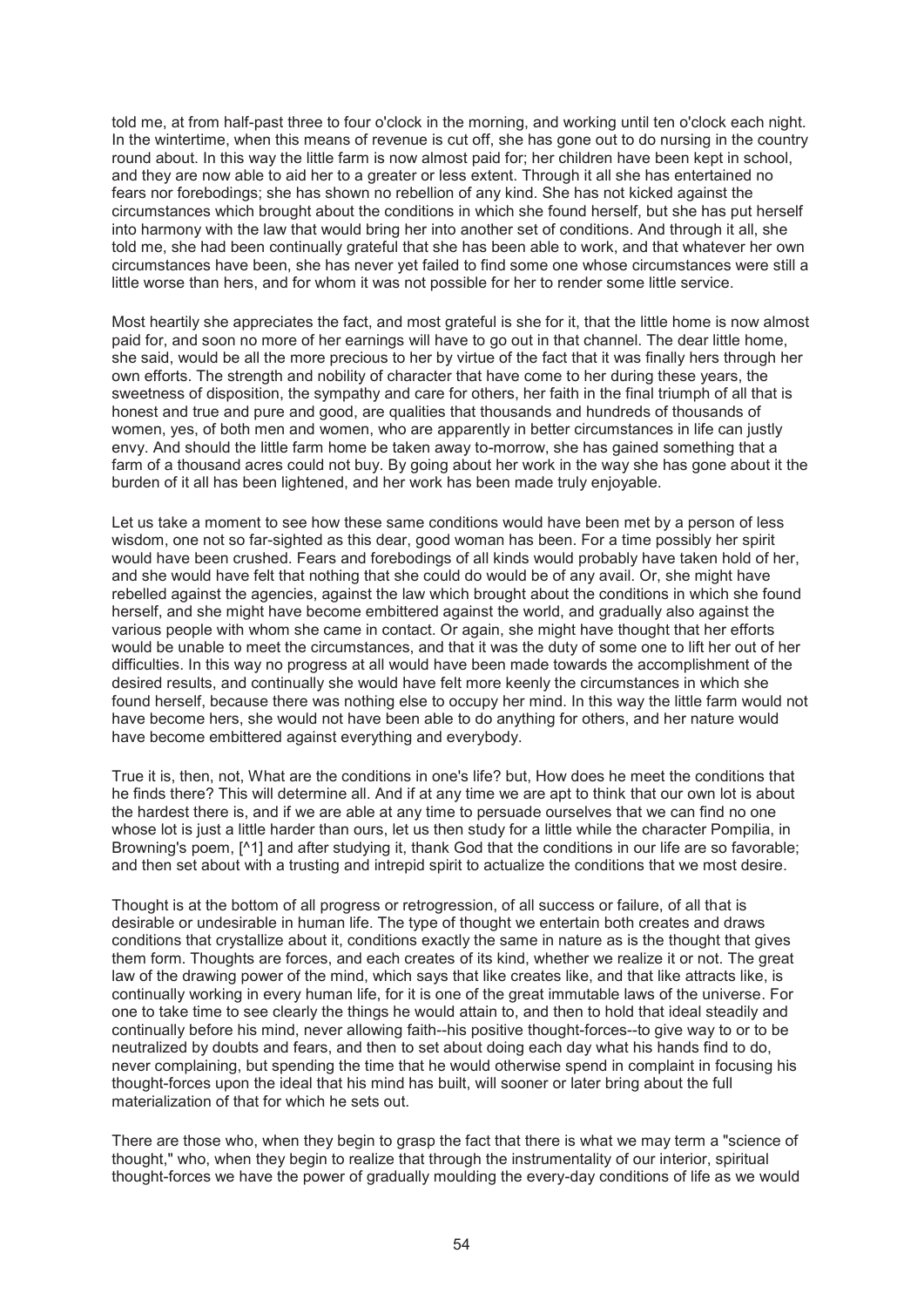told me, at from half-past three to four o'clock in the morning, and working until ten o'clock each night. In the wintertime, when this means of revenue is cut off, she has gone out to do nursing in the country round about. In this way the little farm is now almost paid for; her children have been kept in school, and they are now able to aid her to a greater or less extent. Through it all she has entertained no fears nor forebodings; she has shown no rebellion of any kind. She has not kicked against the circumstances which brought about the conditions in which she found herself, but she has put herself into harmony with the law that would bring her into another set of conditions. And through it all, she told me, she had been continually grateful that she has been able to work, and that whatever her own circumstances have been, she has never yet failed to find some one whose circumstances were still a little worse than hers, and for whom it was not possible for her to render some little service.

Most heartily she appreciates the fact, and most grateful is she for it, that the little home is now almost paid for, and soon no more of her earnings will have to go out in that channel. The dear little home, she said, would be all the more precious to her by virtue of the fact that it was finally hers through her own efforts. The strength and nobility of character that have come to her during these years, the sweetness of disposition, the sympathy and care for others, her faith in the final triumph of all that is honest and true and pure and good, are qualities that thousands and hundreds of thousands of women, yes, of both men and women, who are apparently in better circumstances in life can justly envy. And should the little farm home be taken away to-morrow, she has gained something that a farm of a thousand acres could not buy. By going about her work in the way she has gone about it the burden of it all has been lightened, and her work has been made truly enjoyable.

Let us take a moment to see how these same conditions would have been met by a person of less wisdom, one not so far-sighted as this dear, good woman has been. For a time possibly her spirit would have been crushed. Fears and forebodings of all kinds would probably have taken hold of her, and she would have felt that nothing that she could do would be of any avail. Or, she might have rebelled against the agencies, against the law which brought about the conditions in which she found herself, and she might have become embittered against the world, and gradually also against the various people with whom she came in contact. Or again, she might have thought that her efforts would be unable to meet the circumstances, and that it was the duty of some one to lift her out of her difficulties. In this way no progress at all would have been made towards the accomplishment of the desired results, and continually she would have felt more keenly the circumstances in which she found herself, because there was nothing else to occupy her mind. In this way the little farm would not have become hers, she would not have been able to do anything for others, and her nature would have become embittered against everything and everybody.

True it is, then, not, What are the conditions in one's life? but, How does he meet the conditions that he finds there? This will determine all. And if at any time we are apt to think that our own lot is about the hardest there is, and if we are able at any time to persuade ourselves that we can find no one whose lot is just a little harder than ours, let us then study for a little while the character Pompilia, in Browning's poem, [^1] and after studying it, thank God that the conditions in our life are so favorable; and then set about with a trusting and intrepid spirit to actualize the conditions that we most desire.

Thought is at the bottom of all progress or retrogression, of all success or failure, of all that is desirable or undesirable in human life. The type of thought we entertain both creates and draws conditions that crystallize about it, conditions exactly the same in nature as is the thought that gives them form. Thoughts are forces, and each creates of its kind, whether we realize it or not. The great law of the drawing power of the mind, which says that like creates like, and that like attracts like, is continually working in every human life, for it is one of the great immutable laws of the universe. For one to take time to see clearly the things he would attain to, and then to hold that ideal steadily and continually before his mind, never allowing faith--his positive thought-forces--to give way to or to be neutralized by doubts and fears, and then to set about doing each day what his hands find to do, never complaining, but spending the time that he would otherwise spend in complaint in focusing his thought-forces upon the ideal that his mind has built, will sooner or later bring about the full materialization of that for which he sets out.

There are those who, when they begin to grasp the fact that there is what we may term a "science of thought," who, when they begin to realize that through the instrumentality of our interior, spiritual thought-forces we have the power of gradually moulding the every-day conditions of life as we would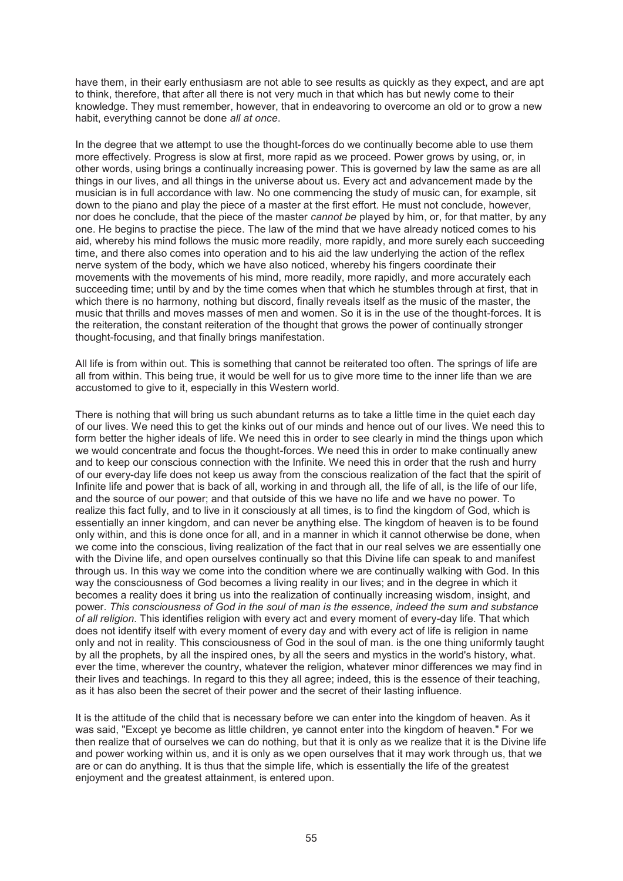have them, in their early enthusiasm are not able to see results as quickly as they expect, and are apt to think, therefore, that after all there is not very much in that which has but newly come to their knowledge. They must remember, however, that in endeavoring to overcome an old or to grow a new habit, everything cannot be done *all at once*.

In the degree that we attempt to use the thought-forces do we continually become able to use them more effectively. Progress is slow at first, more rapid as we proceed. Power grows by using, or, in other words, using brings a continually increasing power. This is governed by law the same as are all things in our lives, and all things in the universe about us. Every act and advancement made by the musician is in full accordance with law. No one commencing the study of music can, for example, sit down to the piano and play the piece of a master at the first effort. He must not conclude, however, nor does he conclude, that the piece of the master *cannot be* played by him, or, for that matter, by any one. He begins to practise the piece. The law of the mind that we have already noticed comes to his aid, whereby his mind follows the music more readily, more rapidly, and more surely each succeeding time, and there also comes into operation and to his aid the law underlying the action of the reflex nerve system of the body, which we have also noticed, whereby his fingers coordinate their movements with the movements of his mind, more readily, more rapidly, and more accurately each succeeding time; until by and by the time comes when that which he stumbles through at first, that in which there is no harmony, nothing but discord, finally reveals itself as the music of the master, the music that thrills and moves masses of men and women. So it is in the use of the thought-forces. It is the reiteration, the constant reiteration of the thought that grows the power of continually stronger thought-focusing, and that finally brings manifestation.

All life is from within out. This is something that cannot be reiterated too often. The springs of life are all from within. This being true, it would be well for us to give more time to the inner life than we are accustomed to give to it, especially in this Western world.

There is nothing that will bring us such abundant returns as to take a little time in the quiet each day of our lives. We need this to get the kinks out of our minds and hence out of our lives. We need this to form better the higher ideals of life. We need this in order to see clearly in mind the things upon which we would concentrate and focus the thought-forces. We need this in order to make continually anew and to keep our conscious connection with the Infinite. We need this in order that the rush and hurry of our every-day life does not keep us away from the conscious realization of the fact that the spirit of Infinite life and power that is back of all, working in and through all, the life of all, is the life of our life, and the source of our power; and that outside of this we have no life and we have no power. To realize this fact fully, and to live in it consciously at all times, is to find the kingdom of God, which is essentially an inner kingdom, and can never be anything else. The kingdom of heaven is to be found only within, and this is done once for all, and in a manner in which it cannot otherwise be done, when we come into the conscious, living realization of the fact that in our real selves we are essentially one with the Divine life, and open ourselves continually so that this Divine life can speak to and manifest through us. In this way we come into the condition where we are continually walking with God. In this way the consciousness of God becomes a living reality in our lives; and in the degree in which it becomes a reality does it bring us into the realization of continually increasing wisdom, insight, and power. *This consciousness of God in the soul of man is the essence, indeed the sum and substance of all religion*. This identifies religion with every act and every moment of every-day life. That which does not identify itself with every moment of every day and with every act of life is religion in name only and not in reality. This consciousness of God in the soul of man. is the one thing uniformly taught by all the prophets, by all the inspired ones, by all the seers and mystics in the world's history, what. ever the time, wherever the country, whatever the religion, whatever minor differences we may find in their lives and teachings. In regard to this they all agree; indeed, this is the essence of their teaching, as it has also been the secret of their power and the secret of their lasting influence.

It is the attitude of the child that is necessary before we can enter into the kingdom of heaven. As it was said, "Except ye become as little children, ye cannot enter into the kingdom of heaven." For we then realize that of ourselves we can do nothing, but that it is only as we realize that it is the Divine life and power working within us, and it is only as we open ourselves that it may work through us, that we are or can do anything. It is thus that the simple life, which is essentially the life of the greatest enjoyment and the greatest attainment, is entered upon.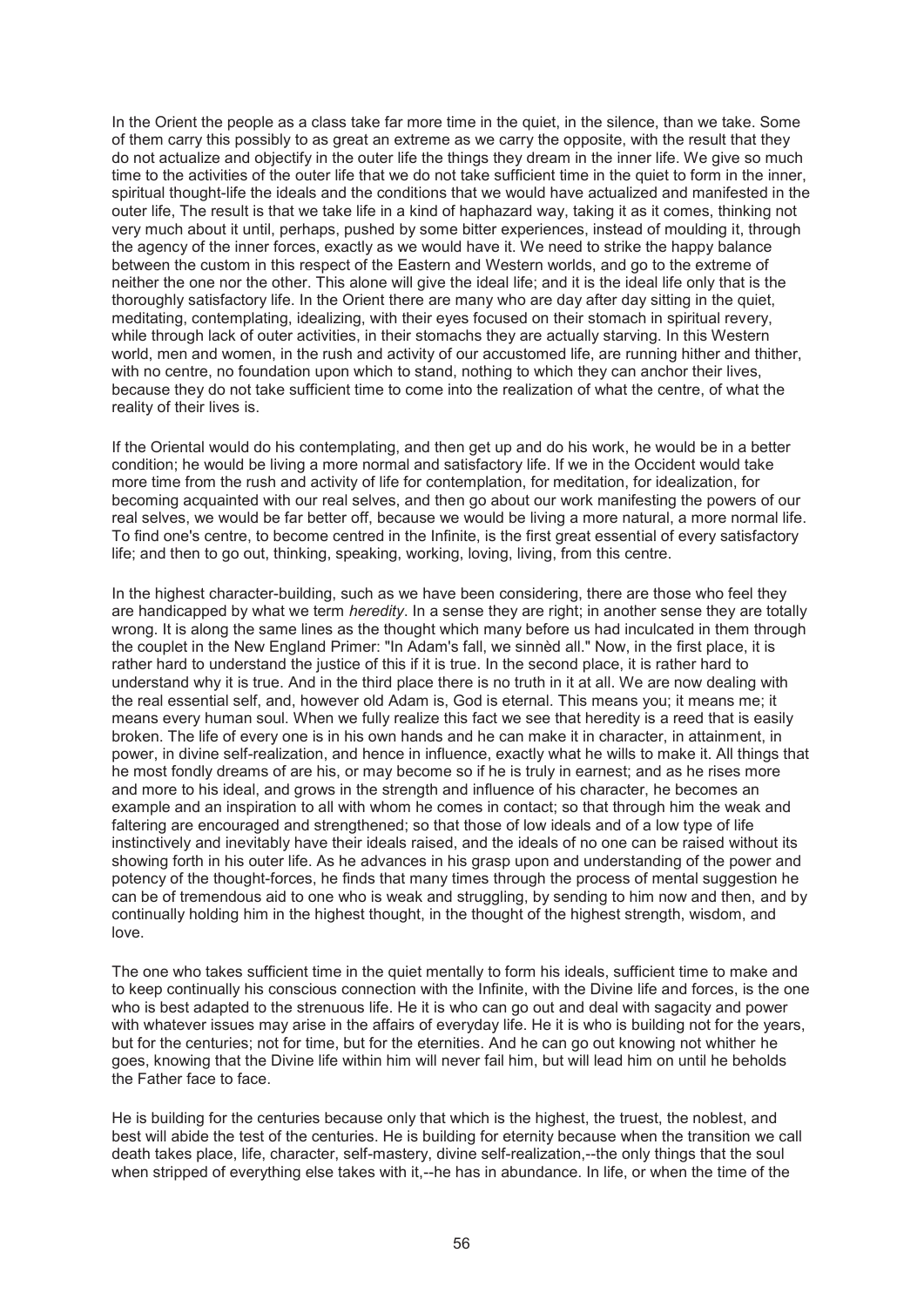In the Orient the people as a class take far more time in the quiet, in the silence, than we take. Some of them carry this possibly to as great an extreme as we carry the opposite, with the result that they do not actualize and objectify in the outer life the things they dream in the inner life. We give so much time to the activities of the outer life that we do not take sufficient time in the quiet to form in the inner, spiritual thought-life the ideals and the conditions that we would have actualized and manifested in the outer life, The result is that we take life in a kind of haphazard way, taking it as it comes, thinking not very much about it until, perhaps, pushed by some bitter experiences, instead of moulding it, through the agency of the inner forces, exactly as we would have it. We need to strike the happy balance between the custom in this respect of the Eastern and Western worlds, and go to the extreme of neither the one nor the other. This alone will give the ideal life; and it is the ideal life only that is the thoroughly satisfactory life. In the Orient there are many who are day after day sitting in the quiet, meditating, contemplating, idealizing, with their eyes focused on their stomach in spiritual revery, while through lack of outer activities, in their stomachs they are actually starving. In this Western world, men and women, in the rush and activity of our accustomed life, are running hither and thither, with no centre, no foundation upon which to stand, nothing to which they can anchor their lives, because they do not take sufficient time to come into the realization of what the centre, of what the reality of their lives is.

If the Oriental would do his contemplating, and then get up and do his work, he would be in a better condition; he would be living a more normal and satisfactory life. If we in the Occident would take more time from the rush and activity of life for contemplation, for meditation, for idealization, for becoming acquainted with our real selves, and then go about our work manifesting the powers of our real selves, we would be far better off, because we would be living a more natural, a more normal life. To find one's centre, to become centred in the Infinite, is the first great essential of every satisfactory life; and then to go out, thinking, speaking, working, loving, living, from this centre.

In the highest character-building, such as we have been considering, there are those who feel they are handicapped by what we term *heredity*. In a sense they are right; in another sense they are totally wrong. It is along the same lines as the thought which many before us had inculcated in them through the couplet in the New England Primer: "In Adam's fall, we sinnèd all." Now, in the first place, it is rather hard to understand the justice of this if it is true. In the second place, it is rather hard to understand why it is true. And in the third place there is no truth in it at all. We are now dealing with the real essential self, and, however old Adam is, God is eternal. This means you; it means me; it means every human soul. When we fully realize this fact we see that heredity is a reed that is easily broken. The life of every one is in his own hands and he can make it in character, in attainment, in power, in divine self-realization, and hence in influence, exactly what he wills to make it. All things that he most fondly dreams of are his, or may become so if he is truly in earnest; and as he rises more and more to his ideal, and grows in the strength and influence of his character, he becomes an example and an inspiration to all with whom he comes in contact; so that through him the weak and faltering are encouraged and strengthened; so that those of low ideals and of a low type of life instinctively and inevitably have their ideals raised, and the ideals of no one can be raised without its showing forth in his outer life. As he advances in his grasp upon and understanding of the power and potency of the thought-forces, he finds that many times through the process of mental suggestion he can be of tremendous aid to one who is weak and struggling, by sending to him now and then, and by continually holding him in the highest thought, in the thought of the highest strength, wisdom, and love.

The one who takes sufficient time in the quiet mentally to form his ideals, sufficient time to make and to keep continually his conscious connection with the Infinite, with the Divine life and forces, is the one who is best adapted to the strenuous life. He it is who can go out and deal with sagacity and power with whatever issues may arise in the affairs of everyday life. He it is who is building not for the years, but for the centuries; not for time, but for the eternities. And he can go out knowing not whither he goes, knowing that the Divine life within him will never fail him, but will lead him on until he beholds the Father face to face.

He is building for the centuries because only that which is the highest, the truest, the noblest, and best will abide the test of the centuries. He is building for eternity because when the transition we call death takes place, life, character, self-mastery, divine self-realization,--the only things that the soul when stripped of everything else takes with it,--he has in abundance. In life, or when the time of the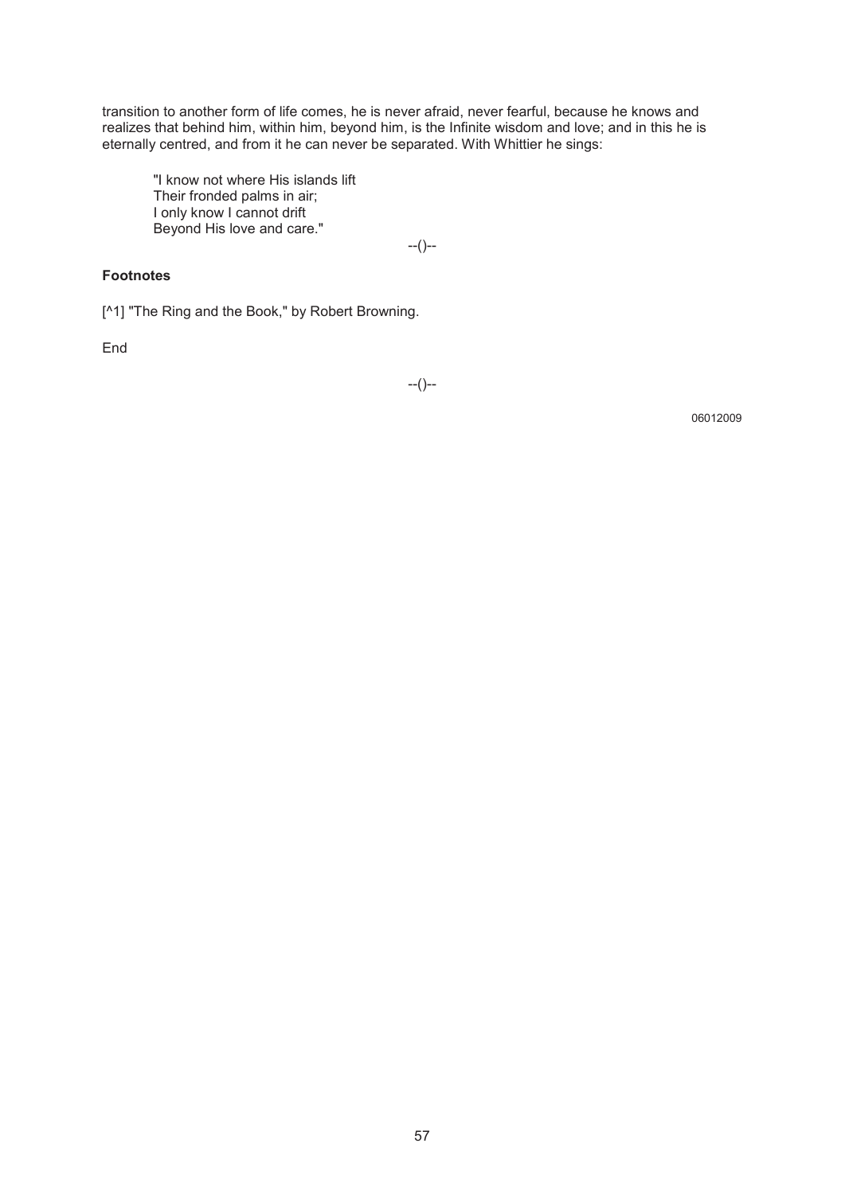transition to another form of life comes, he is never afraid, never fearful, because he knows and realizes that behind him, within him, beyond him, is the Infinite wisdom and love; and in this he is eternally centred, and from it he can never be separated. With Whittier he sings:

> "I know not where His islands lift
> Their fronded palms in air;
> I only know I cannot drift
> Beyond His love and care."

--()--

**Footnotes**

[^1] "The Ring and the Book," by Robert Browning.

End

--()--

06012009